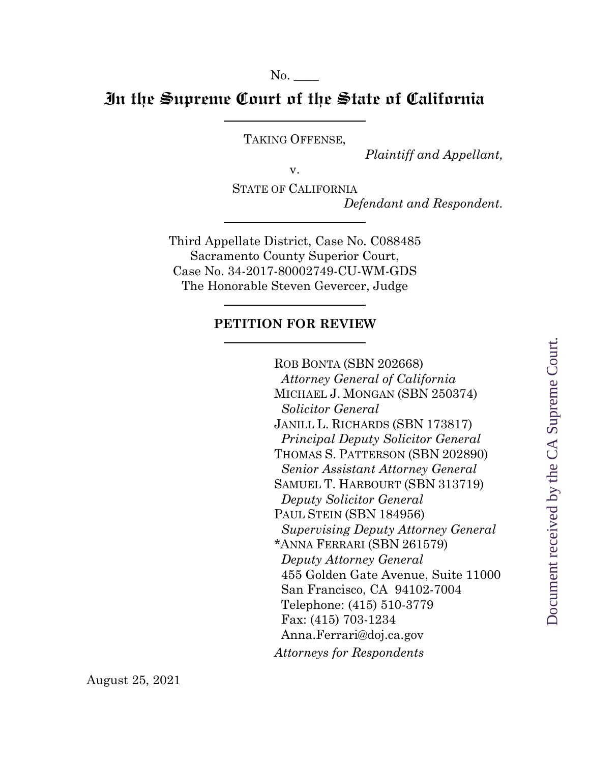No. \_\_\_\_

# In the Supreme Court of the State of California

TAKING OFFENSE,

*Plaintiff and Appellant,*

v.

STATE OF CALIFORNIA

*Defendant and Respondent.*

Third Appellate District, Case No. C088485
Sacramento County Superior Court,
Case No. 34-2017-80002749-CU-WM-GDS
The Honorable Steven Gevercer, Judge

**PETITION FOR REVIEW**

ROB BONTA (SBN 202668)
*Attorney General of California*
MICHAEL J. MONGAN (SBN 250374)
*Solicitor General*
JANILL L. RICHARDS (SBN 173817)
*Principal Deputy Solicitor General*
THOMAS S. PATTERSON (SBN 202890)
*Senior Assistant Attorney General*
SAMUEL T. HARBOURT (SBN 313719)
*Deputy Solicitor General*
PAUL STEIN (SBN 184956)
*Supervising Deputy Attorney General*
*ANNA FERRARI (SBN 261579)
*Deputy Attorney General*
455 Golden Gate Avenue, Suite 11000
San Francisco, CA 94102-7004
Telephone: (415) 510-3779
Fax: (415) 703-1234
Anna.Ferrari@doj.ca.gov
*Attorneys for Respondents*

August 25, 2021

Document received by the CA Supreme Court.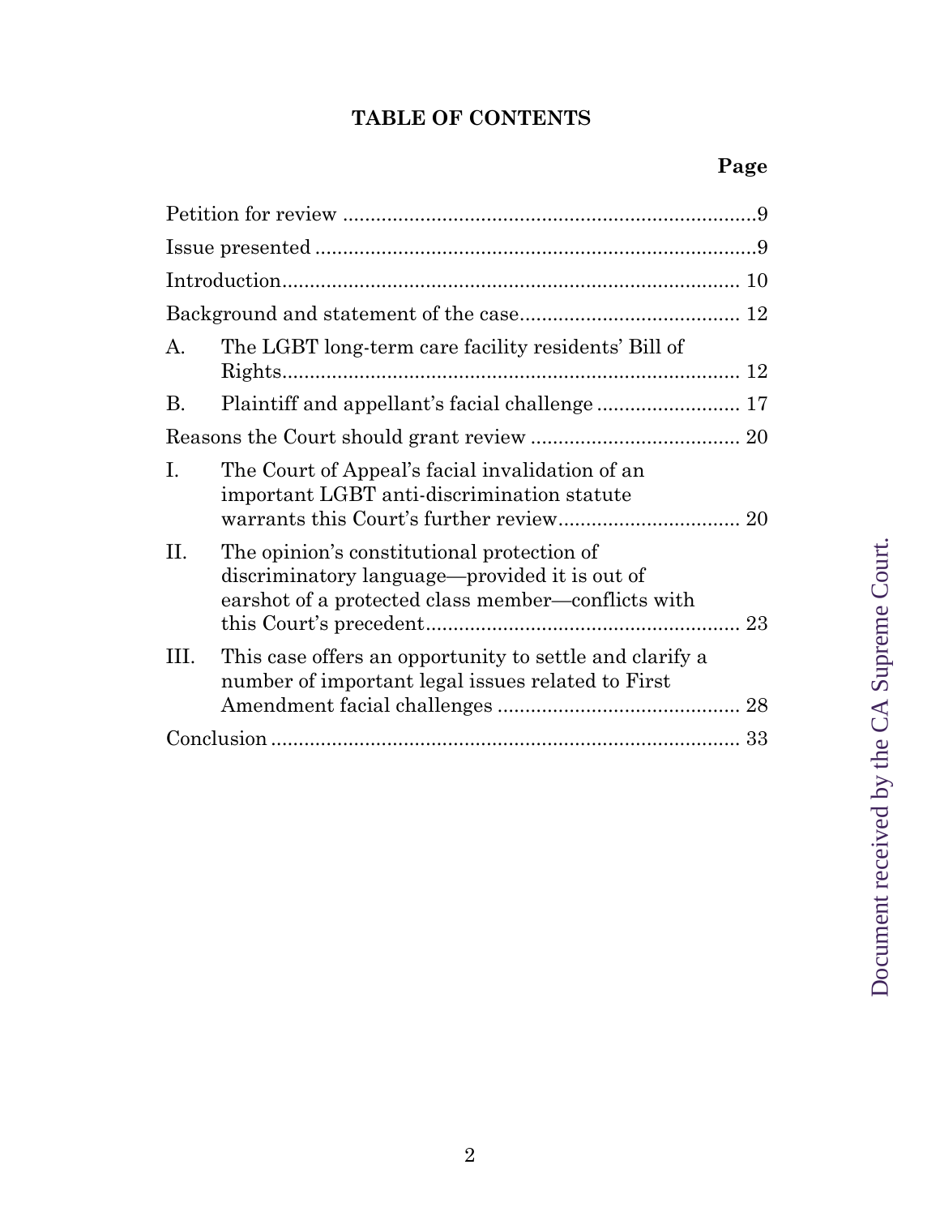# TABLE OF CONTENTS

| | | Page |
|---|---|---|
| Petition for review | | 9 |
| Issue presented | | 9 |
| Introduction | | 10 |
| Background and statement of the case | | 12 |
| A. | The LGBT long-term care facility residents' Bill of Rights | 12 |
| B. | Plaintiff and appellant's facial challenge | 17 |
| Reasons the Court should grant review | | 20 |
| I. | The Court of Appeal's facial invalidation of an important LGBT anti-discrimination statute warrants this Court's further review | 20 |
| II. | The opinion's constitutional protection of discriminatory language—provided it is out of earshot of a protected class member—conflicts with this Court's precedent | 23 |
| III. | This case offers an opportunity to settle and clarify a number of important legal issues related to First Amendment facial challenges | 28 |
| Conclusion | | 33 |

Document received by the CA Supreme Court.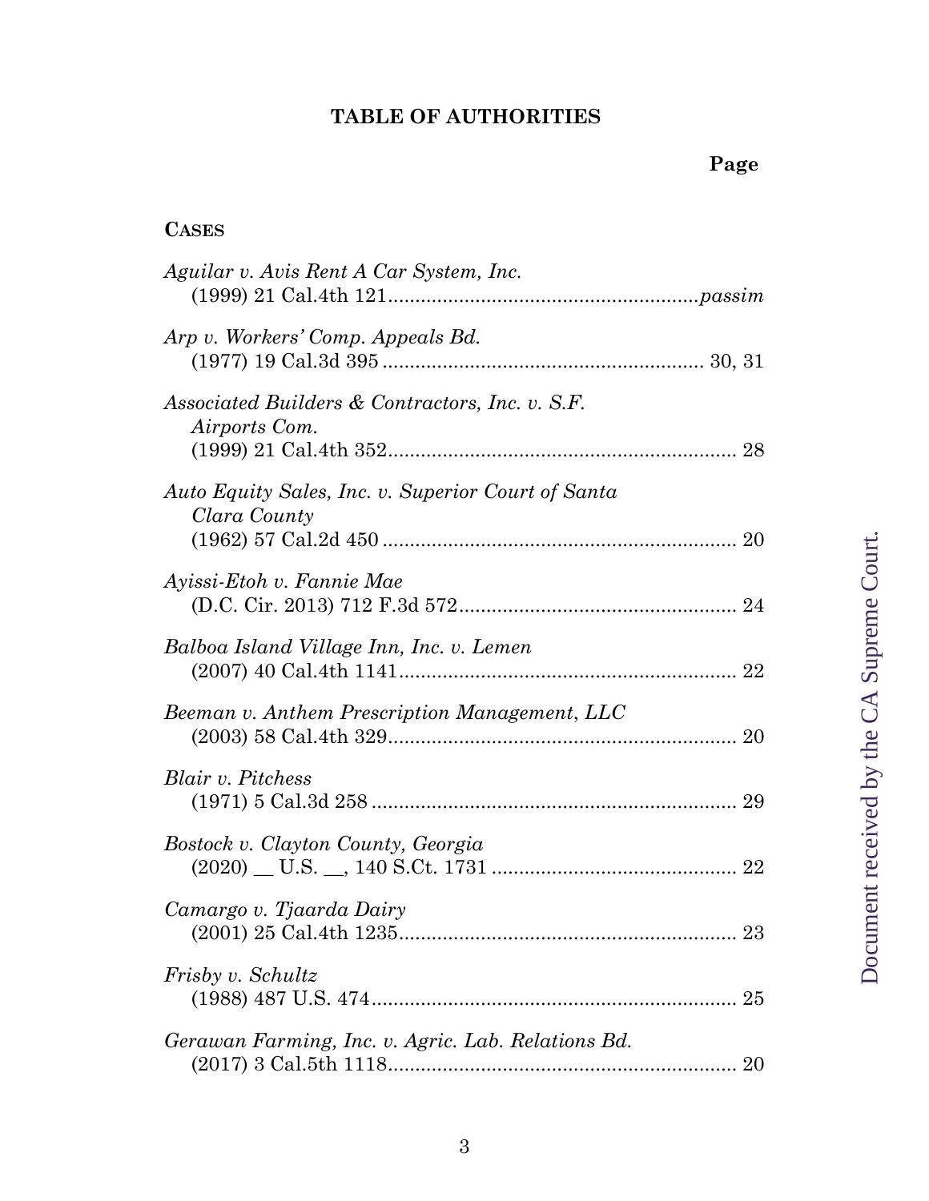# TABLE OF AUTHORITIES

**Page**

**CASES**

*Aguilar v. Avis Rent A Car System, Inc.*
(1999) 21 Cal.4th 121 ........................................................ *passim*

*Arp v. Workers' Comp. Appeals Bd.*
(1977) 19 Cal.3d 395 .......................................................... 30, 31

*Associated Builders & Contractors, Inc. v. S.F. Airports Com.*
(1999) 21 Cal.4th 352 ................................................................ 28

*Auto Equity Sales, Inc. v. Superior Court of Santa Clara County*
(1962) 57 Cal.2d 450 ................................................................. 20

*Ayissi-Etoh v. Fannie Mae*
(D.C. Cir. 2013) 712 F.3d 572 .................................................. 24

*Balboa Island Village Inn, Inc. v. Lemen*
(2007) 40 Cal.4th 1141 .............................................................. 22

*Beeman v. Anthem Prescription Management, LLC*
(2003) 58 Cal.4th 329 ................................................................ 20

*Blair v. Pitchess*
(1971) 5 Cal.3d 258 ................................................................... 29

*Bostock v. Clayton County, Georgia*
(2020) __ U.S. __, 140 S.Ct. 1731 ............................................ 22

*Camargo v. Tjaarda Dairy*
(2001) 25 Cal.4th 1235 .............................................................. 23

*Frisby v. Schultz*
(1988) 487 U.S. 474 ................................................................... 25

*Gerawan Farming, Inc. v. Agric. Lab. Relations Bd.*
(2017) 3 Cal.5th 1118 ................................................................ 20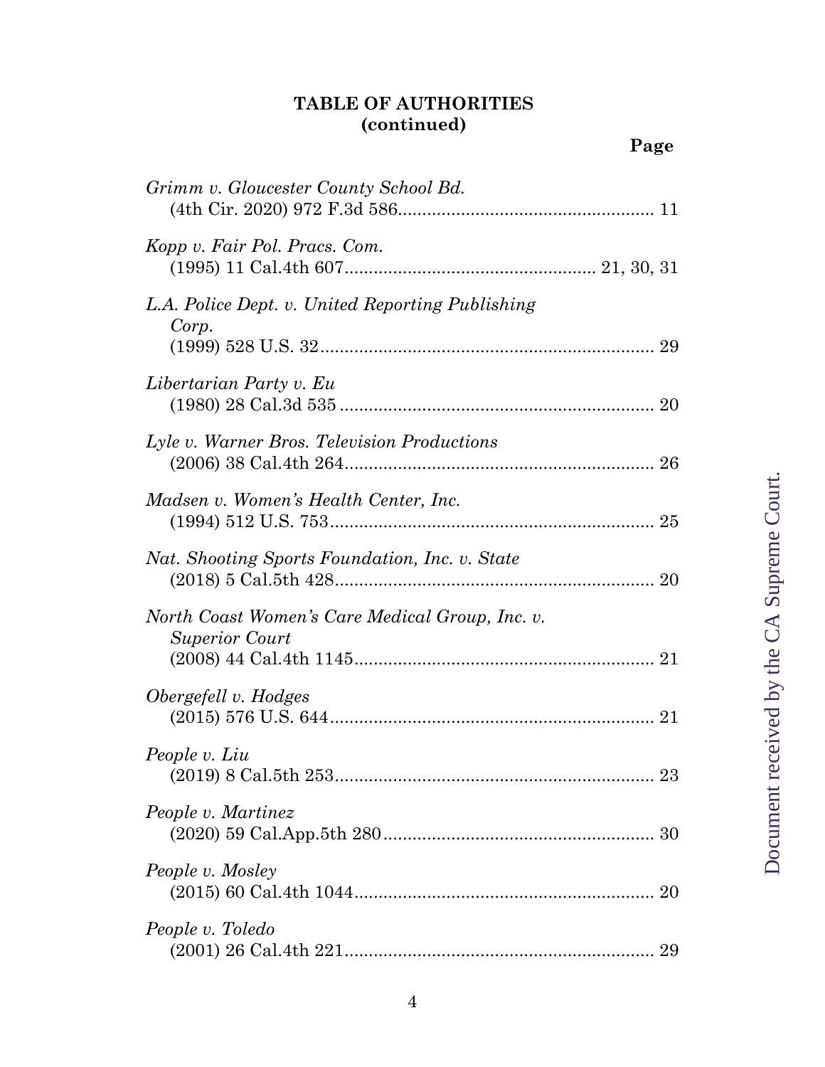**TABLE OF AUTHORITIES**
**(continued)**

**Page**

*Grimm v. Gloucester County School Bd.* (4th Cir. 2020) 972 F.3d 586 .................................................... 11

*Kopp v. Fair Pol. Pracs. Com.* (1995) 11 Cal.4th 607 .................................................. 21, 30, 31

*L.A. Police Dept. v. United Reporting Publishing Corp.* (1999) 528 U.S. 32 ..................................................................... 29

*Libertarian Party v. Eu* (1980) 28 Cal.3d 535 ................................................................. 20

*Lyle v. Warner Bros. Television Productions* (2006) 38 Cal.4th 264 ................................................................ 26

*Madsen v. Women's Health Center, Inc.* (1994) 512 U.S. 753 ................................................................... 25

*Nat. Shooting Sports Foundation, Inc. v. State* (2018) 5 Cal.5th 428 .................................................................. 20

*North Coast Women's Care Medical Group, Inc. v. Superior Court* (2008) 44 Cal.4th 1145 .............................................................. 21

*Obergefell v. Hodges* (2015) 576 U.S. 644 ................................................................... 21

*People v. Liu* (2019) 8 Cal.5th 253 .................................................................. 23

*People v. Martinez* (2020) 59 Cal.App.5th 280 ........................................................ 30

*People v. Mosley* (2015) 60 Cal.4th 1044 .............................................................. 20

*People v. Toledo* (2001) 26 Cal.4th 221 ................................................................ 29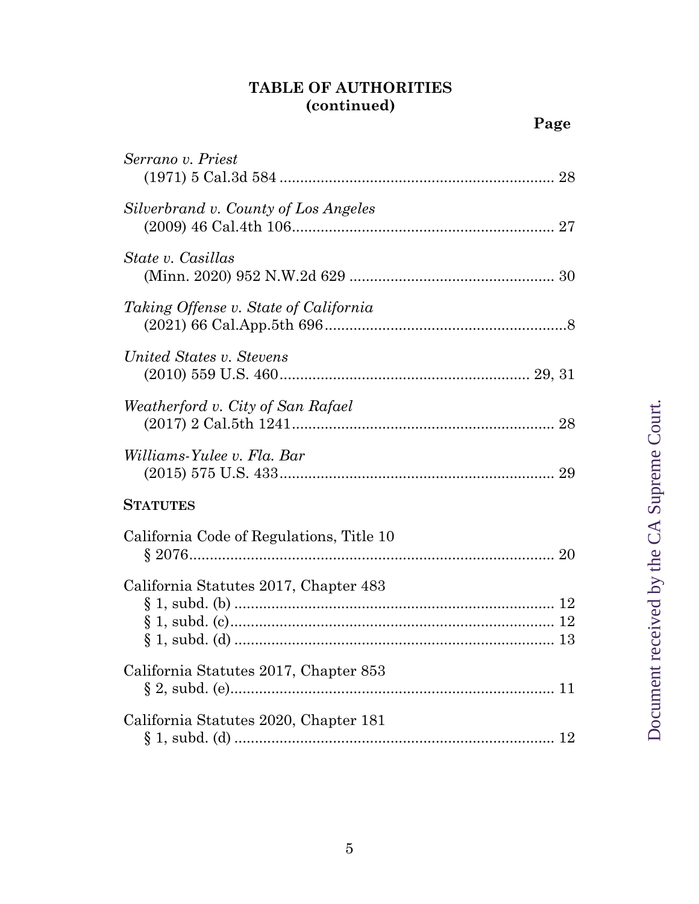## TABLE OF AUTHORITIES
**(continued)**

**Page**

*Serrano v. Priest*
(1971) 5 Cal.3d 584 .................................................................. 28

*Silverbrand v. County of Los Angeles*
(2009) 46 Cal.4th 106................................................................ 27

*State v. Casillas*
(Minn. 2020) 952 N.W.2d 629 .................................................. 30

*Taking Offense v. State of California*
(2021) 66 Cal.App.5th 696............................................................8

*United States v. Stevens*
(2010) 559 U.S. 460............................................................. 29, 31

*Weatherford v. City of San Rafael*
(2017) 2 Cal.5th 1241................................................................ 28

*Williams-Yulee v. Fla. Bar*
(2015) 575 U.S. 433.................................................................. 29

**STATUTES**

California Code of Regulations, Title 10
§ 2076......................................................................................... 20

California Statutes 2017, Chapter 483
§ 1, subd. (b) .............................................................................. 12
§ 1, subd. (c)............................................................................... 12
§ 1, subd. (d) .............................................................................. 13

California Statutes 2017, Chapter 853
§ 2, subd. (e)............................................................................... 11

California Statutes 2020, Chapter 181
§ 1, subd. (d) .............................................................................. 12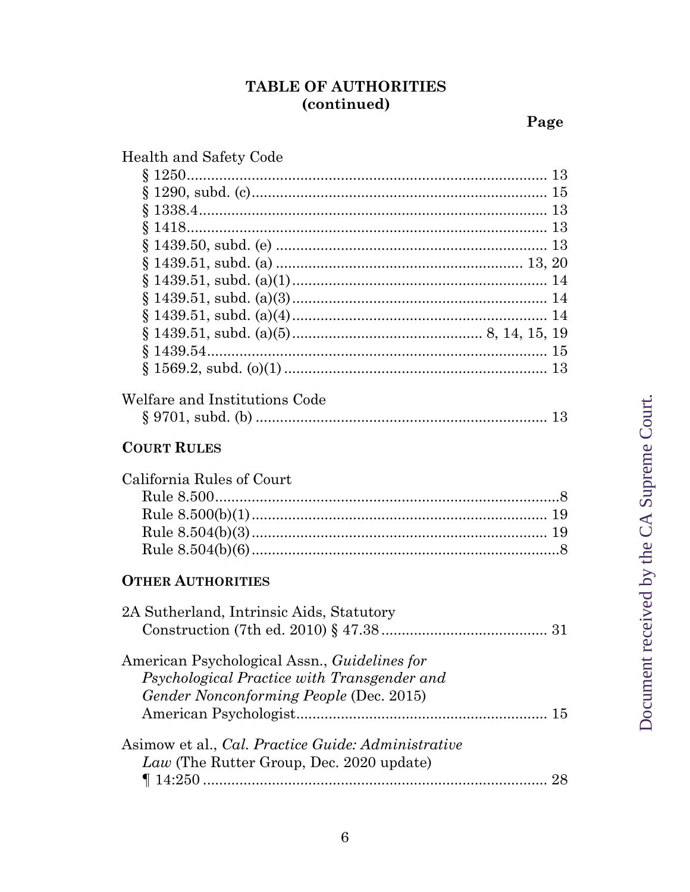## TABLE OF AUTHORITIES (continued)

**Page**

Health and Safety Code
- § 1250 .......................................................................... 13
- § 1290, subd. (c) ........................................................ 15
- § 1338.4 ...................................................................... 13
- § 1418 .......................................................................... 13
- § 1439.50, subd. (e) ................................................... 13
- § 1439.51, subd. (a) ............................................. 13, 20
- § 1439.51, subd. (a)(1) ............................................... 14
- § 1439.51, subd. (a)(3) ............................................... 14
- § 1439.51, subd. (a)(4) ............................................... 14
- § 1439.51, subd. (a)(5) ................................. 8, 14, 15, 19
- § 1439.54 .................................................................... 15
- § 1569.2, subd. (o)(1) ................................................ 13

Welfare and Institutions Code
- § 9701, subd. (b) ....................................................... 13

**COURT RULES**

California Rules of Court
- Rule 8.500 .....................................................................8
- Rule 8.500(b)(1) ......................................................... 19
- Rule 8.504(b)(3) ......................................................... 19
- Rule 8.504(b)(6) ...........................................................8

**OTHER AUTHORITIES**

2A Sutherland, Intrinsic Aids, Statutory Construction (7th ed. 2010) § 47.38 ......................................... 31

American Psychological Assn., *Guidelines for Psychological Practice with Transgender and Gender Nonconforming People* (Dec. 2015) American Psychologist ............................................................. 15

Asimow et al., *Cal. Practice Guide: Administrative Law* (The Rutter Group, Dec. 2020 update) ¶ 14:250 ..................................................................... 28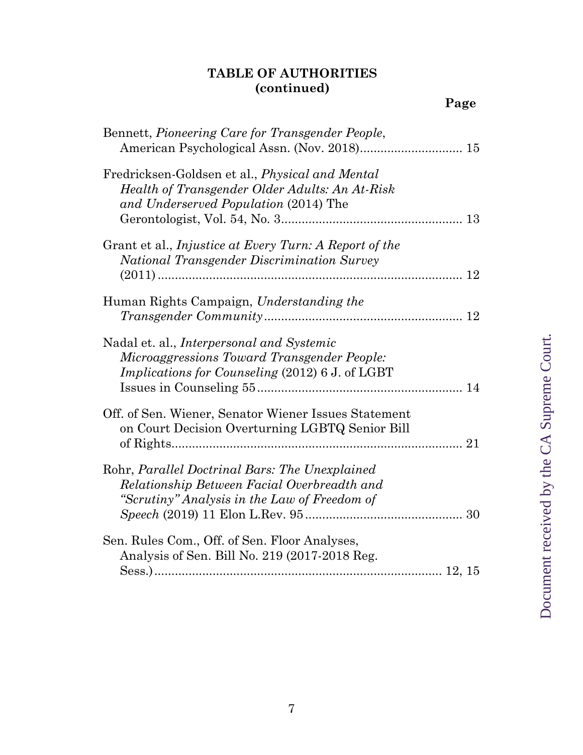**TABLE OF AUTHORITIES**
**(continued)**

**Page**

Bennett, *Pioneering Care for Transgender People*, American Psychological Assn. (Nov. 2018)............................ 15

Fredricksen-Goldsen et al., *Physical and Mental Health of Transgender Older Adults: An At-Risk and Underserved Population* (2014) The Gerontologist, Vol. 54, No. 3.................................................... 13

Grant et al., *Injustice at Every Turn: A Report of the National Transgender Discrimination Survey* (2011)........................................................................................ 12

Human Rights Campaign, *Understanding the Transgender Community*......................................................... 12

Nadal et. al., *Interpersonal and Systemic Microaggressions Toward Transgender People: Implications for Counseling* (2012) 6 J. of LGBT Issues in Counseling 55........................................................... 14

Off. of Sen. Wiener, Senator Wiener Issues Statement on Court Decision Overturning LGBTQ Senior Bill of Rights................................................................................... 21

Rohr, *Parallel Doctrinal Bars: The Unexplained Relationship Between Facial Overbreadth and "Scrutiny" Analysis in the Law of Freedom of Speech* (2019) 11 Elon L.Rev. 95............................................. 30

Sen. Rules Com., Off. of Sen. Floor Analyses, Analysis of Sen. Bill No. 219 (2017-2018 Reg. Sess.)................................................................................... 12, 15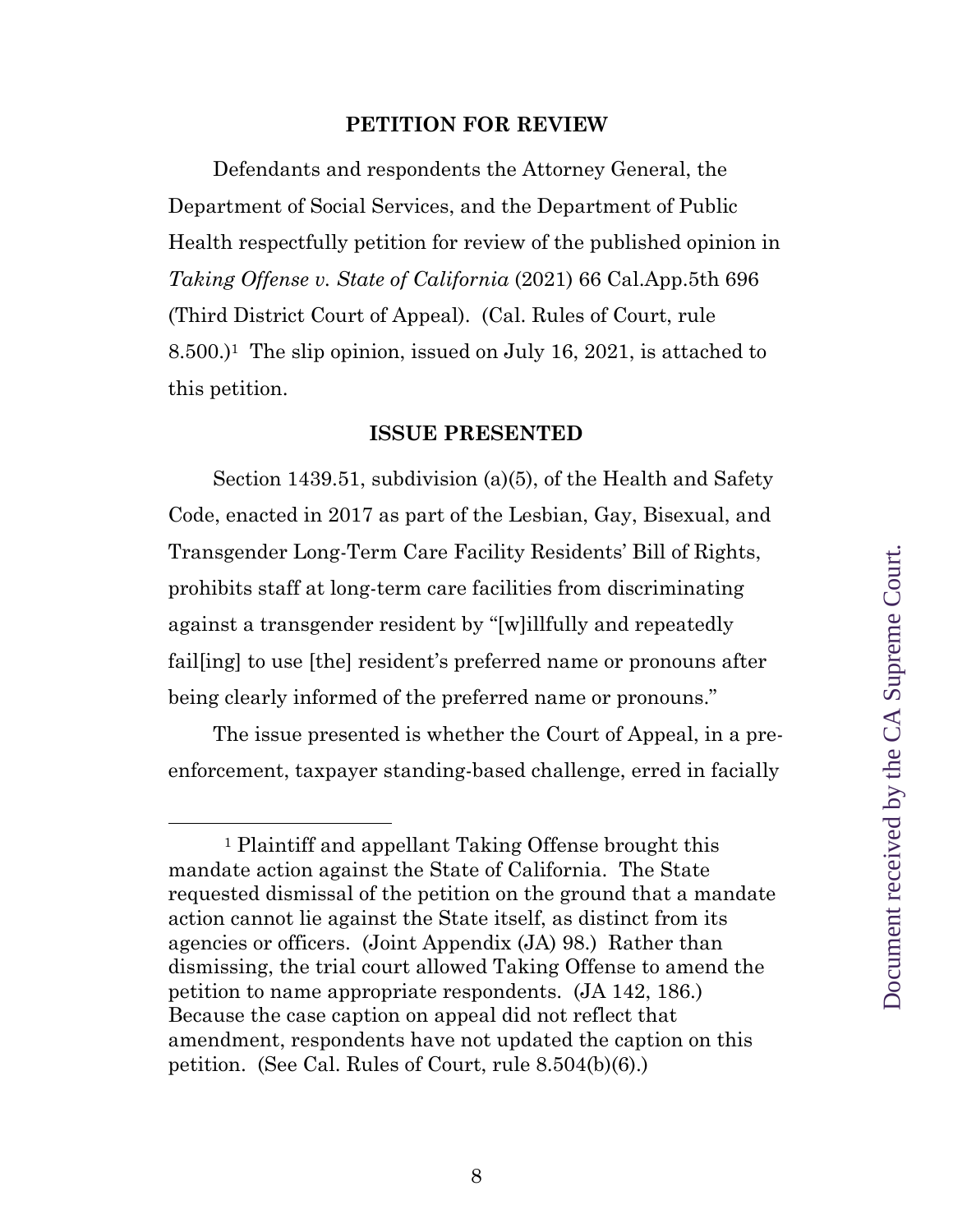## PETITION FOR REVIEW

Defendants and respondents the Attorney General, the Department of Social Services, and the Department of Public Health respectfully petition for review of the published opinion in *Taking Offense v. State of California* (2021) 66 Cal.App.5th 696 (Third District Court of Appeal). (Cal. Rules of Court, rule 8.500.)[1] The slip opinion, issued on July 16, 2021, is attached to this petition.

## ISSUE PRESENTED

Section 1439.51, subdivision (a)(5), of the Health and Safety Code, enacted in 2017 as part of the Lesbian, Gay, Bisexual, and Transgender Long-Term Care Facility Residents' Bill of Rights, prohibits staff at long-term care facilities from discriminating against a transgender resident by "[w]illfully and repeatedly fail[ing] to use [the] resident's preferred name or pronouns after being clearly informed of the preferred name or pronouns."

The issue presented is whether the Court of Appeal, in a pre-enforcement, taxpayer standing-based challenge, erred in facially

---

[1] Plaintiff and appellant Taking Offense brought this mandate action against the State of California. The State requested dismissal of the petition on the ground that a mandate action cannot lie against the State itself, as distinct from its agencies or officers. (Joint Appendix (JA) 98.) Rather than dismissing, the trial court allowed Taking Offense to amend the petition to name appropriate respondents. (JA 142, 186.) Because the case caption on appeal did not reflect that amendment, respondents have not updated the caption on this petition. (See Cal. Rules of Court, rule 8.504(b)(6).)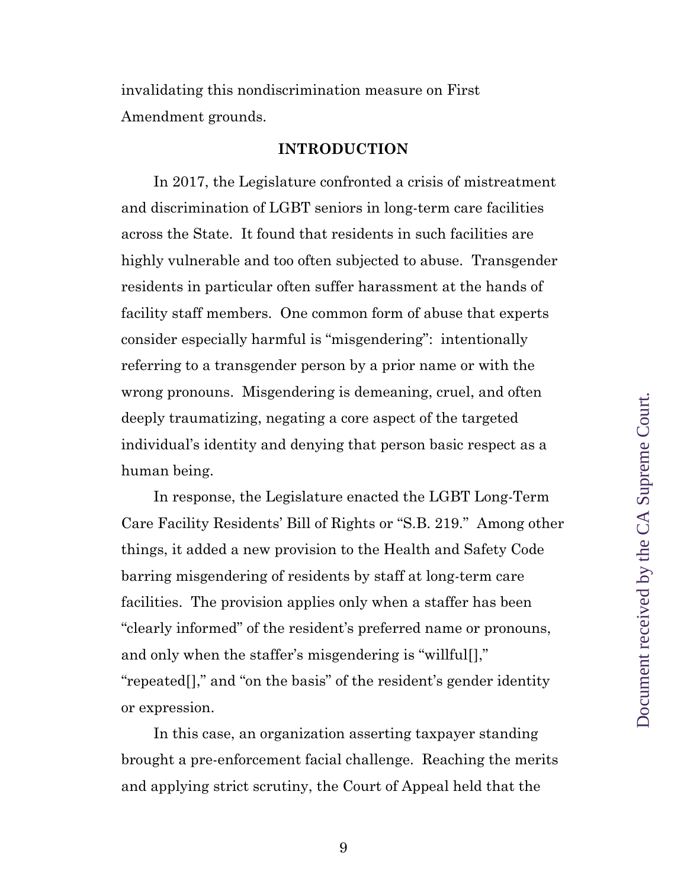invalidating this nondiscrimination measure on First Amendment grounds.

## INTRODUCTION

In 2017, the Legislature confronted a crisis of mistreatment and discrimination of LGBT seniors in long-term care facilities across the State. It found that residents in such facilities are highly vulnerable and too often subjected to abuse. Transgender residents in particular often suffer harassment at the hands of facility staff members. One common form of abuse that experts consider especially harmful is "misgendering": intentionally referring to a transgender person by a prior name or with the wrong pronouns. Misgendering is demeaning, cruel, and often deeply traumatizing, negating a core aspect of the targeted individual's identity and denying that person basic respect as a human being.

In response, the Legislature enacted the LGBT Long-Term Care Facility Residents' Bill of Rights or "S.B. 219." Among other things, it added a new provision to the Health and Safety Code barring misgendering of residents by staff at long-term care facilities. The provision applies only when a staffer has been "clearly informed" of the resident's preferred name or pronouns, and only when the staffer's misgendering is "willful[]," "repeated[]," and "on the basis" of the resident's gender identity or expression.

In this case, an organization asserting taxpayer standing brought a pre-enforcement facial challenge. Reaching the merits and applying strict scrutiny, the Court of Appeal held that the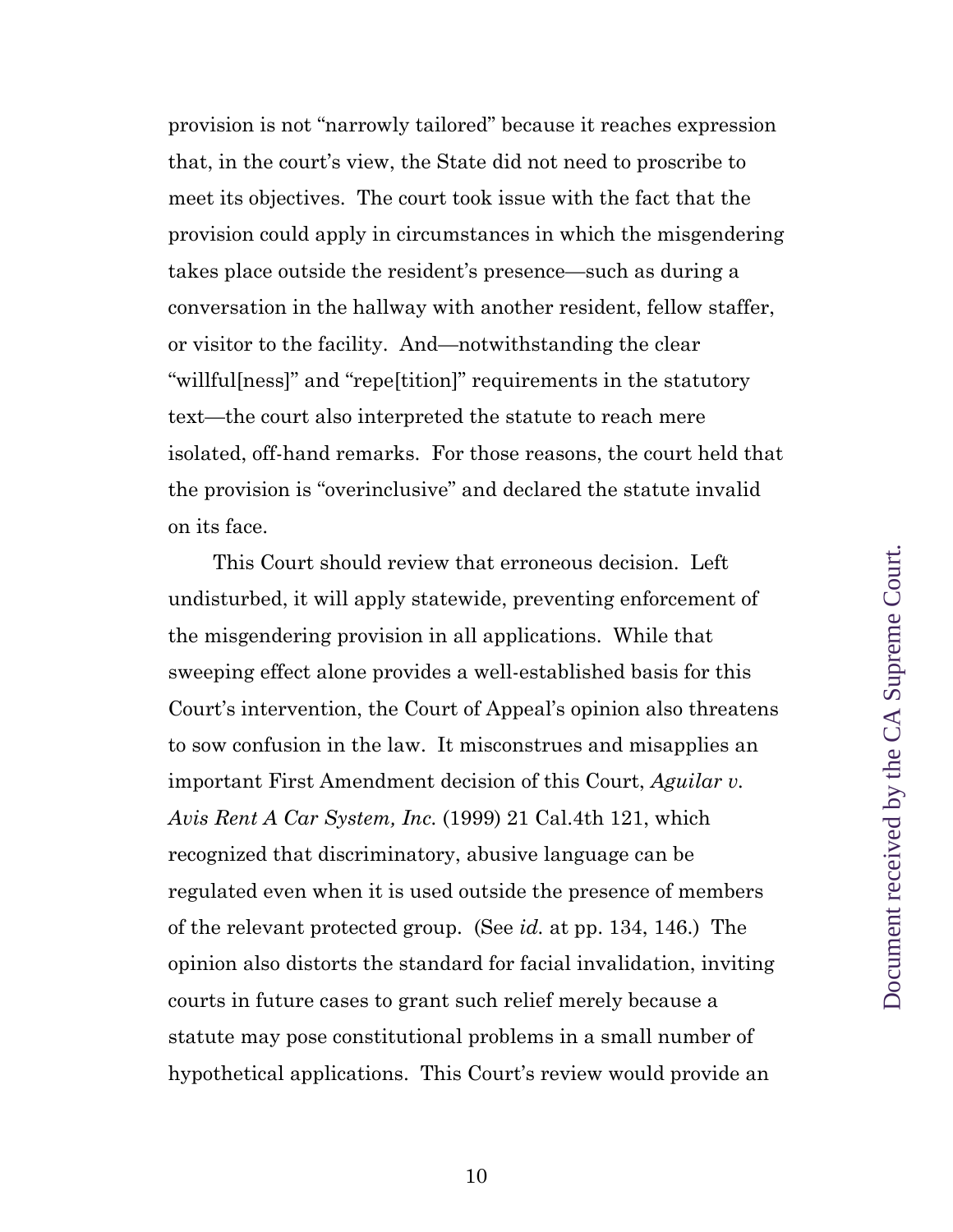provision is not "narrowly tailored" because it reaches expression that, in the court's view, the State did not need to proscribe to meet its objectives. The court took issue with the fact that the provision could apply in circumstances in which the misgendering takes place outside the resident's presence—such as during a conversation in the hallway with another resident, fellow staffer, or visitor to the facility. And—notwithstanding the clear "willful[ness]" and "repe[tition]" requirements in the statutory text—the court also interpreted the statute to reach mere isolated, off-hand remarks. For those reasons, the court held that the provision is "overinclusive" and declared the statute invalid on its face.

This Court should review that erroneous decision. Left undisturbed, it will apply statewide, preventing enforcement of the misgendering provision in all applications. While that sweeping effect alone provides a well-established basis for this Court's intervention, the Court of Appeal's opinion also threatens to sow confusion in the law. It misconstrues and misapplies an important First Amendment decision of this Court, *Aguilar v. Avis Rent A Car System, Inc.* (1999) 21 Cal.4th 121, which recognized that discriminatory, abusive language can be regulated even when it is used outside the presence of members of the relevant protected group. (See *id.* at pp. 134, 146.) The opinion also distorts the standard for facial invalidation, inviting courts in future cases to grant such relief merely because a statute may pose constitutional problems in a small number of hypothetical applications. This Court's review would provide an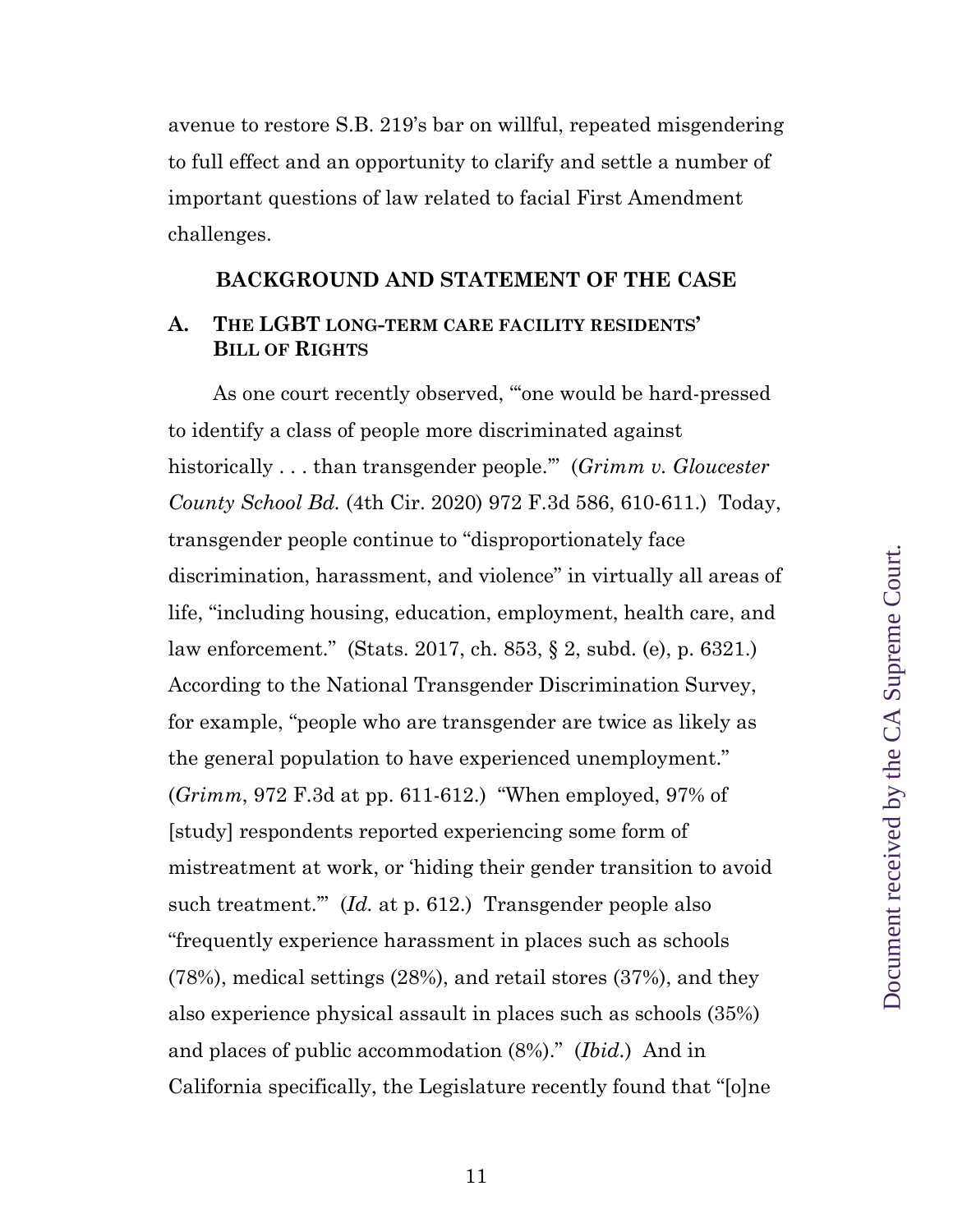avenue to restore S.B. 219's bar on willful, repeated misgendering to full effect and an opportunity to clarify and settle a number of important questions of law related to facial First Amendment challenges.

## BACKGROUND AND STATEMENT OF THE CASE

### A. THE LGBT LONG-TERM CARE FACILITY RESIDENTS' BILL OF RIGHTS

As one court recently observed, "'one would be hard-pressed to identify a class of people more discriminated against historically . . . than transgender people.'" (*Grimm v. Gloucester County School Bd.* (4th Cir. 2020) 972 F.3d 586, 610-611.) Today, transgender people continue to "disproportionately face discrimination, harassment, and violence" in virtually all areas of life, "including housing, education, employment, health care, and law enforcement." (Stats. 2017, ch. 853, § 2, subd. (e), p. 6321.) According to the National Transgender Discrimination Survey, for example, "people who are transgender are twice as likely as the general population to have experienced unemployment." (*Grimm*, 972 F.3d at pp. 611-612.) "When employed, 97% of [study] respondents reported experiencing some form of mistreatment at work, or 'hiding their gender transition to avoid such treatment.'" (*Id.* at p. 612.) Transgender people also "frequently experience harassment in places such as schools (78%), medical settings (28%), and retail stores (37%), and they also experience physical assault in places such as schools (35%) and places of public accommodation (8%)." (*Ibid.*) And in California specifically, the Legislature recently found that "[o]ne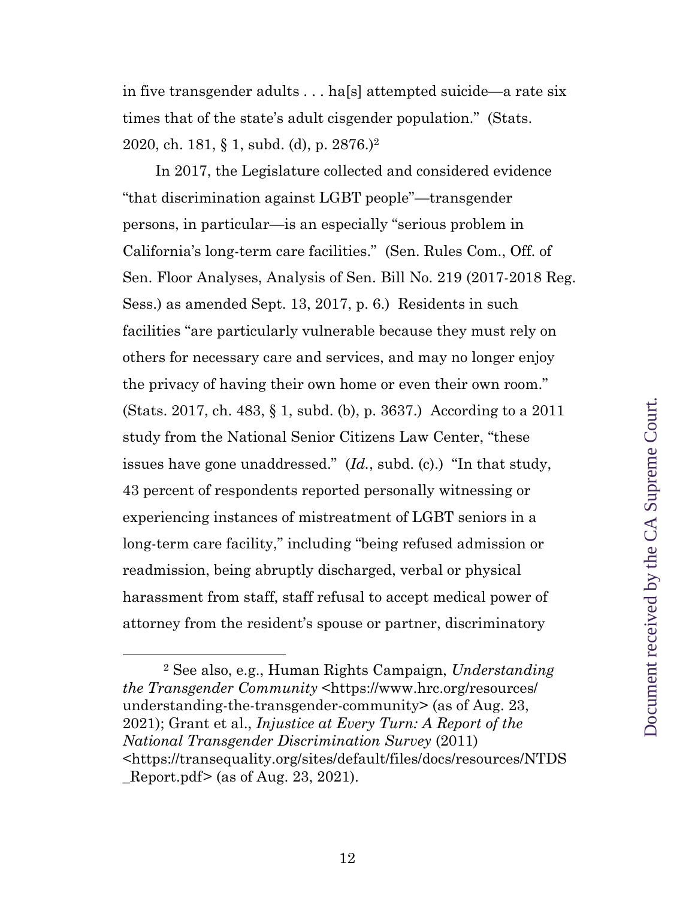in five transgender adults . . . ha[s] attempted suicide—a rate six times that of the state's adult cisgender population." (Stats. 2020, ch. 181, § 1, subd. (d), p. 2876.)[2]

In 2017, the Legislature collected and considered evidence "that discrimination against LGBT people"—transgender persons, in particular—is an especially "serious problem in California's long-term care facilities." (Sen. Rules Com., Off. of Sen. Floor Analyses, Analysis of Sen. Bill No. 219 (2017-2018 Reg. Sess.) as amended Sept. 13, 2017, p. 6.) Residents in such facilities "are particularly vulnerable because they must rely on others for necessary care and services, and may no longer enjoy the privacy of having their own home or even their own room." (Stats. 2017, ch. 483, § 1, subd. (b), p. 3637.) According to a 2011 study from the National Senior Citizens Law Center, "these issues have gone unaddressed." (*Id.*, subd. (c).) "In that study, 43 percent of respondents reported personally witnessing or experiencing instances of mistreatment of LGBT seniors in a long-term care facility," including "being refused admission or readmission, being abruptly discharged, verbal or physical harassment from staff, staff refusal to accept medical power of attorney from the resident's spouse or partner, discriminatory

---

[2] See also, e.g., Human Rights Campaign, *Understanding the Transgender Community* <https://www.hrc.org/resources/understanding-the-transgender-community> (as of Aug. 23, 2021); Grant et al., *Injustice at Every Turn: A Report of the National Transgender Discrimination Survey* (2011) <https://transequality.org/sites/default/files/docs/resources/NTDS_Report.pdf> (as of Aug. 23, 2021).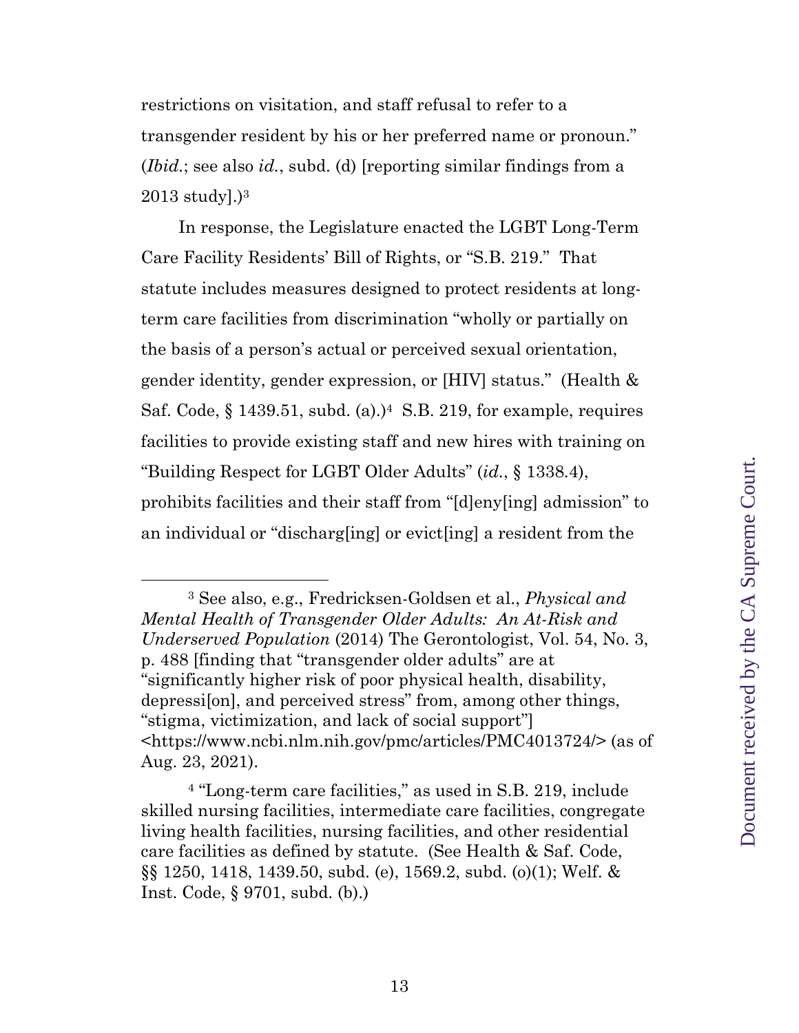restrictions on visitation, and staff refusal to refer to a transgender resident by his or her preferred name or pronoun." (*Ibid.*; see also *id.*, subd. (d) [reporting similar findings from a 2013 study].)[3]

In response, the Legislature enacted the LGBT Long-Term Care Facility Residents' Bill of Rights, or "S.B. 219." That statute includes measures designed to protect residents at long-term care facilities from discrimination "wholly or partially on the basis of a person's actual or perceived sexual orientation, gender identity, gender expression, or [HIV] status." (Health & Saf. Code, § 1439.51, subd. (a).)[4] S.B. 219, for example, requires facilities to provide existing staff and new hires with training on "Building Respect for LGBT Older Adults" (*id.*, § 1338.4), prohibits facilities and their staff from "[d]eny[ing] admission" to an individual or "discharg[ing] or evict[ing] a resident from the

---

[3] See also, e.g., Fredricksen-Goldsen et al., *Physical and Mental Health of Transgender Older Adults: An At-Risk and Underserved Population* (2014) The Gerontologist, Vol. 54, No. 3, p. 488 [finding that "transgender older adults" are at "significantly higher risk of poor physical health, disability, depressi[on], and perceived stress" from, among other things, "stigma, victimization, and lack of social support"] <https://www.ncbi.nlm.nih.gov/pmc/articles/PMC4013724/> (as of Aug. 23, 2021).

[4] "Long-term care facilities," as used in S.B. 219, include skilled nursing facilities, intermediate care facilities, congregate living health facilities, nursing facilities, and other residential care facilities as defined by statute. (See Health & Saf. Code, §§ 1250, 1418, 1439.50, subd. (e), 1569.2, subd. (o)(1); Welf. & Inst. Code, § 9701, subd. (b).)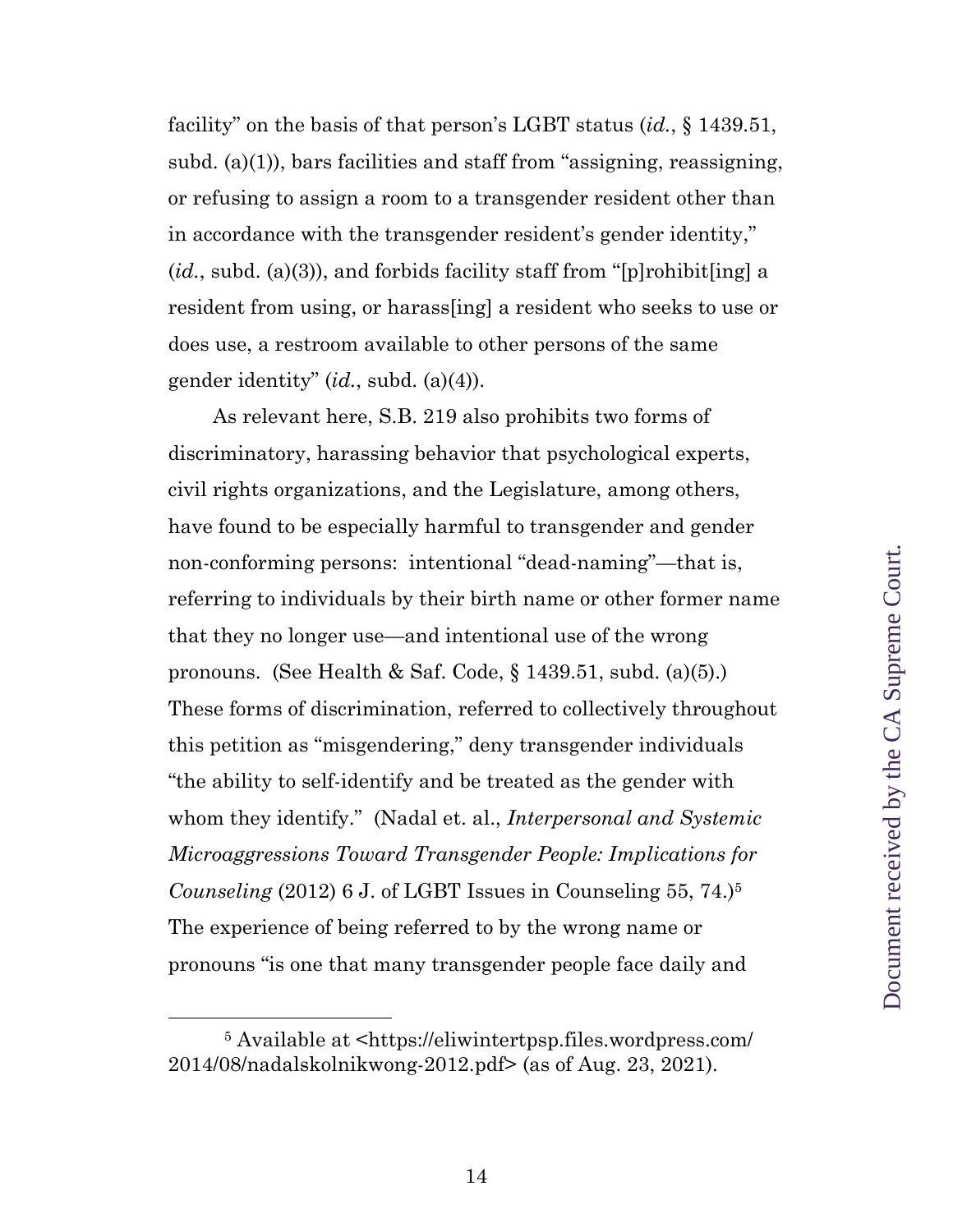facility" on the basis of that person's LGBT status (*id.*, § 1439.51, subd. (a)(1)), bars facilities and staff from "assigning, reassigning, or refusing to assign a room to a transgender resident other than in accordance with the transgender resident's gender identity," (*id.*, subd. (a)(3)), and forbids facility staff from "[p]rohibit[ing] a resident from using, or harass[ing] a resident who seeks to use or does use, a restroom available to other persons of the same gender identity" (*id.*, subd. (a)(4)).

As relevant here, S.B. 219 also prohibits two forms of discriminatory, harassing behavior that psychological experts, civil rights organizations, and the Legislature, among others, have found to be especially harmful to transgender and gender non-conforming persons: intentional "dead-naming"—that is, referring to individuals by their birth name or other former name that they no longer use—and intentional use of the wrong pronouns. (See Health & Saf. Code, § 1439.51, subd. (a)(5).) These forms of discrimination, referred to collectively throughout this petition as "misgendering," deny transgender individuals "the ability to self-identify and be treated as the gender with whom they identify." (Nadal et. al., *Interpersonal and Systemic Microaggressions Toward Transgender People: Implications for Counseling* (2012) 6 J. of LGBT Issues in Counseling 55, 74.)[5] The experience of being referred to by the wrong name or pronouns "is one that many transgender people face daily and

[5] Available at <https://eliwintertpsp.files.wordpress.com/2014/08/nadalskolnikwong-2012.pdf> (as of Aug. 23, 2021).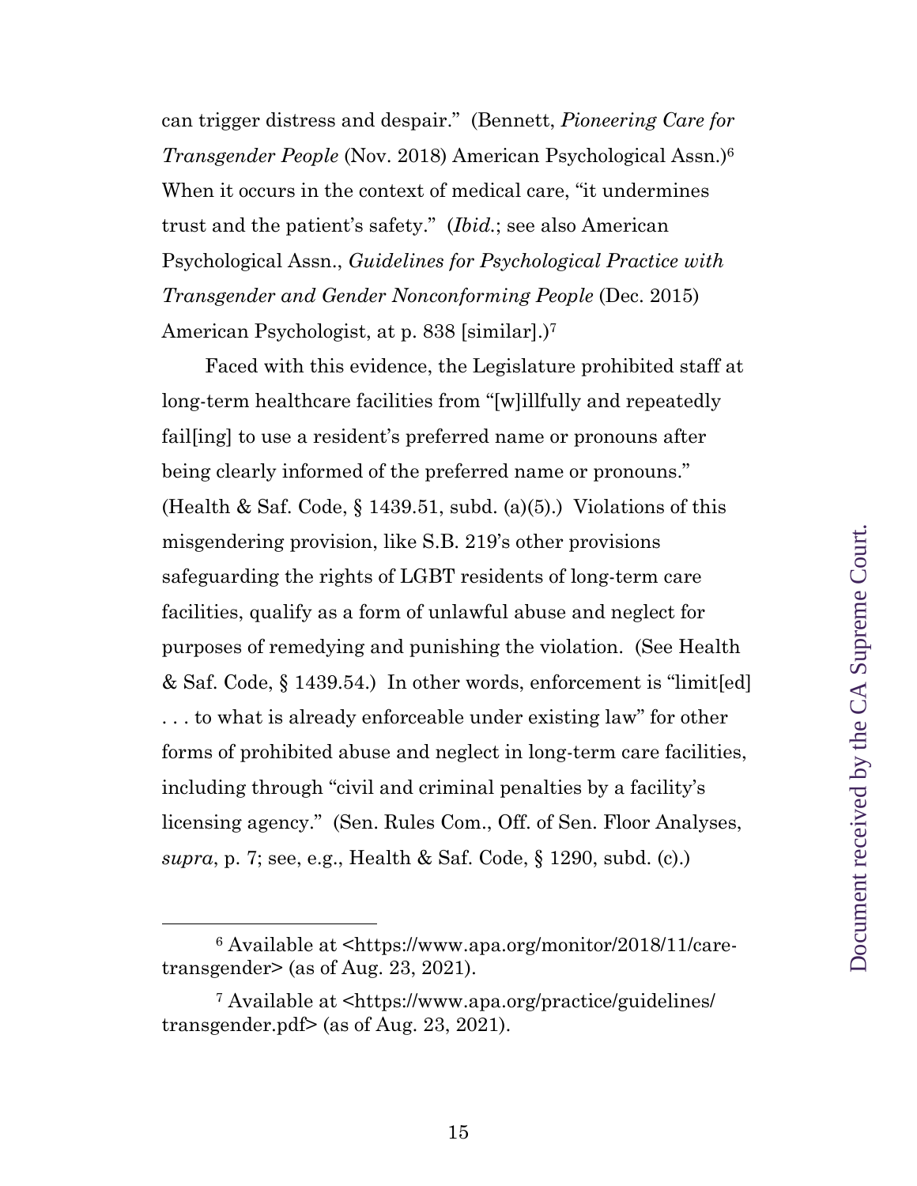can trigger distress and despair." (Bennett, *Pioneering Care for Transgender People* (Nov. 2018) American Psychological Assn.)[6] When it occurs in the context of medical care, "it undermines trust and the patient's safety." (*Ibid.*; see also American Psychological Assn., *Guidelines for Psychological Practice with Transgender and Gender Nonconforming People* (Dec. 2015) American Psychologist, at p. 838 [similar].)[7]

Faced with this evidence, the Legislature prohibited staff at long-term healthcare facilities from "[w]illfully and repeatedly fail[ing] to use a resident's preferred name or pronouns after being clearly informed of the preferred name or pronouns." (Health & Saf. Code, § 1439.51, subd. (a)(5).) Violations of this misgendering provision, like S.B. 219's other provisions safeguarding the rights of LGBT residents of long-term care facilities, qualify as a form of unlawful abuse and neglect for purposes of remedying and punishing the violation. (See Health & Saf. Code, § 1439.54.) In other words, enforcement is "limit[ed] . . . to what is already enforceable under existing law" for other forms of prohibited abuse and neglect in long-term care facilities, including through "civil and criminal penalties by a facility's licensing agency." (Sen. Rules Com., Off. of Sen. Floor Analyses, *supra*, p. 7; see, e.g., Health & Saf. Code, § 1290, subd. (c).)

---

[6] Available at <https://www.apa.org/monitor/2018/11/care-transgender> (as of Aug. 23, 2021).

[7] Available at <https://www.apa.org/practice/guidelines/transgender.pdf> (as of Aug. 23, 2021).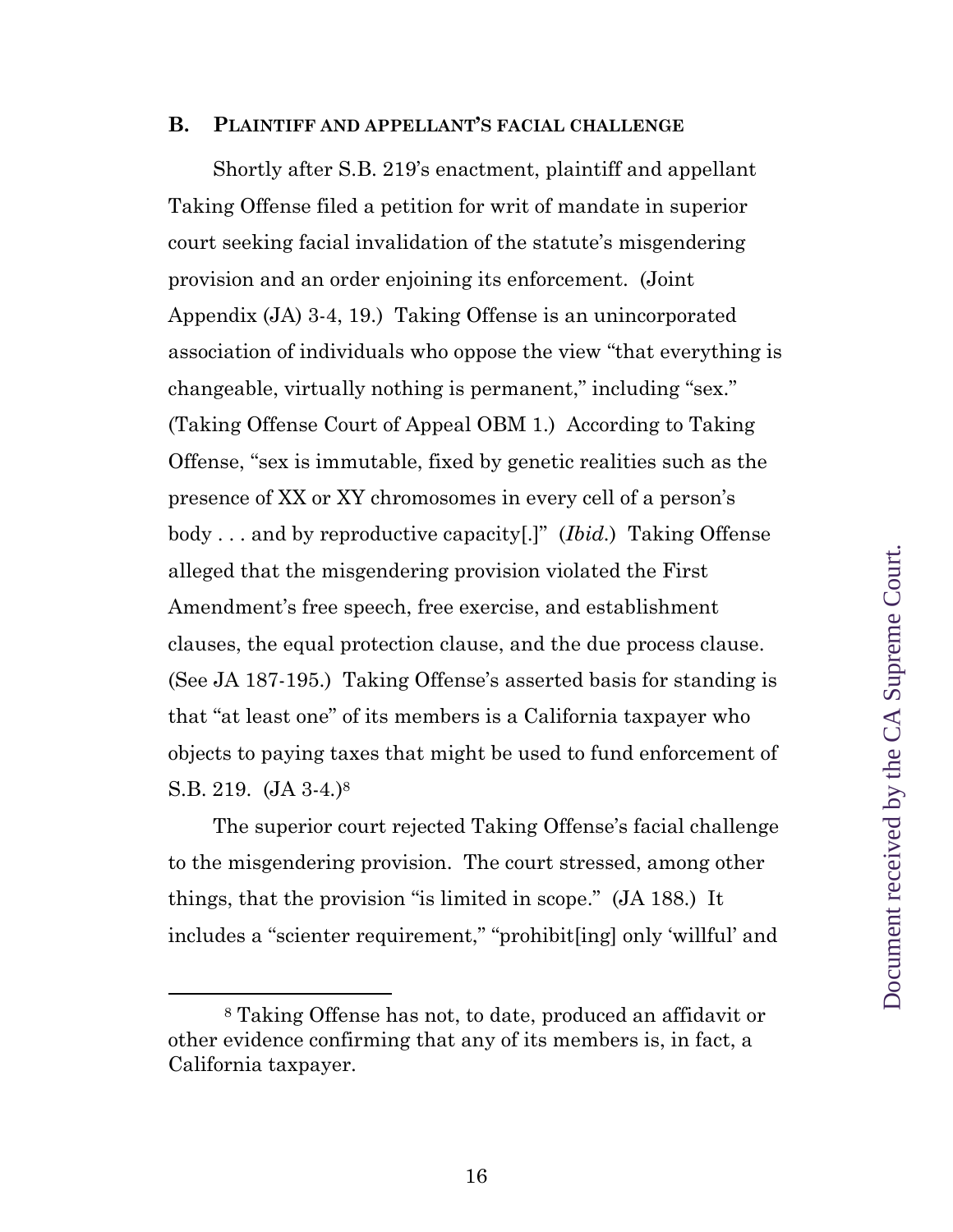## B. PLAINTIFF AND APPELLANT'S FACIAL CHALLENGE

Shortly after S.B. 219's enactment, plaintiff and appellant Taking Offense filed a petition for writ of mandate in superior court seeking facial invalidation of the statute's misgendering provision and an order enjoining its enforcement. (Joint Appendix (JA) 3-4, 19.) Taking Offense is an unincorporated association of individuals who oppose the view "that everything is changeable, virtually nothing is permanent," including "sex." (Taking Offense Court of Appeal OBM 1.) According to Taking Offense, "sex is immutable, fixed by genetic realities such as the presence of XX or XY chromosomes in every cell of a person's body . . . and by reproductive capacity[.]" (*Ibid.*) Taking Offense alleged that the misgendering provision violated the First Amendment's free speech, free exercise, and establishment clauses, the equal protection clause, and the due process clause. (See JA 187-195.) Taking Offense's asserted basis for standing is that "at least one" of its members is a California taxpayer who objects to paying taxes that might be used to fund enforcement of S.B. 219. (JA 3-4.)[8]

The superior court rejected Taking Offense's facial challenge to the misgendering provision. The court stressed, among other things, that the provision "is limited in scope." (JA 188.) It includes a "scienter requirement," "prohibit[ing] only 'willful' and

---

[8] Taking Offense has not, to date, produced an affidavit or other evidence confirming that any of its members is, in fact, a California taxpayer.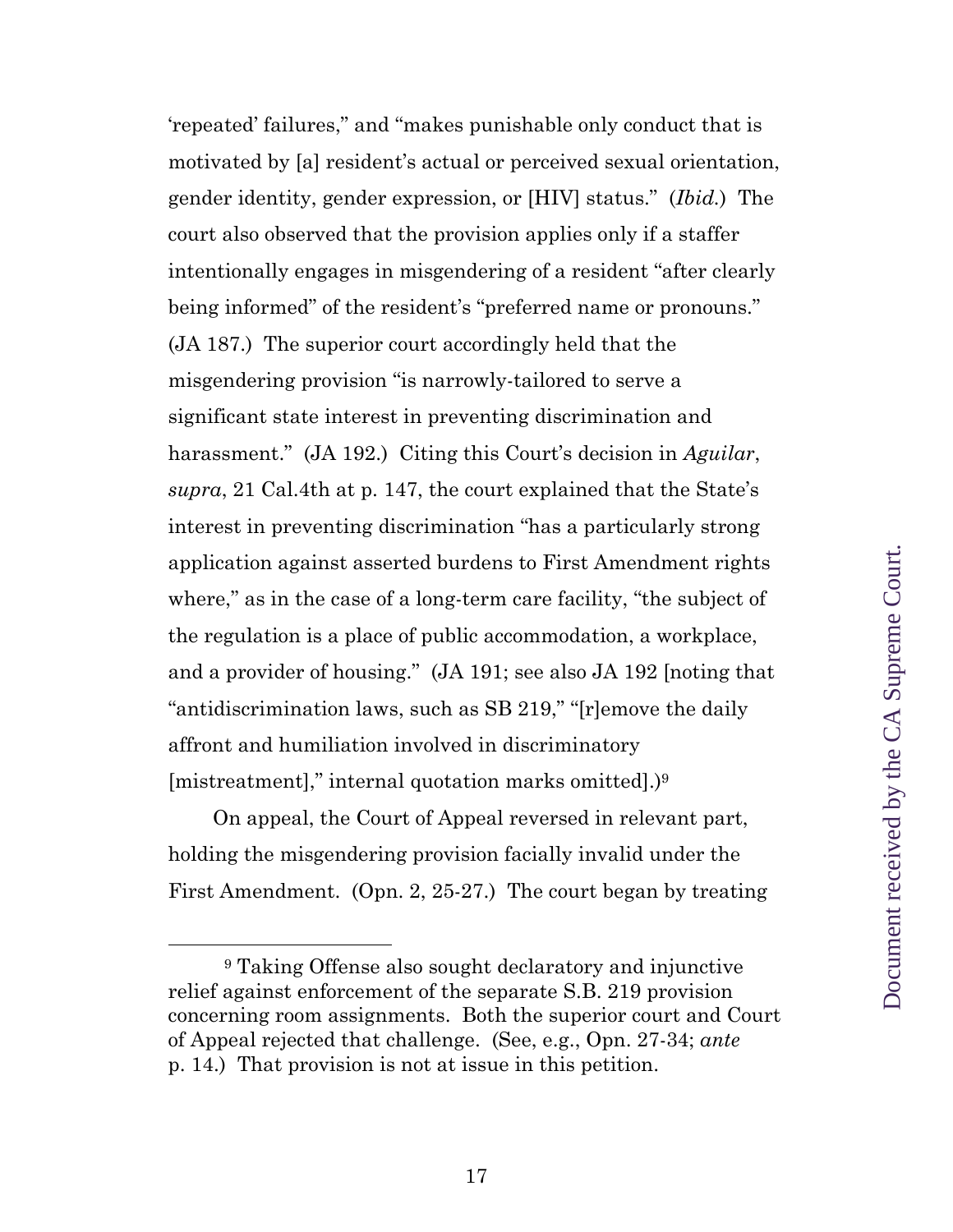'repeated' failures," and "makes punishable only conduct that is motivated by [a] resident's actual or perceived sexual orientation, gender identity, gender expression, or [HIV] status." (*Ibid.*) The court also observed that the provision applies only if a staffer intentionally engages in misgendering of a resident "after clearly being informed" of the resident's "preferred name or pronouns." (JA 187.) The superior court accordingly held that the misgendering provision "is narrowly-tailored to serve a significant state interest in preventing discrimination and harassment." (JA 192.) Citing this Court's decision in *Aguilar*, *supra*, 21 Cal.4th at p. 147, the court explained that the State's interest in preventing discrimination "has a particularly strong application against asserted burdens to First Amendment rights where," as in the case of a long-term care facility, "the subject of the regulation is a place of public accommodation, a workplace, and a provider of housing." (JA 191; see also JA 192 [noting that "antidiscrimination laws, such as SB 219," "[r]emove the daily affront and humiliation involved in discriminatory [mistreatment]," internal quotation marks omitted].)[9]

On appeal, the Court of Appeal reversed in relevant part, holding the misgendering provision facially invalid under the First Amendment. (Opn. 2, 25-27.) The court began by treating

[9] Taking Offense also sought declaratory and injunctive relief against enforcement of the separate S.B. 219 provision concerning room assignments. Both the superior court and Court of Appeal rejected that challenge. (See, e.g., Opn. 27-34; *ante* p. 14.) That provision is not at issue in this petition.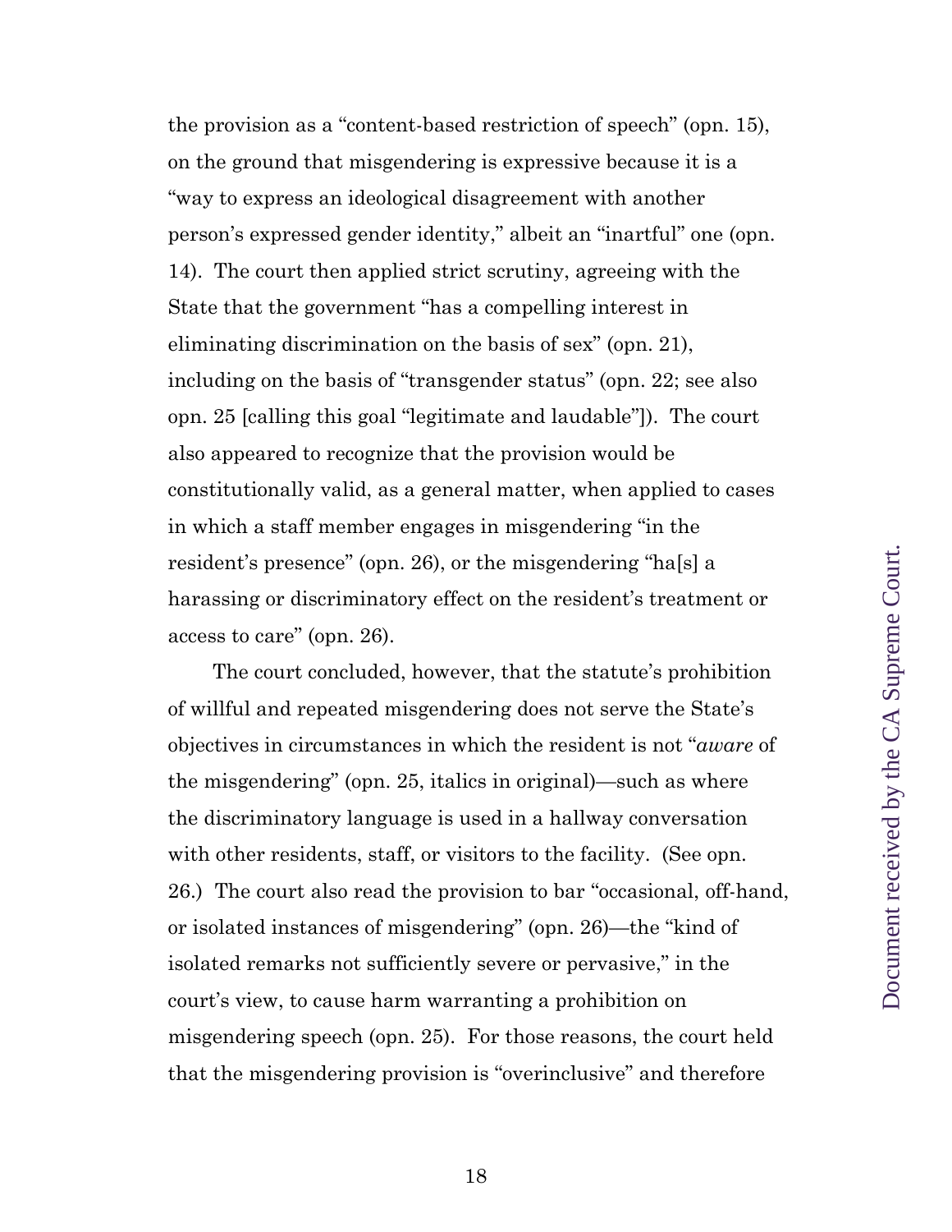the provision as a "content-based restriction of speech" (opn. 15), on the ground that misgendering is expressive because it is a "way to express an ideological disagreement with another person's expressed gender identity," albeit an "inartful" one (opn. 14). The court then applied strict scrutiny, agreeing with the State that the government "has a compelling interest in eliminating discrimination on the basis of sex" (opn. 21), including on the basis of "transgender status" (opn. 22; see also opn. 25 [calling this goal "legitimate and laudable"]). The court also appeared to recognize that the provision would be constitutionally valid, as a general matter, when applied to cases in which a staff member engages in misgendering "in the resident's presence" (opn. 26), or the misgendering "ha[s] a harassing or discriminatory effect on the resident's treatment or access to care" (opn. 26).

The court concluded, however, that the statute's prohibition of willful and repeated misgendering does not serve the State's objectives in circumstances in which the resident is not "*aware* of the misgendering" (opn. 25, italics in original)—such as where the discriminatory language is used in a hallway conversation with other residents, staff, or visitors to the facility. (See opn. 26.) The court also read the provision to bar "occasional, off-hand, or isolated instances of misgendering" (opn. 26)—the "kind of isolated remarks not sufficiently severe or pervasive," in the court's view, to cause harm warranting a prohibition on misgendering speech (opn. 25). For those reasons, the court held that the misgendering provision is "overinclusive" and therefore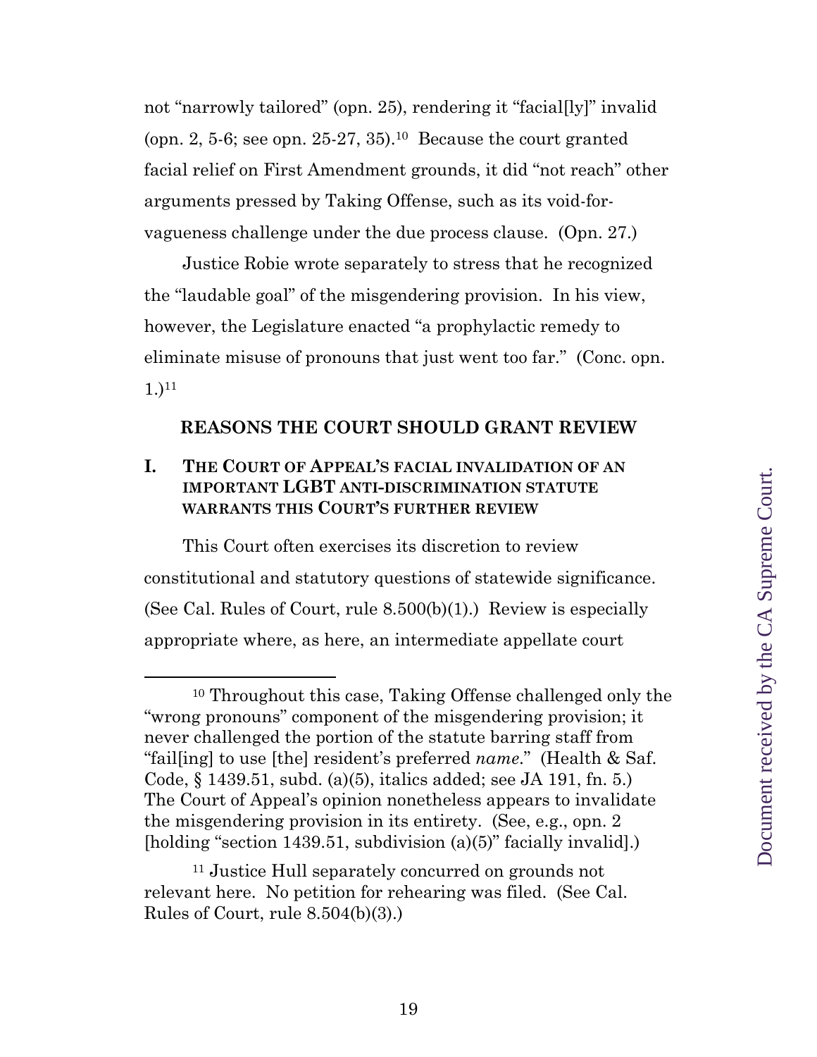not "narrowly tailored" (opn. 25), rendering it "facial[ly]" invalid (opn. 2, 5-6; see opn. 25-27, 35).[10] Because the court granted facial relief on First Amendment grounds, it did "not reach" other arguments pressed by Taking Offense, such as its void-for-vagueness challenge under the due process clause. (Opn. 27.)

Justice Robie wrote separately to stress that he recognized the "laudable goal" of the misgendering provision. In his view, however, the Legislature enacted "a prophylactic remedy to eliminate misuse of pronouns that just went too far." (Conc. opn. 1.)[11]

## REASONS THE COURT SHOULD GRANT REVIEW

### I. THE COURT OF APPEAL'S FACIAL INVALIDATION OF AN IMPORTANT LGBT ANTI-DISCRIMINATION STATUTE WARRANTS THIS COURT'S FURTHER REVIEW

This Court often exercises its discretion to review constitutional and statutory questions of statewide significance. (See Cal. Rules of Court, rule 8.500(b)(1).) Review is especially appropriate where, as here, an intermediate appellate court

---

[10] Throughout this case, Taking Offense challenged only the "wrong pronouns" component of the misgendering provision; it never challenged the portion of the statute barring staff from "fail[ing] to use [the] resident's preferred *name*." (Health & Saf. Code, § 1439.51, subd. (a)(5), italics added; see JA 191, fn. 5.) The Court of Appeal's opinion nonetheless appears to invalidate the misgendering provision in its entirety. (See, e.g., opn. 2 [holding "section 1439.51, subdivision (a)(5)" facially invalid].)

[11] Justice Hull separately concurred on grounds not relevant here. No petition for rehearing was filed. (See Cal. Rules of Court, rule 8.504(b)(3).)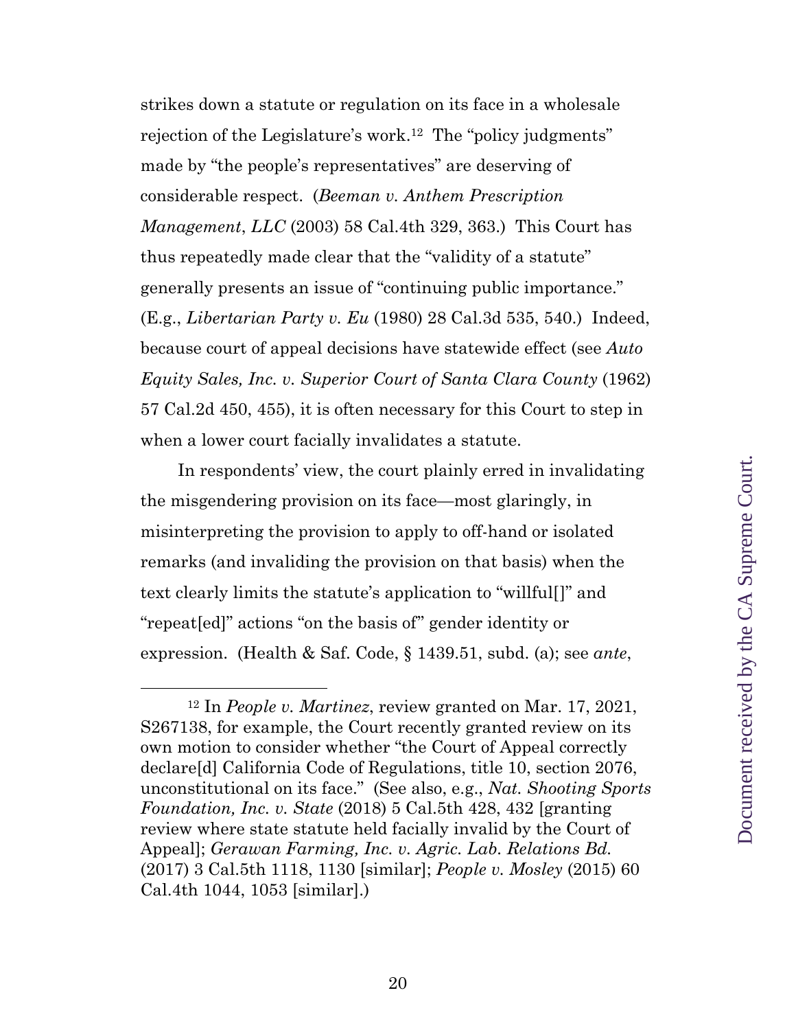strikes down a statute or regulation on its face in a wholesale rejection of the Legislature's work.[12] The "policy judgments" made by "the people's representatives" are deserving of considerable respect. (*Beeman v. Anthem Prescription Management, LLC* (2003) 58 Cal.4th 329, 363.) This Court has thus repeatedly made clear that the "validity of a statute" generally presents an issue of "continuing public importance." (E.g., *Libertarian Party v. Eu* (1980) 28 Cal.3d 535, 540.) Indeed, because court of appeal decisions have statewide effect (see *Auto Equity Sales, Inc. v. Superior Court of Santa Clara County* (1962) 57 Cal.2d 450, 455), it is often necessary for this Court to step in when a lower court facially invalidates a statute.

In respondents' view, the court plainly erred in invalidating the misgendering provision on its face—most glaringly, in misinterpreting the provision to apply to off-hand or isolated remarks (and invaliding the provision on that basis) when the text clearly limits the statute's application to "willful[]" and "repeat[ed]" actions "on the basis of" gender identity or expression. (Health & Saf. Code, § 1439.51, subd. (a); see *ante*,

---

[12] In *People v. Martinez*, review granted on Mar. 17, 2021, S267138, for example, the Court recently granted review on its own motion to consider whether "the Court of Appeal correctly declare[d] California Code of Regulations, title 10, section 2076, unconstitutional on its face." (See also, e.g., *Nat. Shooting Sports Foundation, Inc. v. State* (2018) 5 Cal.5th 428, 432 [granting review where state statute held facially invalid by the Court of Appeal]; *Gerawan Farming, Inc. v. Agric. Lab. Relations Bd.* (2017) 3 Cal.5th 1118, 1130 [similar]; *People v. Mosley* (2015) 60 Cal.4th 1044, 1053 [similar].)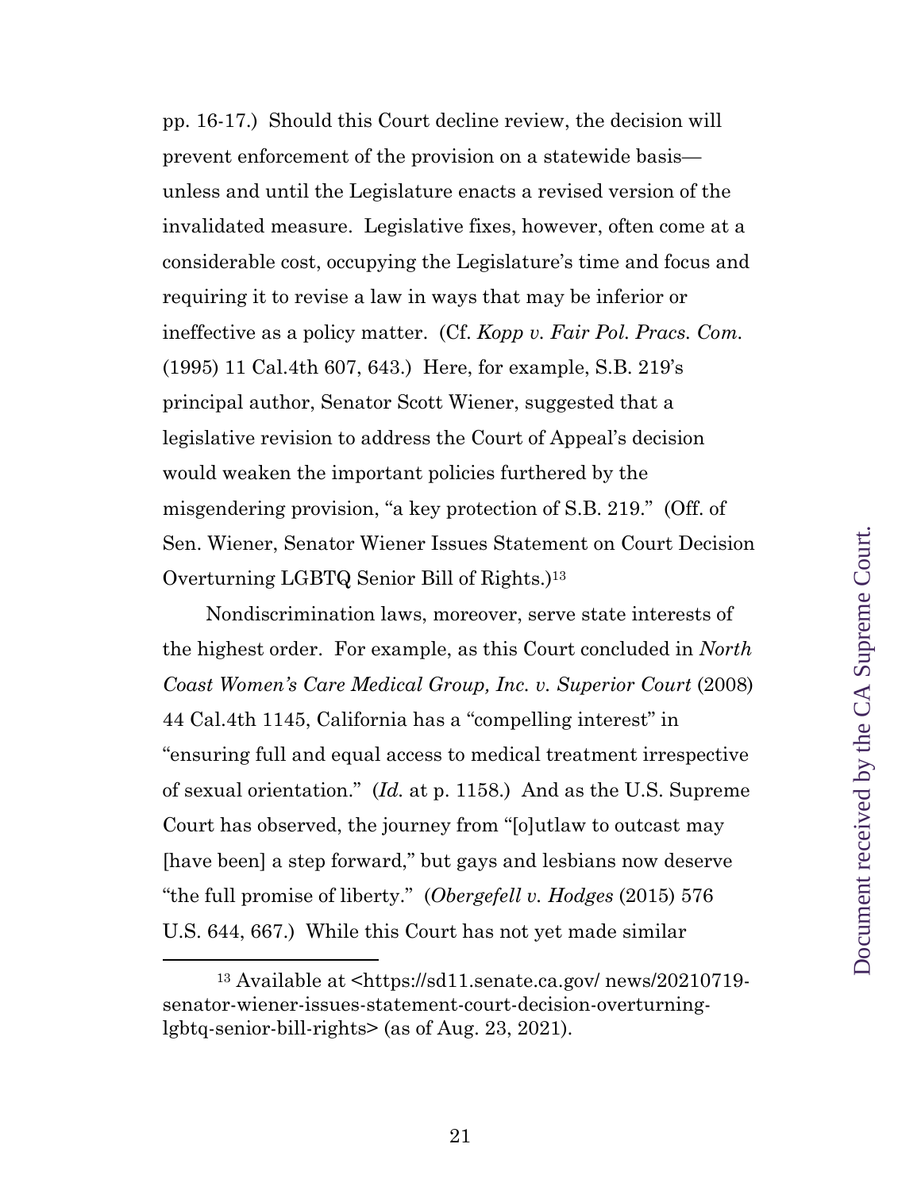pp. 16-17.) Should this Court decline review, the decision will prevent enforcement of the provision on a statewide basis—unless and until the Legislature enacts a revised version of the invalidated measure. Legislative fixes, however, often come at a considerable cost, occupying the Legislature's time and focus and requiring it to revise a law in ways that may be inferior or ineffective as a policy matter. (Cf. *Kopp v. Fair Pol. Pracs. Com.* (1995) 11 Cal.4th 607, 643.) Here, for example, S.B. 219's principal author, Senator Scott Wiener, suggested that a legislative revision to address the Court of Appeal's decision would weaken the important policies furthered by the misgendering provision, "a key protection of S.B. 219." (Off. of Sen. Wiener, Senator Wiener Issues Statement on Court Decision Overturning LGBTQ Senior Bill of Rights.)[13]

Nondiscrimination laws, moreover, serve state interests of the highest order. For example, as this Court concluded in *North Coast Women's Care Medical Group, Inc. v. Superior Court* (2008) 44 Cal.4th 1145, California has a "compelling interest" in "ensuring full and equal access to medical treatment irrespective of sexual orientation." (*Id.* at p. 1158.) And as the U.S. Supreme Court has observed, the journey from "[o]utlaw to outcast may [have been] a step forward," but gays and lesbians now deserve "the full promise of liberty." (*Obergefell v. Hodges* (2015) 576 U.S. 644, 667.) While this Court has not yet made similar

---

[13] Available at <https://sd11.senate.ca.gov/ news/20210719-senator-wiener-issues-statement-court-decision-overturning-lgbtq-senior-bill-rights> (as of Aug. 23, 2021).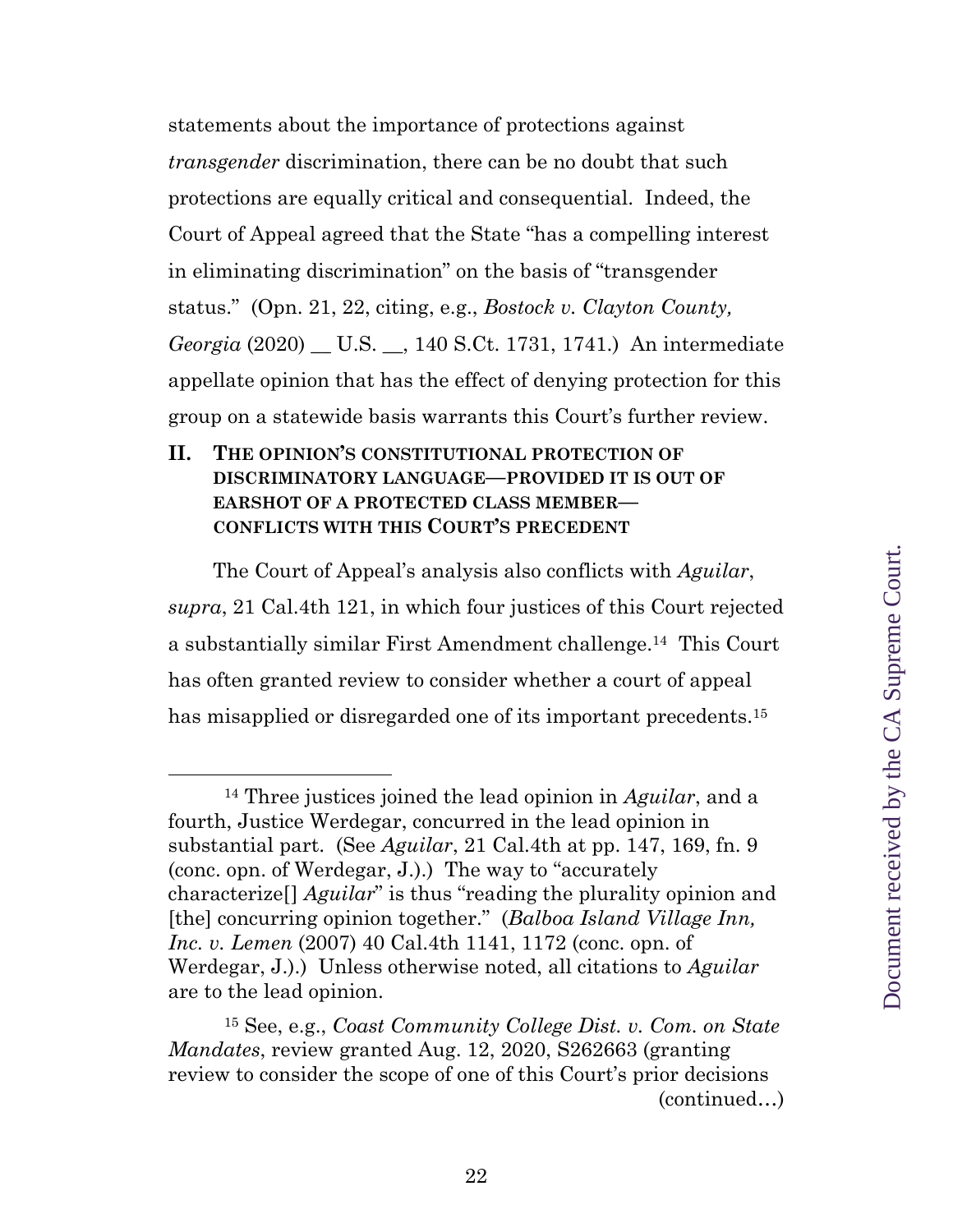statements about the importance of protections against *transgender* discrimination, there can be no doubt that such protections are equally critical and consequential. Indeed, the Court of Appeal agreed that the State "has a compelling interest in eliminating discrimination" on the basis of "transgender status." (Opn. 21, 22, citing, e.g., *Bostock v. Clayton County, Georgia* (2020) __ U.S. __, 140 S.Ct. 1731, 1741.) An intermediate appellate opinion that has the effect of denying protection for this group on a statewide basis warrants this Court's further review.

## II. THE OPINION'S CONSTITUTIONAL PROTECTION OF DISCRIMINATORY LANGUAGE—PROVIDED IT IS OUT OF EARSHOT OF A PROTECTED CLASS MEMBER—CONFLICTS WITH THIS COURT'S PRECEDENT

The Court of Appeal's analysis also conflicts with *Aguilar*, *supra*, 21 Cal.4th 121, in which four justices of this Court rejected a substantially similar First Amendment challenge.[14] This Court has often granted review to consider whether a court of appeal has misapplied or disregarded one of its important precedents.[15]

---

[14] Three justices joined the lead opinion in *Aguilar*, and a fourth, Justice Werdegar, concurred in the lead opinion in substantial part. (See *Aguilar*, 21 Cal.4th at pp. 147, 169, fn. 9 (conc. opn. of Werdegar, J.).) The way to "accurately characterize[] *Aguilar*" is thus "reading the plurality opinion and [the] concurring opinion together." (*Balboa Island Village Inn, Inc. v. Lemen* (2007) 40 Cal.4th 1141, 1172 (conc. opn. of Werdegar, J.).) Unless otherwise noted, all citations to *Aguilar* are to the lead opinion.

[15] See, e.g., *Coast Community College Dist. v. Com. on State Mandates*, review granted Aug. 12, 2020, S262663 (granting review to consider the scope of one of this Court's prior decisions (continued…)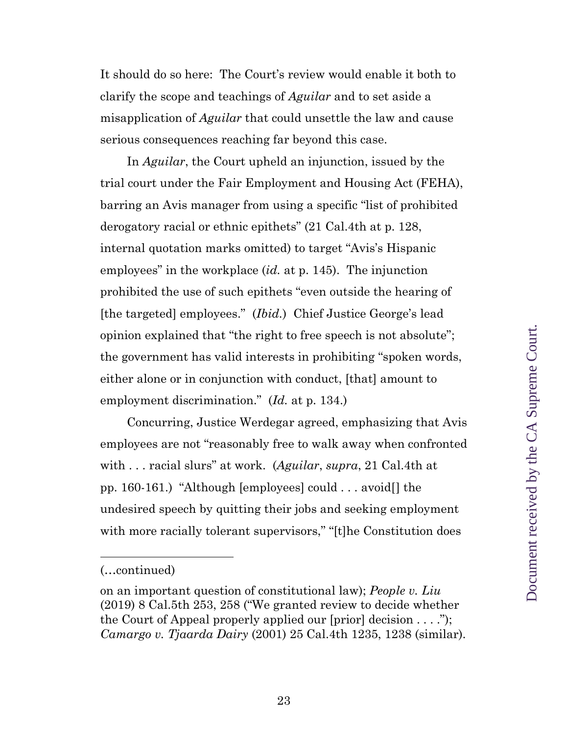It should do so here: The Court's review would enable it both to clarify the scope and teachings of *Aguilar* and to set aside a misapplication of *Aguilar* that could unsettle the law and cause serious consequences reaching far beyond this case.

In *Aguilar*, the Court upheld an injunction, issued by the trial court under the Fair Employment and Housing Act (FEHA), barring an Avis manager from using a specific "list of prohibited derogatory racial or ethnic epithets" (21 Cal.4th at p. 128, internal quotation marks omitted) to target "Avis's Hispanic employees" in the workplace (*id.* at p. 145). The injunction prohibited the use of such epithets "even outside the hearing of [the targeted] employees." (*Ibid.*) Chief Justice George's lead opinion explained that "the right to free speech is not absolute"; the government has valid interests in prohibiting "spoken words, either alone or in conjunction with conduct, [that] amount to employment discrimination." (*Id.* at p. 134.)

Concurring, Justice Werdegar agreed, emphasizing that Avis employees are not "reasonably free to walk away when confronted with . . . racial slurs" at work. (*Aguilar*, *supra*, 21 Cal.4th at pp. 160-161.) "Although [employees] could . . . avoid[] the undesired speech by quitting their jobs and seeking employment with more racially tolerant supervisors," "[t]he Constitution does

---

(…continued)

on an important question of constitutional law); *People v. Liu* (2019) 8 Cal.5th 253, 258 ("We granted review to decide whether the Court of Appeal properly applied our [prior] decision . . . ."); *Camargo v. Tjaarda Dairy* (2001) 25 Cal.4th 1235, 1238 (similar).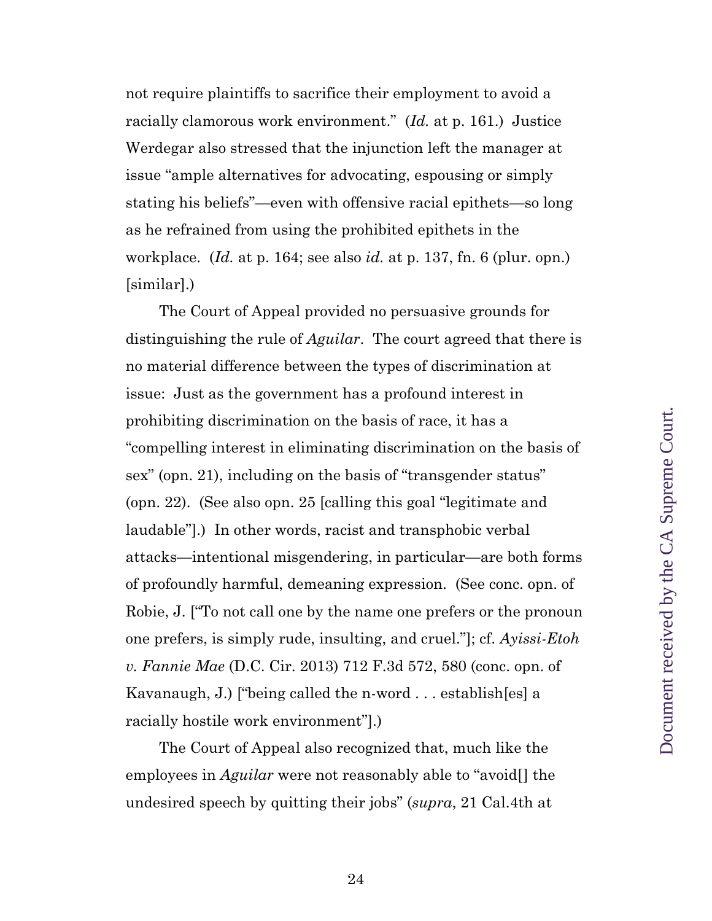not require plaintiffs to sacrifice their employment to avoid a racially clamorous work environment." (*Id.* at p. 161.) Justice Werdegar also stressed that the injunction left the manager at issue "ample alternatives for advocating, espousing or simply stating his beliefs"—even with offensive racial epithets—so long as he refrained from using the prohibited epithets in the workplace. (*Id.* at p. 164; see also *id.* at p. 137, fn. 6 (plur. opn.) [similar].)

The Court of Appeal provided no persuasive grounds for distinguishing the rule of *Aguilar*. The court agreed that there is no material difference between the types of discrimination at issue: Just as the government has a profound interest in prohibiting discrimination on the basis of race, it has a "compelling interest in eliminating discrimination on the basis of sex" (opn. 21), including on the basis of "transgender status" (opn. 22). (See also opn. 25 [calling this goal "legitimate and laudable"].) In other words, racist and transphobic verbal attacks—intentional misgendering, in particular—are both forms of profoundly harmful, demeaning expression. (See conc. opn. of Robie, J. ["To not call one by the name one prefers or the pronoun one prefers, is simply rude, insulting, and cruel."]; cf. *Ayissi-Etoh v. Fannie Mae* (D.C. Cir. 2013) 712 F.3d 572, 580 (conc. opn. of Kavanaugh, J.) ["being called the n-word . . . establish[es] a racially hostile work environment"].)

The Court of Appeal also recognized that, much like the employees in *Aguilar* were not reasonably able to "avoid[] the undesired speech by quitting their jobs" (*supra*, 21 Cal.4th at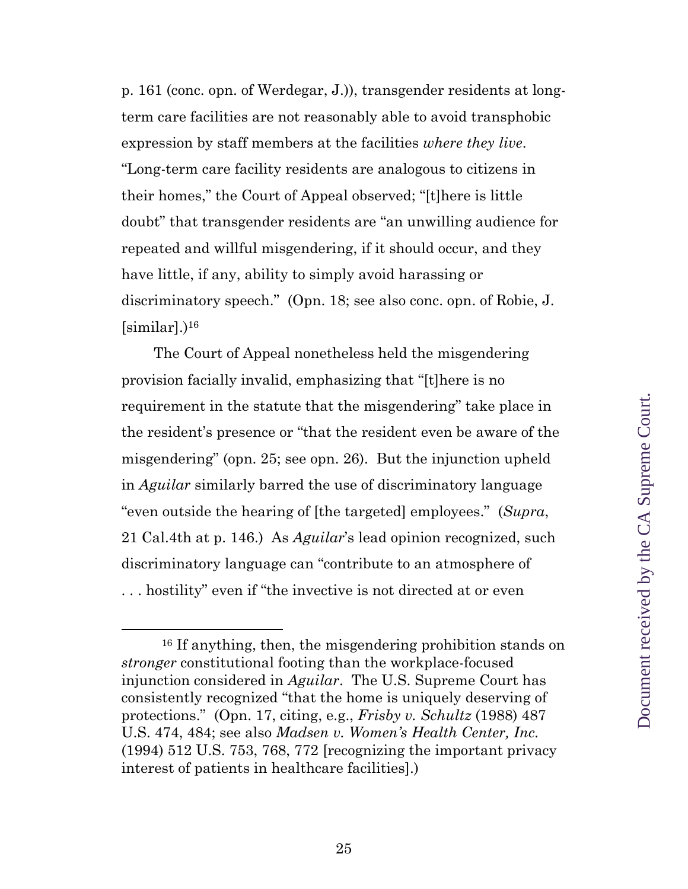p. 161 (conc. opn. of Werdegar, J.)), transgender residents at long-term care facilities are not reasonably able to avoid transphobic expression by staff members at the facilities *where they live*. "Long-term care facility residents are analogous to citizens in their homes," the Court of Appeal observed; "[t]here is little doubt" that transgender residents are "an unwilling audience for repeated and willful misgendering, if it should occur, and they have little, if any, ability to simply avoid harassing or discriminatory speech." (Opn. 18; see also conc. opn. of Robie, J. [similar].)[16]

The Court of Appeal nonetheless held the misgendering provision facially invalid, emphasizing that "[t]here is no requirement in the statute that the misgendering" take place in the resident's presence or "that the resident even be aware of the misgendering" (opn. 25; see opn. 26). But the injunction upheld in *Aguilar* similarly barred the use of discriminatory language "even outside the hearing of [the targeted] employees." (*Supra*, 21 Cal.4th at p. 146.) As *Aguilar*'s lead opinion recognized, such discriminatory language can "contribute to an atmosphere of . . . hostility" even if "the invective is not directed at or even

---

[16] If anything, then, the misgendering prohibition stands on *stronger* constitutional footing than the workplace-focused injunction considered in *Aguilar*. The U.S. Supreme Court has consistently recognized "that the home is uniquely deserving of protections." (Opn. 17, citing, e.g., *Frisby v. Schultz* (1988) 487 U.S. 474, 484; see also *Madsen v. Women's Health Center, Inc.* (1994) 512 U.S. 753, 768, 772 [recognizing the important privacy interest of patients in healthcare facilities].)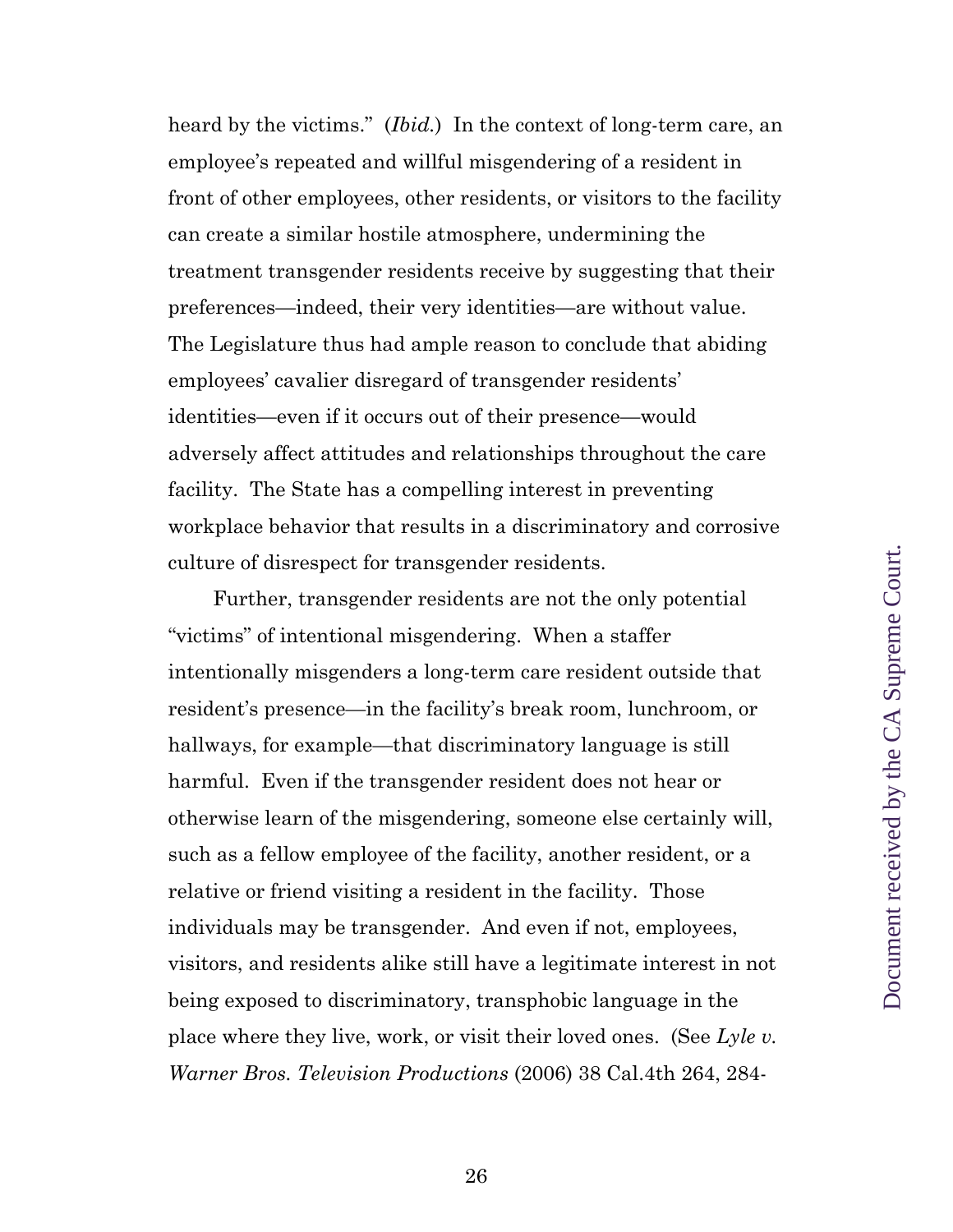heard by the victims." (*Ibid.*) In the context of long-term care, an employee's repeated and willful misgendering of a resident in front of other employees, other residents, or visitors to the facility can create a similar hostile atmosphere, undermining the treatment transgender residents receive by suggesting that their preferences—indeed, their very identities—are without value. The Legislature thus had ample reason to conclude that abiding employees' cavalier disregard of transgender residents' identities—even if it occurs out of their presence—would adversely affect attitudes and relationships throughout the care facility. The State has a compelling interest in preventing workplace behavior that results in a discriminatory and corrosive culture of disrespect for transgender residents.

Further, transgender residents are not the only potential "victims" of intentional misgendering. When a staffer intentionally misgenders a long-term care resident outside that resident's presence—in the facility's break room, lunchroom, or hallways, for example—that discriminatory language is still harmful. Even if the transgender resident does not hear or otherwise learn of the misgendering, someone else certainly will, such as a fellow employee of the facility, another resident, or a relative or friend visiting a resident in the facility. Those individuals may be transgender. And even if not, employees, visitors, and residents alike still have a legitimate interest in not being exposed to discriminatory, transphobic language in the place where they live, work, or visit their loved ones. (See *Lyle v. Warner Bros. Television Productions* (2006) 38 Cal.4th 264, 284-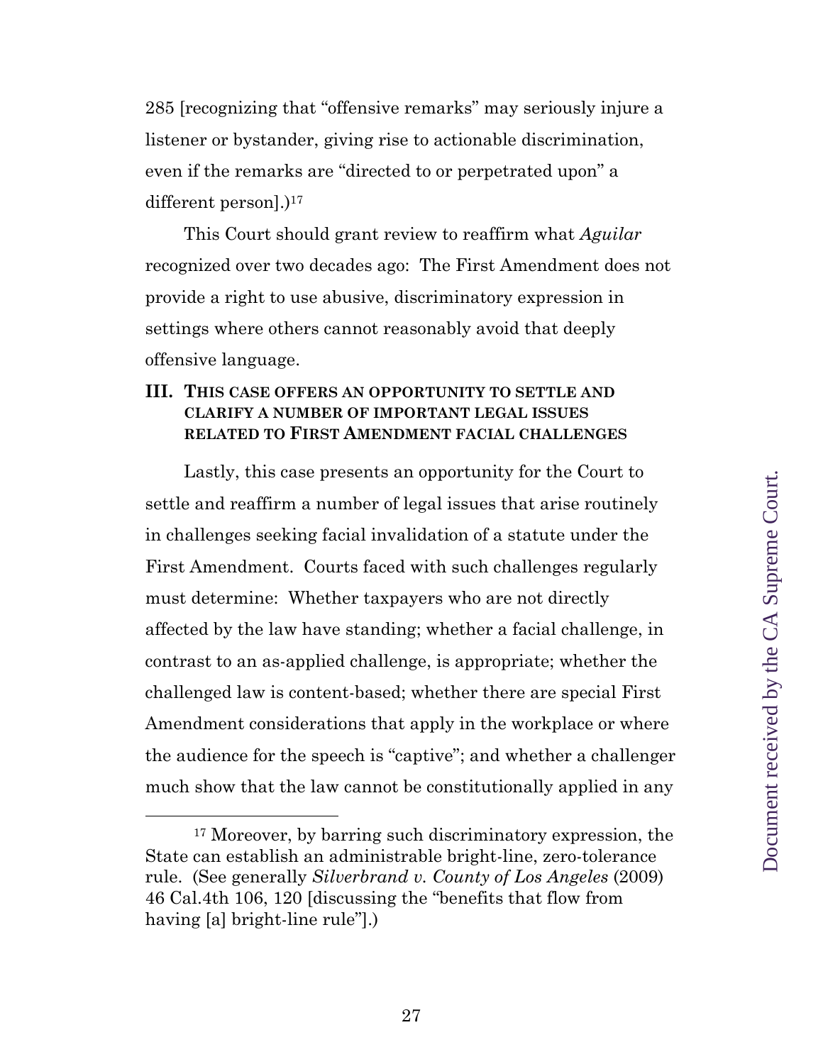285 [recognizing that "offensive remarks" may seriously injure a listener or bystander, giving rise to actionable discrimination, even if the remarks are "directed to or perpetrated upon" a different person].)[17]

This Court should grant review to reaffirm what *Aguilar* recognized over two decades ago: The First Amendment does not provide a right to use abusive, discriminatory expression in settings where others cannot reasonably avoid that deeply offensive language.

## III. This case offers an opportunity to settle and clarify a number of important legal issues related to First Amendment facial challenges

Lastly, this case presents an opportunity for the Court to settle and reaffirm a number of legal issues that arise routinely in challenges seeking facial invalidation of a statute under the First Amendment. Courts faced with such challenges regularly must determine: Whether taxpayers who are not directly affected by the law have standing; whether a facial challenge, in contrast to an as-applied challenge, is appropriate; whether the challenged law is content-based; whether there are special First Amendment considerations that apply in the workplace or where the audience for the speech is "captive"; and whether a challenger much show that the law cannot be constitutionally applied in any

---

[17] Moreover, by barring such discriminatory expression, the State can establish an administrable bright-line, zero-tolerance rule. (See generally *Silverbrand v. County of Los Angeles* (2009) 46 Cal.4th 106, 120 [discussing the "benefits that flow from having [a] bright-line rule"].)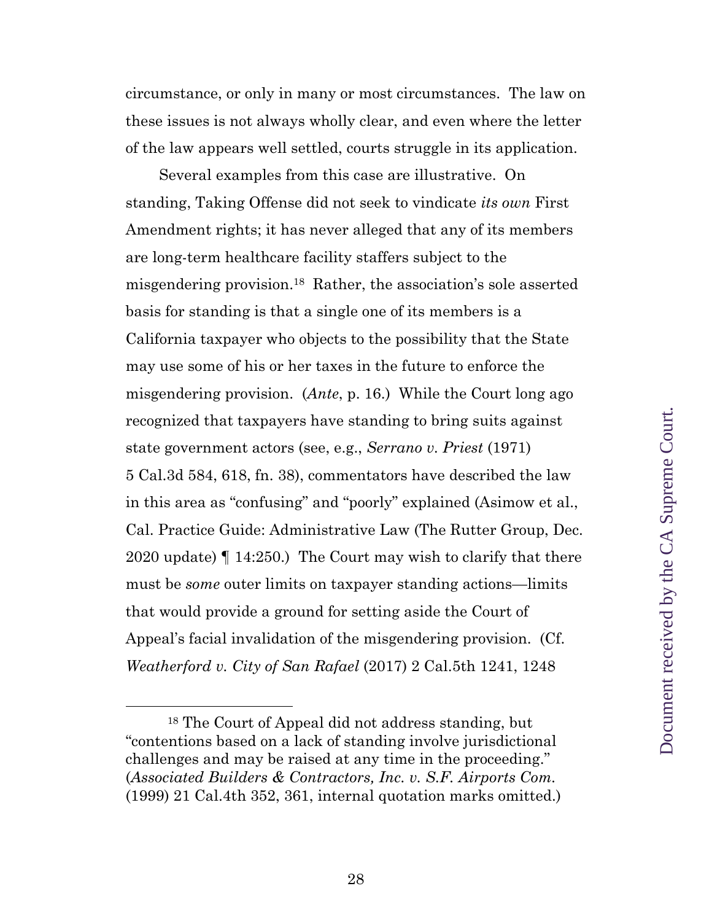circumstance, or only in many or most circumstances. The law on these issues is not always wholly clear, and even where the letter of the law appears well settled, courts struggle in its application.

Several examples from this case are illustrative. On standing, Taking Offense did not seek to vindicate *its own* First Amendment rights; it has never alleged that any of its members are long-term healthcare facility staffers subject to the misgendering provision.[18] Rather, the association's sole asserted basis for standing is that a single one of its members is a California taxpayer who objects to the possibility that the State may use some of his or her taxes in the future to enforce the misgendering provision. (*Ante*, p. 16.) While the Court long ago recognized that taxpayers have standing to bring suits against state government actors (see, e.g., *Serrano v. Priest* (1971) 5 Cal.3d 584, 618, fn. 38), commentators have described the law in this area as "confusing" and "poorly" explained (Asimow et al., Cal. Practice Guide: Administrative Law (The Rutter Group, Dec. 2020 update) ¶ 14:250.) The Court may wish to clarify that there must be *some* outer limits on taxpayer standing actions—limits that would provide a ground for setting aside the Court of Appeal's facial invalidation of the misgendering provision. (Cf. *Weatherford v. City of San Rafael* (2017) 2 Cal.5th 1241, 1248

---

[18] The Court of Appeal did not address standing, but "contentions based on a lack of standing involve jurisdictional challenges and may be raised at any time in the proceeding." (*Associated Builders & Contractors, Inc. v. S.F. Airports Com.* (1999) 21 Cal.4th 352, 361, internal quotation marks omitted.)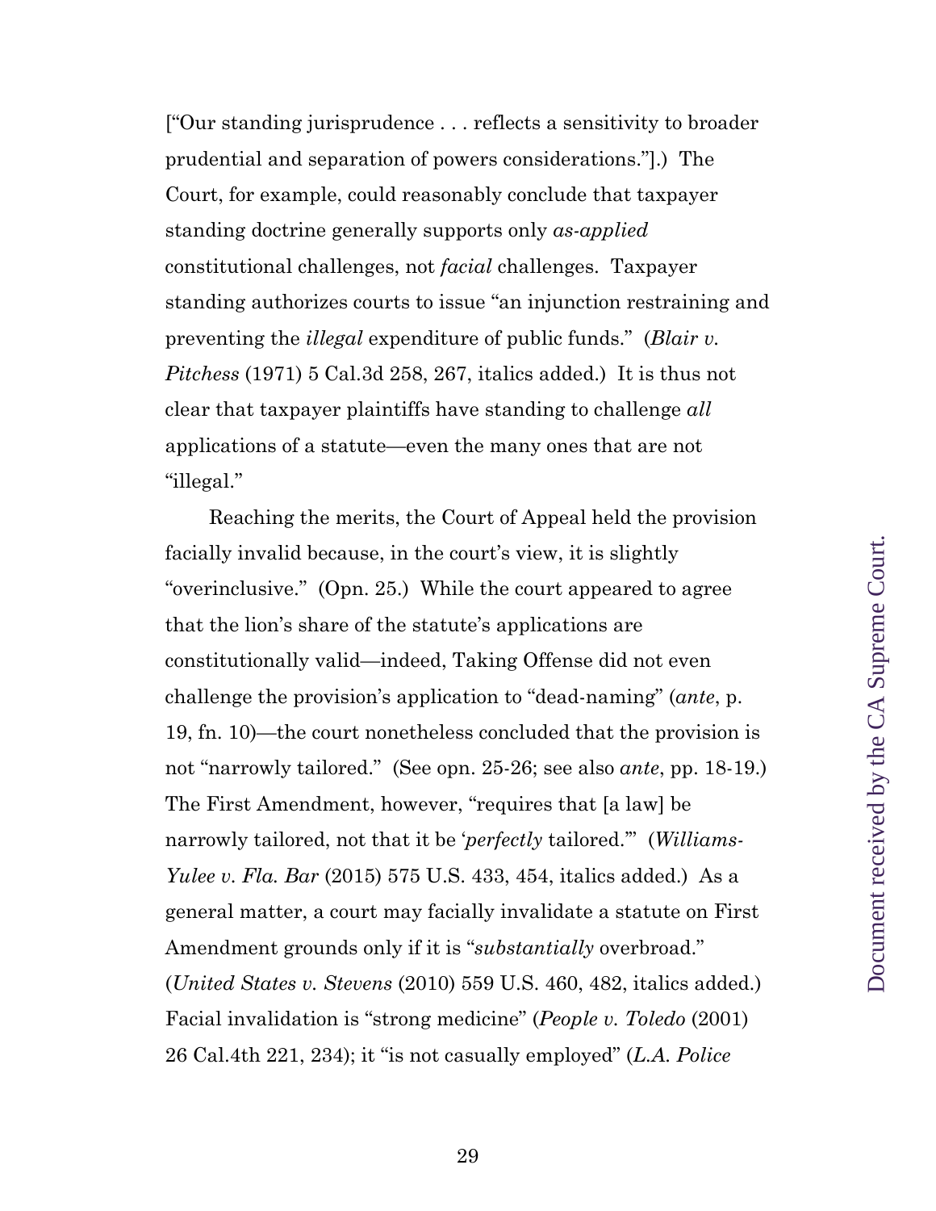["Our standing jurisprudence . . . reflects a sensitivity to broader prudential and separation of powers considerations."].) The Court, for example, could reasonably conclude that taxpayer standing doctrine generally supports only *as-applied* constitutional challenges, not *facial* challenges. Taxpayer standing authorizes courts to issue "an injunction restraining and preventing the *illegal* expenditure of public funds." (*Blair v. Pitchess* (1971) 5 Cal.3d 258, 267, italics added.) It is thus not clear that taxpayer plaintiffs have standing to challenge *all* applications of a statute—even the many ones that are not "illegal."

Reaching the merits, the Court of Appeal held the provision facially invalid because, in the court's view, it is slightly "overinclusive." (Opn. 25.) While the court appeared to agree that the lion's share of the statute's applications are constitutionally valid—indeed, Taking Offense did not even challenge the provision's application to "dead-naming" (*ante*, p. 19, fn. 10)—the court nonetheless concluded that the provision is not "narrowly tailored." (See opn. 25-26; see also *ante*, pp. 18-19.) The First Amendment, however, "requires that [a law] be narrowly tailored, not that it be '*perfectly* tailored.'" (*Williams-Yulee v. Fla. Bar* (2015) 575 U.S. 433, 454, italics added.) As a general matter, a court may facially invalidate a statute on First Amendment grounds only if it is "*substantially* overbroad." (*United States v. Stevens* (2010) 559 U.S. 460, 482, italics added.) Facial invalidation is "strong medicine" (*People v. Toledo* (2001) 26 Cal.4th 221, 234); it "is not casually employed" (*L.A. Police*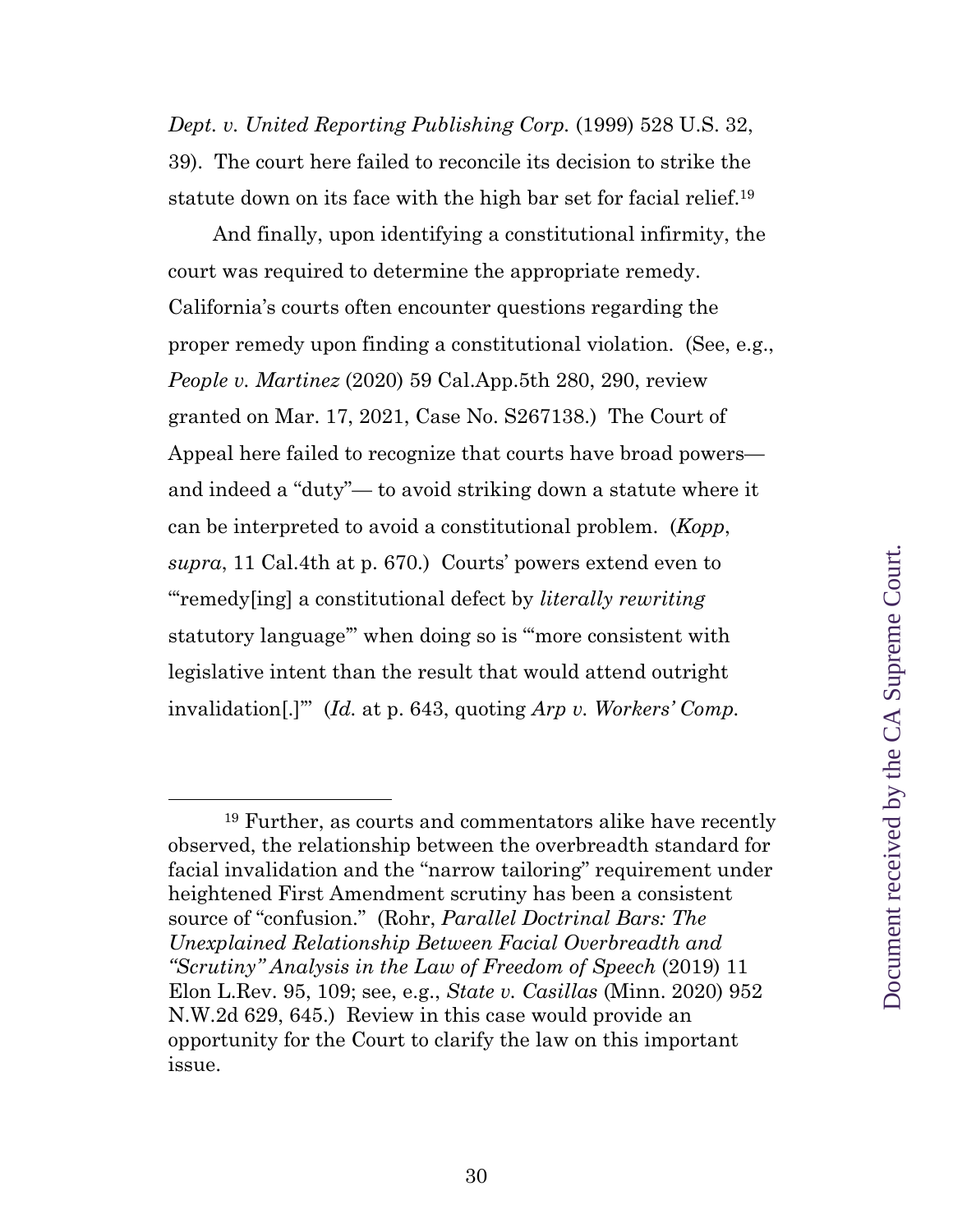*Dept. v. United Reporting Publishing Corp.* (1999) 528 U.S. 32, 39). The court here failed to reconcile its decision to strike the statute down on its face with the high bar set for facial relief.[19]

And finally, upon identifying a constitutional infirmity, the court was required to determine the appropriate remedy. California's courts often encounter questions regarding the proper remedy upon finding a constitutional violation. (See, e.g., *People v. Martinez* (2020) 59 Cal.App.5th 280, 290, review granted on Mar. 17, 2021, Case No. S267138.) The Court of Appeal here failed to recognize that courts have broad powers— and indeed a "duty"— to avoid striking down a statute where it can be interpreted to avoid a constitutional problem. (*Kopp*, *supra*, 11 Cal.4th at p. 670.) Courts' powers extend even to "'remedy[ing] a constitutional defect by *literally rewriting* statutory language'" when doing so is "'more consistent with legislative intent than the result that would attend outright invalidation[.]'" (*Id.* at p. 643, quoting *Arp v. Workers' Comp.*

---

[19] Further, as courts and commentators alike have recently observed, the relationship between the overbreadth standard for facial invalidation and the "narrow tailoring" requirement under heightened First Amendment scrutiny has been a consistent source of "confusion." (Rohr, *Parallel Doctrinal Bars: The Unexplained Relationship Between Facial Overbreadth and "Scrutiny" Analysis in the Law of Freedom of Speech* (2019) 11 Elon L.Rev. 95, 109; see, e.g., *State v. Casillas* (Minn. 2020) 952 N.W.2d 629, 645.) Review in this case would provide an opportunity for the Court to clarify the law on this important issue.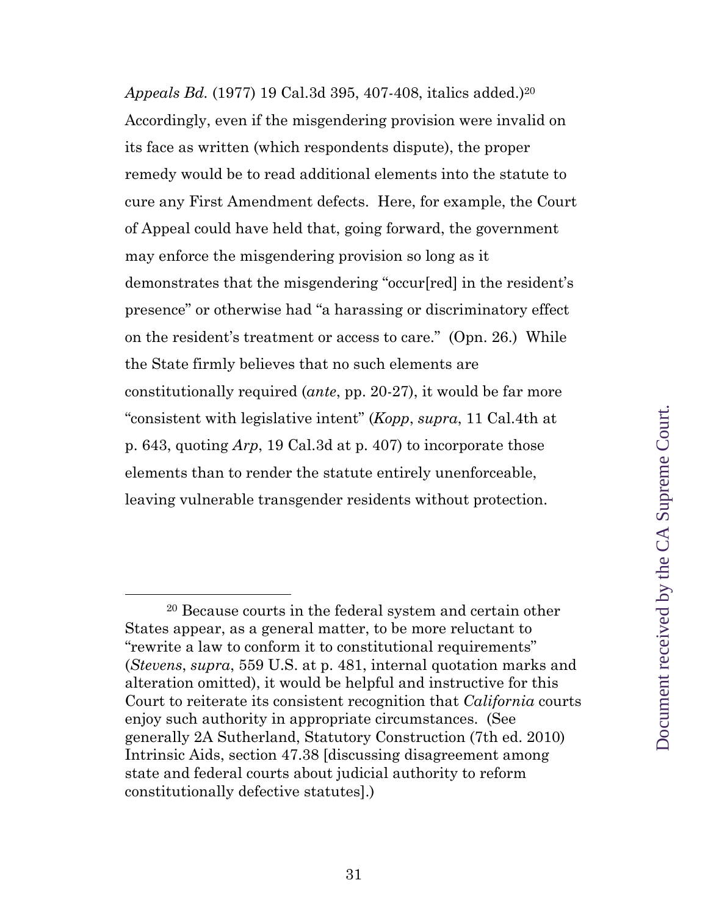*Appeals Bd.* (1977) 19 Cal.3d 395, 407-408, italics added.)[20] Accordingly, even if the misgendering provision were invalid on its face as written (which respondents dispute), the proper remedy would be to read additional elements into the statute to cure any First Amendment defects. Here, for example, the Court of Appeal could have held that, going forward, the government may enforce the misgendering provision so long as it demonstrates that the misgendering "occur[red] in the resident's presence" or otherwise had "a harassing or discriminatory effect on the resident's treatment or access to care." (Opn. 26.) While the State firmly believes that no such elements are constitutionally required (*ante*, pp. 20-27), it would be far more "consistent with legislative intent" (*Kopp*, *supra*, 11 Cal.4th at p. 643, quoting *Arp*, 19 Cal.3d at p. 407) to incorporate those elements than to render the statute entirely unenforceable, leaving vulnerable transgender residents without protection.

---

[20] Because courts in the federal system and certain other States appear, as a general matter, to be more reluctant to "rewrite a law to conform it to constitutional requirements" (*Stevens*, *supra*, 559 U.S. at p. 481, internal quotation marks and alteration omitted), it would be helpful and instructive for this Court to reiterate its consistent recognition that *California* courts enjoy such authority in appropriate circumstances. (See generally 2A Sutherland, Statutory Construction (7th ed. 2010) Intrinsic Aids, section 47.38 [discussing disagreement among state and federal courts about judicial authority to reform constitutionally defective statutes].)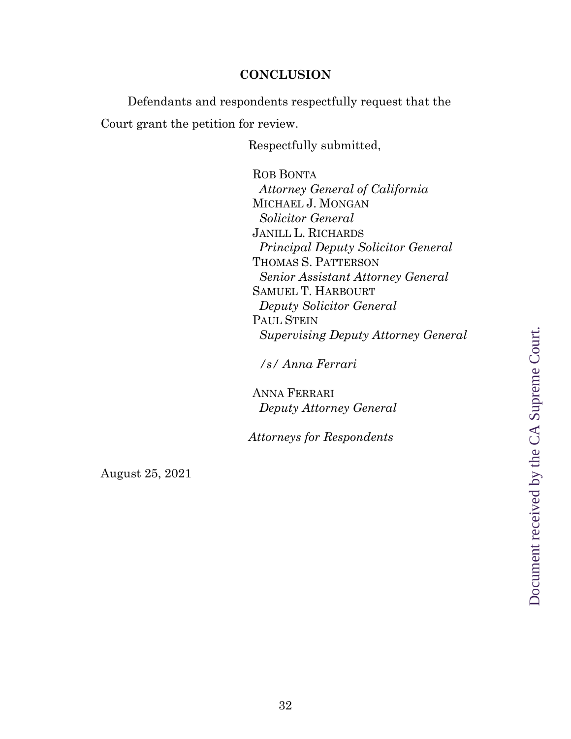## CONCLUSION

Defendants and respondents respectfully request that the Court grant the petition for review.

Respectfully submitted,

ROB BONTA
*Attorney General of California*
MICHAEL J. MONGAN
*Solicitor General*
JANILL L. RICHARDS
*Principal Deputy Solicitor General*
THOMAS S. PATTERSON
*Senior Assistant Attorney General*
SAMUEL T. HARBOURT
*Deputy Solicitor General*
PAUL STEIN
*Supervising Deputy Attorney General*

*/s/ Anna Ferrari*

ANNA FERRARI
*Deputy Attorney General*

*Attorneys for Respondents*

August 25, 2021

Document received by the CA Supreme Court.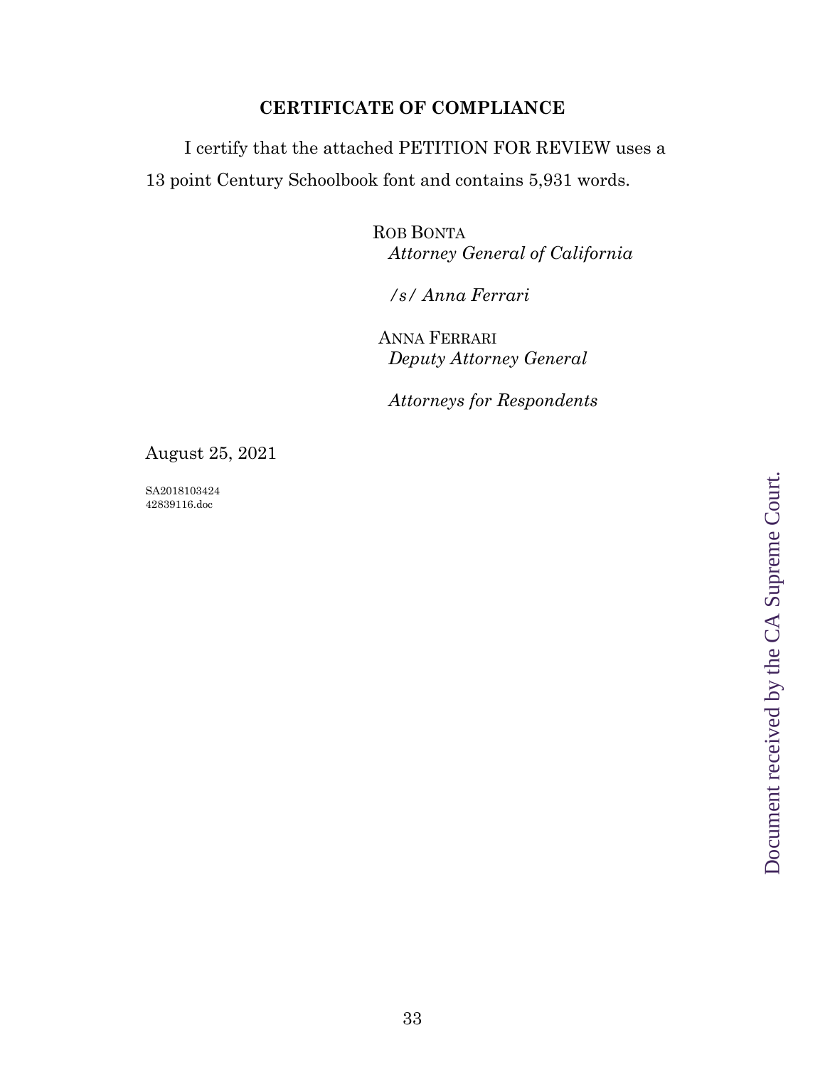## CERTIFICATE OF COMPLIANCE

I certify that the attached PETITION FOR REVIEW uses a 13 point Century Schoolbook font and contains 5,931 words.

ROB BONTA
*Attorney General of California*

*/s/ Anna Ferrari*

ANNA FERRARI
*Deputy Attorney General*

*Attorneys for Respondents*

August 25, 2021

SA2018103424
42839116.doc

Document received by the CA Supreme Court.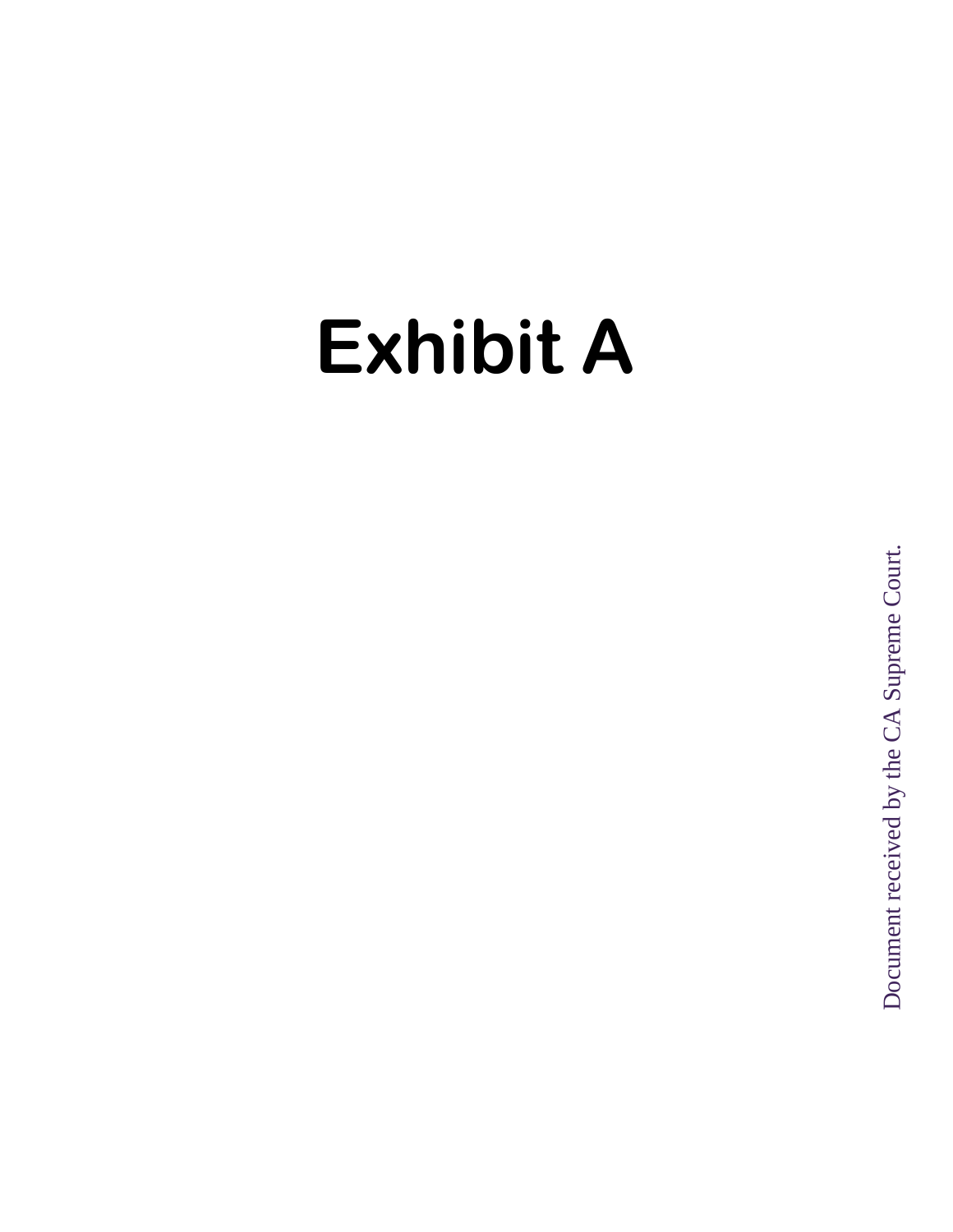# Exhibit A

Document received by the CA Supreme Court.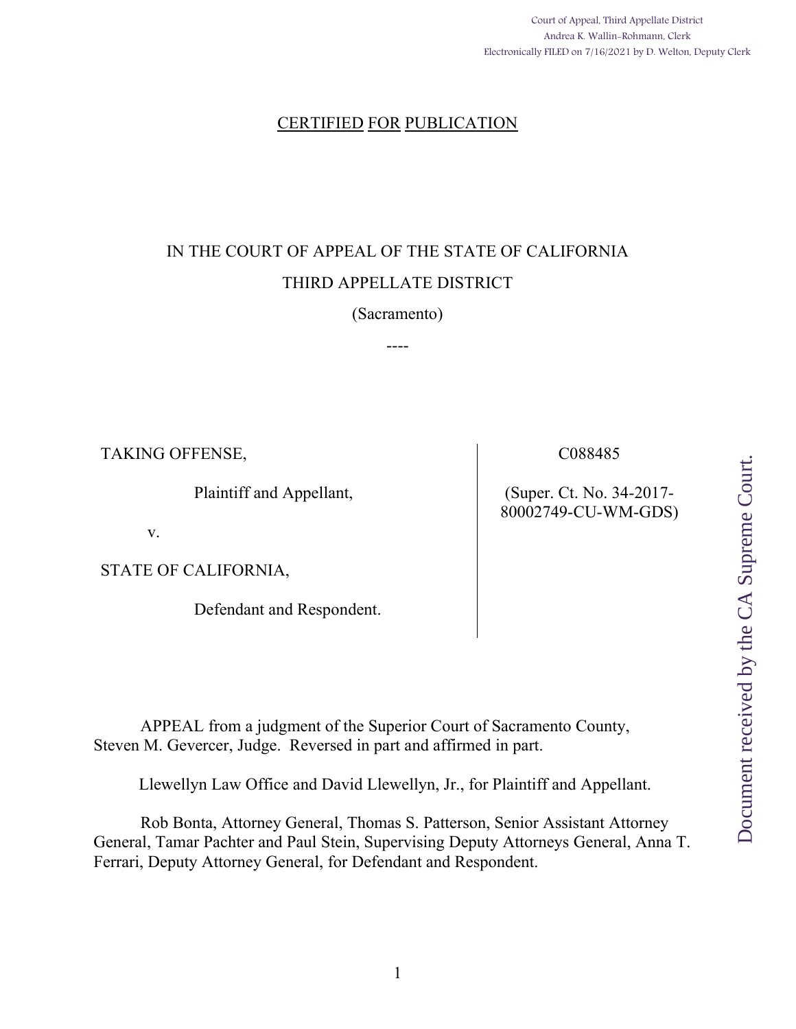Court of Appeal, Third Appellate District
Andrea K. Wallin-Rohmann, Clerk
Electronically FILED on 7/16/2021 by D. Welton, Deputy Clerk

CERTIFIED FOR PUBLICATION

IN THE COURT OF APPEAL OF THE STATE OF CALIFORNIA

THIRD APPELLATE DISTRICT

(Sacramento)

----

| | |
|---|---|
| TAKING OFFENSE,<br><br>Plaintiff and Appellant,<br><br>v.<br><br>STATE OF CALIFORNIA,<br><br>Defendant and Respondent. | C088485<br><br>(Super. Ct. No. 34-2017-80002749-CU-WM-GDS) |

APPEAL from a judgment of the Superior Court of Sacramento County, Steven M. Gevercer, Judge. Reversed in part and affirmed in part.

Llewellyn Law Office and David Llewellyn, Jr., for Plaintiff and Appellant.

Rob Bonta, Attorney General, Thomas S. Patterson, Senior Assistant Attorney General, Tamar Pachter and Paul Stein, Supervising Deputy Attorneys General, Anna T. Ferrari, Deputy Attorney General, for Defendant and Respondent.

Document received by the CA Supreme Court.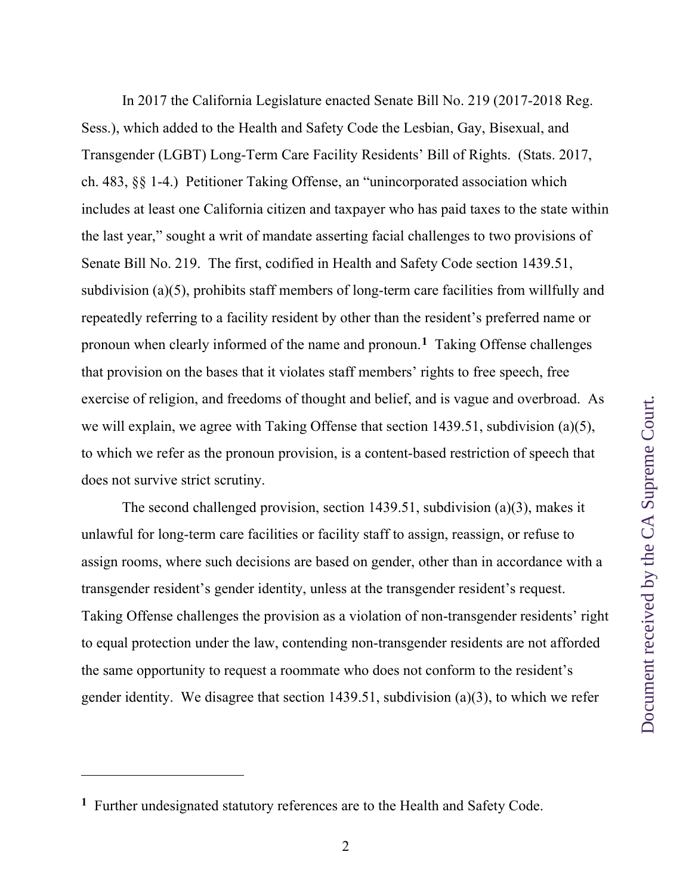In 2017 the California Legislature enacted Senate Bill No. 219 (2017-2018 Reg. Sess.), which added to the Health and Safety Code the Lesbian, Gay, Bisexual, and Transgender (LGBT) Long-Term Care Facility Residents' Bill of Rights. (Stats. 2017, ch. 483, §§ 1-4.) Petitioner Taking Offense, an "unincorporated association which includes at least one California citizen and taxpayer who has paid taxes to the state within the last year," sought a writ of mandate asserting facial challenges to two provisions of Senate Bill No. 219. The first, codified in Health and Safety Code section 1439.51, subdivision (a)(5), prohibits staff members of long-term care facilities from willfully and repeatedly referring to a facility resident by other than the resident's preferred name or pronoun when clearly informed of the name and pronoun.[1] Taking Offense challenges that provision on the bases that it violates staff members' rights to free speech, free exercise of religion, and freedoms of thought and belief, and is vague and overbroad. As we will explain, we agree with Taking Offense that section 1439.51, subdivision (a)(5), to which we refer as the pronoun provision, is a content-based restriction of speech that does not survive strict scrutiny.

The second challenged provision, section 1439.51, subdivision (a)(3), makes it unlawful for long-term care facilities or facility staff to assign, reassign, or refuse to assign rooms, where such decisions are based on gender, other than in accordance with a transgender resident's gender identity, unless at the transgender resident's request. Taking Offense challenges the provision as a violation of non-transgender residents' right to equal protection under the law, contending non-transgender residents are not afforded the same opportunity to request a roommate who does not conform to the resident's gender identity. We disagree that section 1439.51, subdivision (a)(3), to which we refer

---

[1] Further undesignated statutory references are to the Health and Safety Code.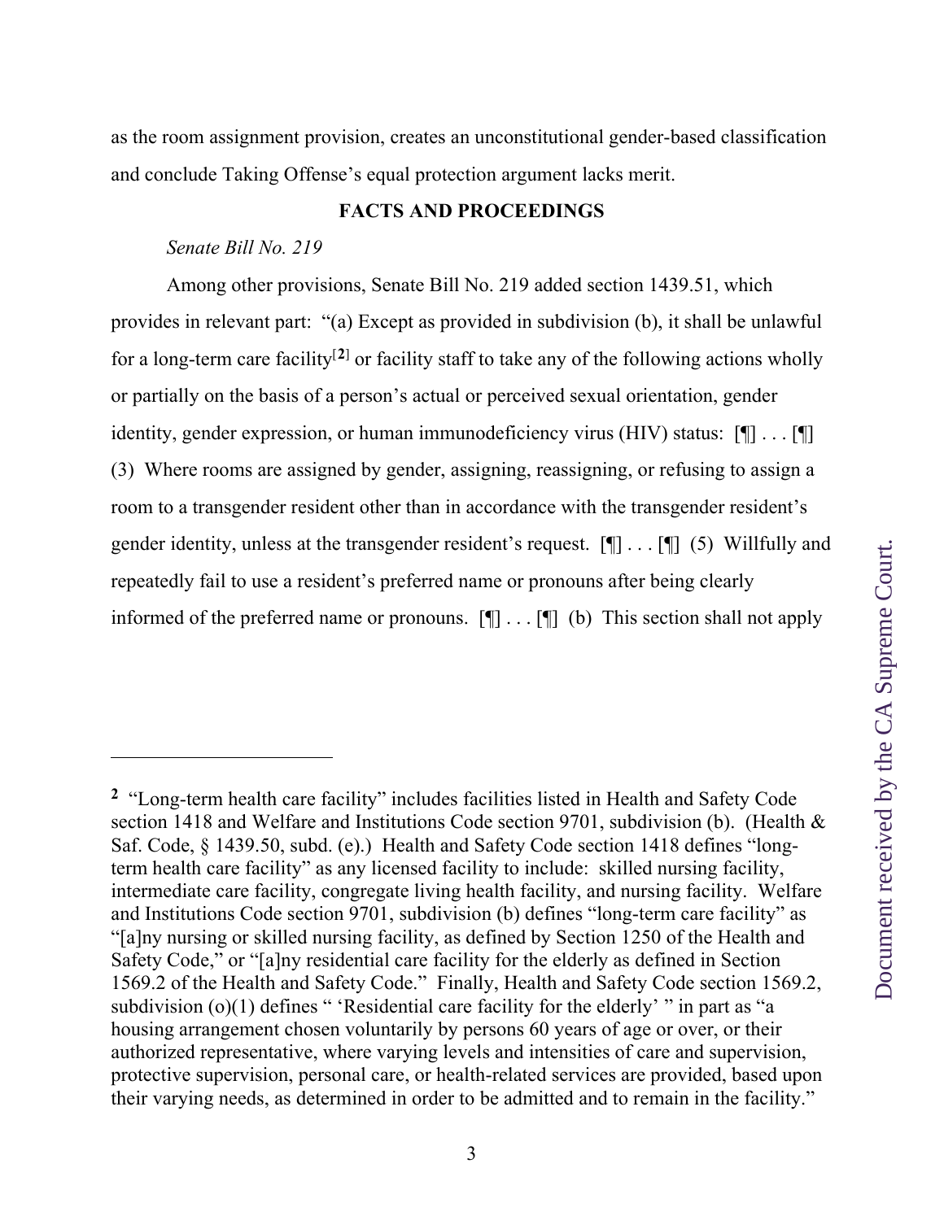as the room assignment provision, creates an unconstitutional gender-based classification and conclude Taking Offense's equal protection argument lacks merit.

**FACTS AND PROCEEDINGS**

*Senate Bill No. 219*

Among other provisions, Senate Bill No. 219 added section 1439.51, which provides in relevant part: "(a) Except as provided in subdivision (b), it shall be unlawful for a long-term care facility[2] or facility staff to take any of the following actions wholly or partially on the basis of a person's actual or perceived sexual orientation, gender identity, gender expression, or human immunodeficiency virus (HIV) status: [¶] . . . [¶] (3) Where rooms are assigned by gender, assigning, reassigning, or refusing to assign a room to a transgender resident other than in accordance with the transgender resident's gender identity, unless at the transgender resident's request. [¶] . . . [¶] (5) Willfully and repeatedly fail to use a resident's preferred name or pronouns after being clearly informed of the preferred name or pronouns. [¶] . . . [¶] (b) This section shall not apply

---

[2] "Long-term health care facility" includes facilities listed in Health and Safety Code section 1418 and Welfare and Institutions Code section 9701, subdivision (b). (Health & Saf. Code, § 1439.50, subd. (e).) Health and Safety Code section 1418 defines "long-term health care facility" as any licensed facility to include: skilled nursing facility, intermediate care facility, congregate living health facility, and nursing facility. Welfare and Institutions Code section 9701, subdivision (b) defines "long-term care facility" as "[a]ny nursing or skilled nursing facility, as defined by Section 1250 of the Health and Safety Code," or "[a]ny residential care facility for the elderly as defined in Section 1569.2 of the Health and Safety Code." Finally, Health and Safety Code section 1569.2, subdivision (o)(1) defines " 'Residential care facility for the elderly' " in part as "a housing arrangement chosen voluntarily by persons 60 years of age or over, or their authorized representative, where varying levels and intensities of care and supervision, protective supervision, personal care, or health-related services are provided, based upon their varying needs, as determined in order to be admitted and to remain in the facility."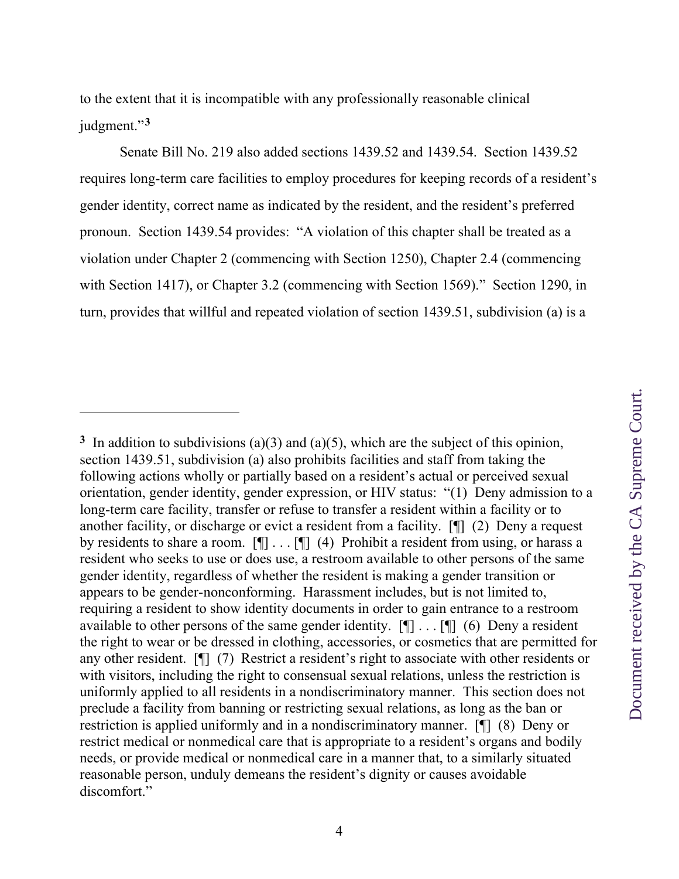to the extent that it is incompatible with any professionally reasonable clinical judgment."[3]

Senate Bill No. 219 also added sections 1439.52 and 1439.54. Section 1439.52 requires long-term care facilities to employ procedures for keeping records of a resident's gender identity, correct name as indicated by the resident, and the resident's preferred pronoun. Section 1439.54 provides: "A violation of this chapter shall be treated as a violation under Chapter 2 (commencing with Section 1250), Chapter 2.4 (commencing with Section 1417), or Chapter 3.2 (commencing with Section 1569)." Section 1290, in turn, provides that willful and repeated violation of section 1439.51, subdivision (a) is a

---

[3] In addition to subdivisions (a)(3) and (a)(5), which are the subject of this opinion, section 1439.51, subdivision (a) also prohibits facilities and staff from taking the following actions wholly or partially based on a resident's actual or perceived sexual orientation, gender identity, gender expression, or HIV status: "(1) Deny admission to a long-term care facility, transfer or refuse to transfer a resident within a facility or to another facility, or discharge or evict a resident from a facility. [¶] (2) Deny a request by residents to share a room. [¶] . . . [¶] (4) Prohibit a resident from using, or harass a resident who seeks to use or does use, a restroom available to other persons of the same gender identity, regardless of whether the resident is making a gender transition or appears to be gender-nonconforming. Harassment includes, but is not limited to, requiring a resident to show identity documents in order to gain entrance to a restroom available to other persons of the same gender identity. [¶] . . . [¶] (6) Deny a resident the right to wear or be dressed in clothing, accessories, or cosmetics that are permitted for any other resident. [¶] (7) Restrict a resident's right to associate with other residents or with visitors, including the right to consensual sexual relations, unless the restriction is uniformly applied to all residents in a nondiscriminatory manner. This section does not preclude a facility from banning or restricting sexual relations, as long as the ban or restriction is applied uniformly and in a nondiscriminatory manner. [¶] (8) Deny or restrict medical or nonmedical care that is appropriate to a resident's organs and bodily needs, or provide medical or nonmedical care in a manner that, to a similarly situated reasonable person, unduly demeans the resident's dignity or causes avoidable discomfort."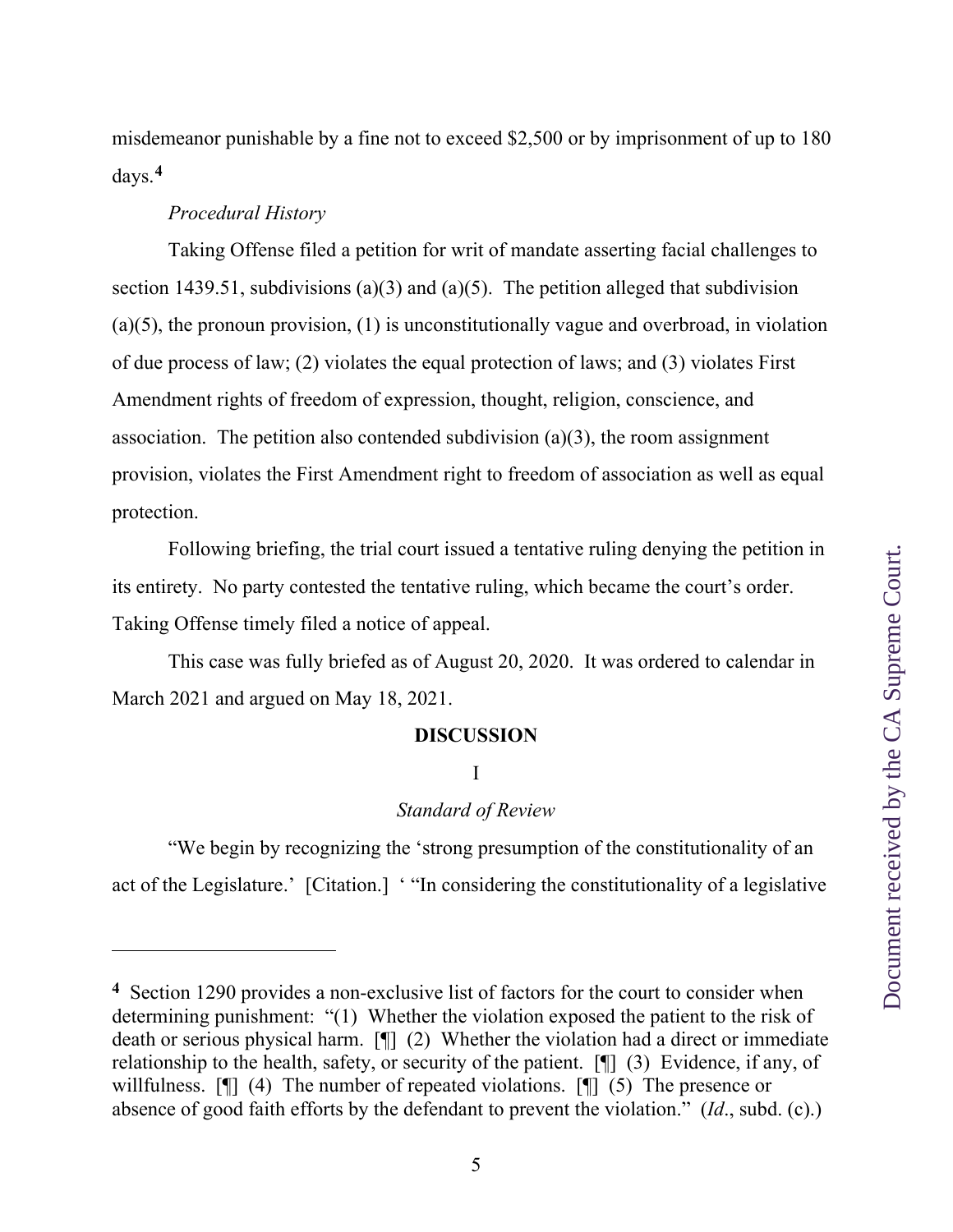misdemeanor punishable by a fine not to exceed $2,500 or by imprisonment of up to 180 days.[4]

*Procedural History*

Taking Offense filed a petition for writ of mandate asserting facial challenges to section 1439.51, subdivisions (a)(3) and (a)(5). The petition alleged that subdivision (a)(5), the pronoun provision, (1) is unconstitutionally vague and overbroad, in violation of due process of law; (2) violates the equal protection of laws; and (3) violates First Amendment rights of freedom of expression, thought, religion, conscience, and association. The petition also contended subdivision (a)(3), the room assignment provision, violates the First Amendment right to freedom of association as well as equal protection.

Following briefing, the trial court issued a tentative ruling denying the petition in its entirety. No party contested the tentative ruling, which became the court's order. Taking Offense timely filed a notice of appeal.

This case was fully briefed as of August 20, 2020. It was ordered to calendar in March 2021 and argued on May 18, 2021.

## DISCUSSION

### I

### *Standard of Review*

"We begin by recognizing the 'strong presumption of the constitutionality of an act of the Legislature.' [Citation.] ' "In considering the constitutionality of a legislative

---

[4] Section 1290 provides a non-exclusive list of factors for the court to consider when determining punishment: "(1) Whether the violation exposed the patient to the risk of death or serious physical harm. [¶] (2) Whether the violation had a direct or immediate relationship to the health, safety, or security of the patient. [¶] (3) Evidence, if any, of willfulness. [¶] (4) The number of repeated violations. [¶] (5) The presence or absence of good faith efforts by the defendant to prevent the violation." (*Id*., subd. (c).)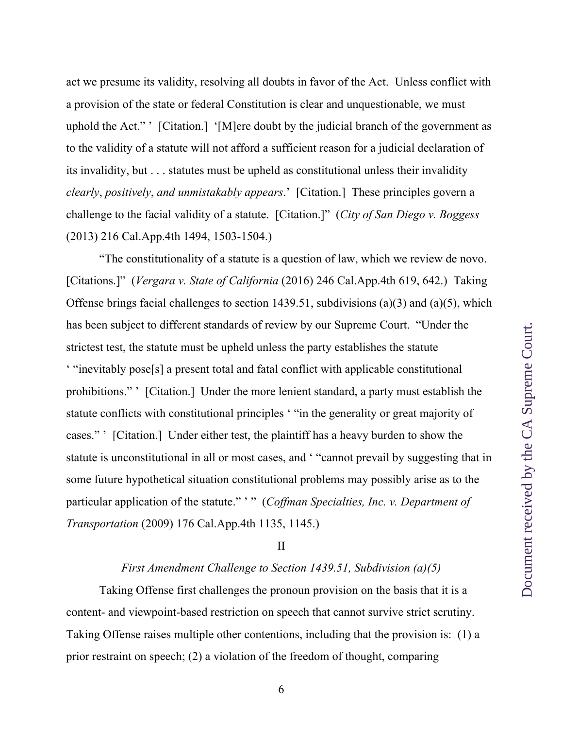act we presume its validity, resolving all doubts in favor of the Act. Unless conflict with a provision of the state or federal Constitution is clear and unquestionable, we must uphold the Act." ' [Citation.] '[M]ere doubt by the judicial branch of the government as to the validity of a statute will not afford a sufficient reason for a judicial declaration of its invalidity, but . . . statutes must be upheld as constitutional unless their invalidity *clearly*, *positively*, *and unmistakably appears*.' [Citation.] These principles govern a challenge to the facial validity of a statute. [Citation.]" (*City of San Diego v. Boggess* (2013) 216 Cal.App.4th 1494, 1503-1504.)

"The constitutionality of a statute is a question of law, which we review de novo. [Citations.]" (*Vergara v. State of California* (2016) 246 Cal.App.4th 619, 642.) Taking Offense brings facial challenges to section 1439.51, subdivisions (a)(3) and (a)(5), which has been subject to different standards of review by our Supreme Court. "Under the strictest test, the statute must be upheld unless the party establishes the statute ' "inevitably pose[s] a present total and fatal conflict with applicable constitutional prohibitions." ' [Citation.] Under the more lenient standard, a party must establish the statute conflicts with constitutional principles ' "in the generality or great majority of cases." ' [Citation.] Under either test, the plaintiff has a heavy burden to show the statute is unconstitutional in all or most cases, and ' "cannot prevail by suggesting that in some future hypothetical situation constitutional problems may possibly arise as to the particular application of the statute." ' " (*Coffman Specialties, Inc. v. Department of Transportation* (2009) 176 Cal.App.4th 1135, 1145.)

II

*First Amendment Challenge to Section 1439.51, Subdivision (a)(5)*

Taking Offense first challenges the pronoun provision on the basis that it is a content- and viewpoint-based restriction on speech that cannot survive strict scrutiny. Taking Offense raises multiple other contentions, including that the provision is: (1) a prior restraint on speech; (2) a violation of the freedom of thought, comparing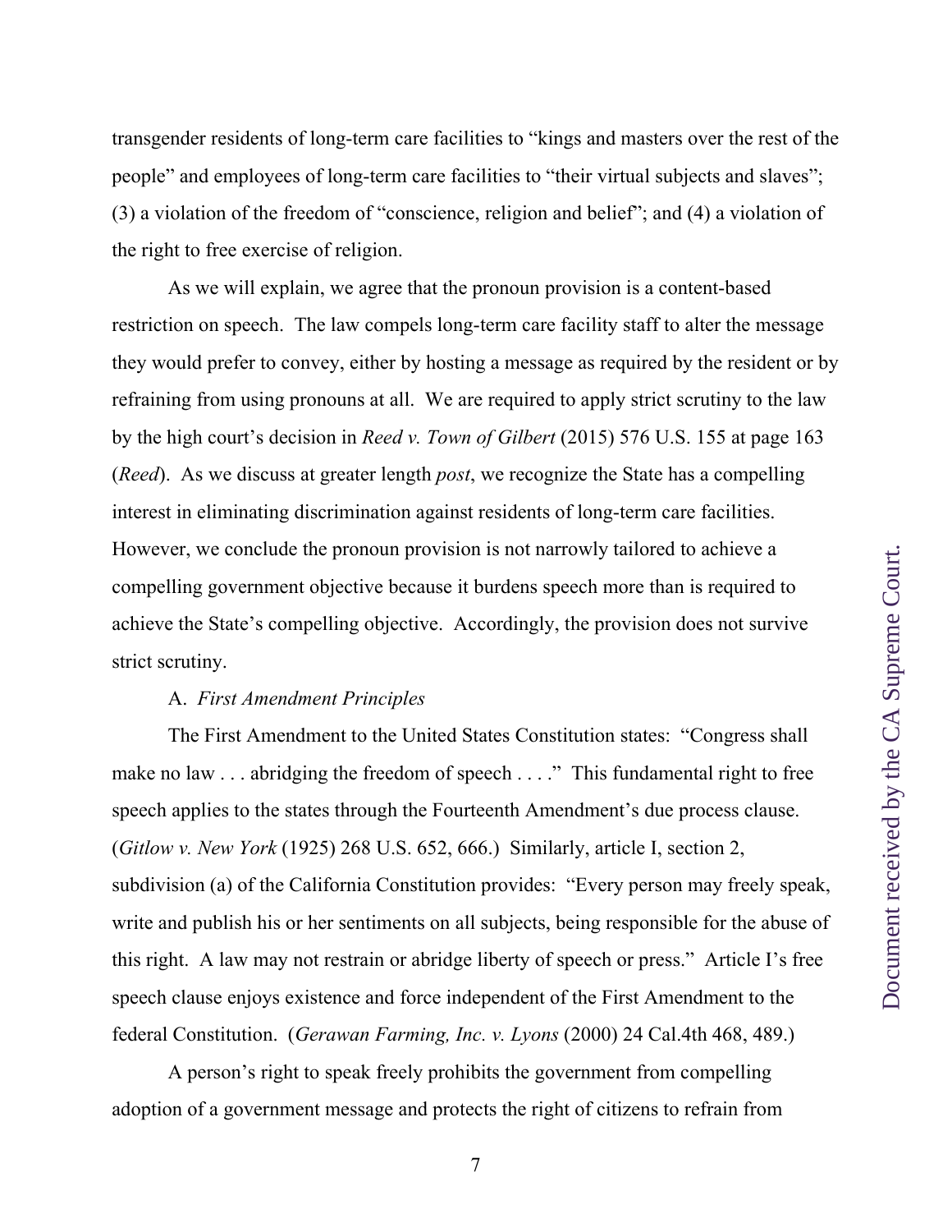transgender residents of long-term care facilities to "kings and masters over the rest of the people" and employees of long-term care facilities to "their virtual subjects and slaves"; (3) a violation of the freedom of "conscience, religion and belief"; and (4) a violation of the right to free exercise of religion.

As we will explain, we agree that the pronoun provision is a content-based restriction on speech. The law compels long-term care facility staff to alter the message they would prefer to convey, either by hosting a message as required by the resident or by refraining from using pronouns at all. We are required to apply strict scrutiny to the law by the high court's decision in *Reed v. Town of Gilbert* (2015) 576 U.S. 155 at page 163 (*Reed*). As we discuss at greater length *post*, we recognize the State has a compelling interest in eliminating discrimination against residents of long-term care facilities. However, we conclude the pronoun provision is not narrowly tailored to achieve a compelling government objective because it burdens speech more than is required to achieve the State's compelling objective. Accordingly, the provision does not survive strict scrutiny.

A. *First Amendment Principles*

The First Amendment to the United States Constitution states: "Congress shall make no law . . . abridging the freedom of speech . . . ." This fundamental right to free speech applies to the states through the Fourteenth Amendment's due process clause. (*Gitlow v. New York* (1925) 268 U.S. 652, 666.) Similarly, article I, section 2, subdivision (a) of the California Constitution provides: "Every person may freely speak, write and publish his or her sentiments on all subjects, being responsible for the abuse of this right. A law may not restrain or abridge liberty of speech or press." Article I's free speech clause enjoys existence and force independent of the First Amendment to the federal Constitution. (*Gerawan Farming, Inc. v. Lyons* (2000) 24 Cal.4th 468, 489.)

A person's right to speak freely prohibits the government from compelling adoption of a government message and protects the right of citizens to refrain from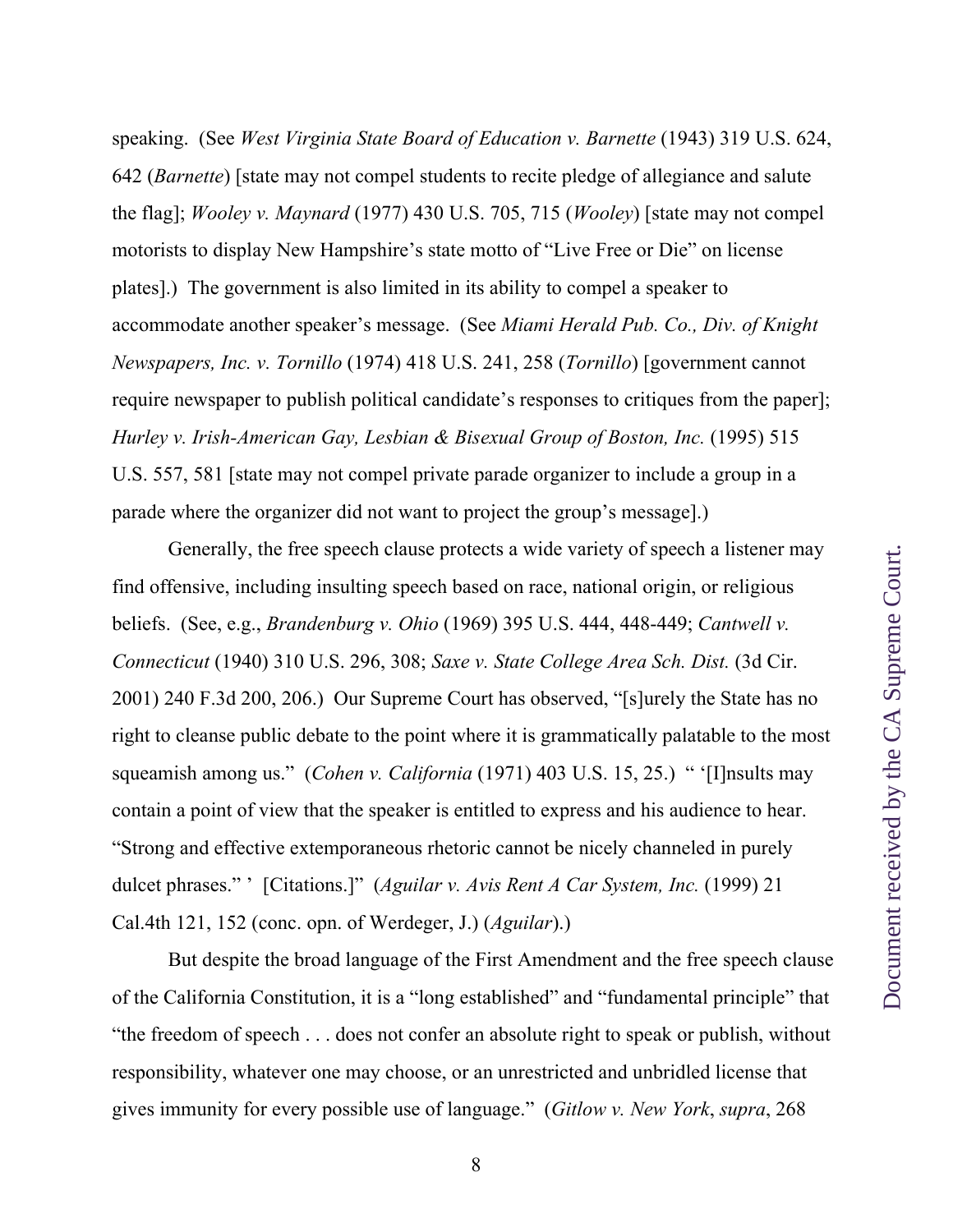speaking. (See *West Virginia State Board of Education v. Barnette* (1943) 319 U.S. 624, 642 (*Barnette*) [state may not compel students to recite pledge of allegiance and salute the flag]; *Wooley v. Maynard* (1977) 430 U.S. 705, 715 (*Wooley*) [state may not compel motorists to display New Hampshire's state motto of "Live Free or Die" on license plates].) The government is also limited in its ability to compel a speaker to accommodate another speaker's message. (See *Miami Herald Pub. Co., Div. of Knight Newspapers, Inc. v. Tornillo* (1974) 418 U.S. 241, 258 (*Tornillo*) [government cannot require newspaper to publish political candidate's responses to critiques from the paper]; *Hurley v. Irish-American Gay, Lesbian & Bisexual Group of Boston, Inc.* (1995) 515 U.S. 557, 581 [state may not compel private parade organizer to include a group in a parade where the organizer did not want to project the group's message].)

Generally, the free speech clause protects a wide variety of speech a listener may find offensive, including insulting speech based on race, national origin, or religious beliefs. (See, e.g., *Brandenburg v. Ohio* (1969) 395 U.S. 444, 448-449; *Cantwell v. Connecticut* (1940) 310 U.S. 296, 308; *Saxe v. State College Area Sch. Dist.* (3d Cir. 2001) 240 F.3d 200, 206.) Our Supreme Court has observed, "[s]urely the State has no right to cleanse public debate to the point where it is grammatically palatable to the most squeamish among us." (*Cohen v. California* (1971) 403 U.S. 15, 25.) " '[I]nsults may contain a point of view that the speaker is entitled to express and his audience to hear. "Strong and effective extemporaneous rhetoric cannot be nicely channeled in purely dulcet phrases." ' [Citations.]" (*Aguilar v. Avis Rent A Car System, Inc.* (1999) 21 Cal.4th 121, 152 (conc. opn. of Werdeger, J.) (*Aguilar*).)

But despite the broad language of the First Amendment and the free speech clause of the California Constitution, it is a "long established" and "fundamental principle" that "the freedom of speech . . . does not confer an absolute right to speak or publish, without responsibility, whatever one may choose, or an unrestricted and unbridled license that gives immunity for every possible use of language." (*Gitlow v. New York*, *supra*, 268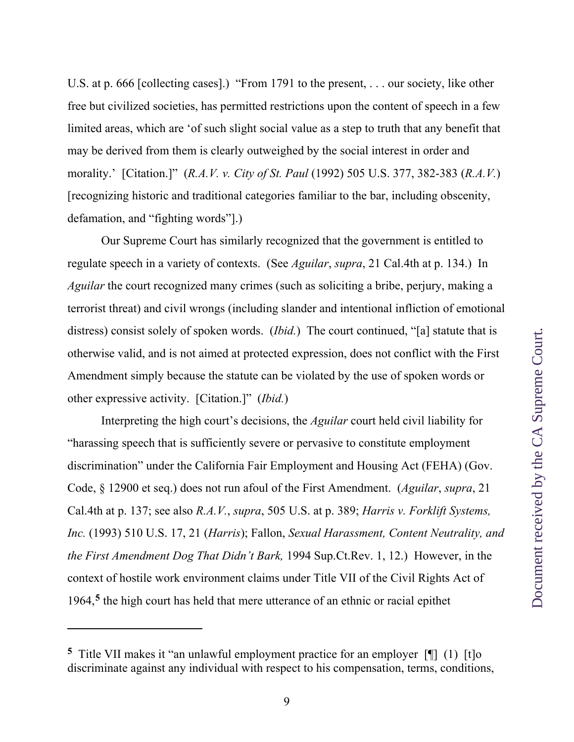U.S. at p. 666 [collecting cases].) "From 1791 to the present, . . . our society, like other free but civilized societies, has permitted restrictions upon the content of speech in a few limited areas, which are 'of such slight social value as a step to truth that any benefit that may be derived from them is clearly outweighed by the social interest in order and morality.' [Citation.]" (*R.A.V. v. City of St. Paul* (1992) 505 U.S. 377, 382-383 (*R.A.V.*) [recognizing historic and traditional categories familiar to the bar, including obscenity, defamation, and "fighting words"].)

Our Supreme Court has similarly recognized that the government is entitled to regulate speech in a variety of contexts. (See *Aguilar*, *supra*, 21 Cal.4th at p. 134.) In *Aguilar* the court recognized many crimes (such as soliciting a bribe, perjury, making a terrorist threat) and civil wrongs (including slander and intentional infliction of emotional distress) consist solely of spoken words. (*Ibid.*) The court continued, "[a] statute that is otherwise valid, and is not aimed at protected expression, does not conflict with the First Amendment simply because the statute can be violated by the use of spoken words or other expressive activity. [Citation.]" (*Ibid.*)

Interpreting the high court's decisions, the *Aguilar* court held civil liability for "harassing speech that is sufficiently severe or pervasive to constitute employment discrimination" under the California Fair Employment and Housing Act (FEHA) (Gov. Code, § 12900 et seq.) does not run afoul of the First Amendment. (*Aguilar*, *supra*, 21 Cal.4th at p. 137; see also *R.A.V.*, *supra*, 505 U.S. at p. 389; *Harris v. Forklift Systems, Inc.* (1993) 510 U.S. 17, 21 (*Harris*); Fallon, *Sexual Harassment, Content Neutrality, and the First Amendment Dog That Didn't Bark,* 1994 Sup.Ct.Rev. 1, 12.) However, in the context of hostile work environment claims under Title VII of the Civil Rights Act of 1964,[5] the high court has held that mere utterance of an ethnic or racial epithet

---

[5] Title VII makes it "an unlawful employment practice for an employer [¶] (1) [t]o discriminate against any individual with respect to his compensation, terms, conditions,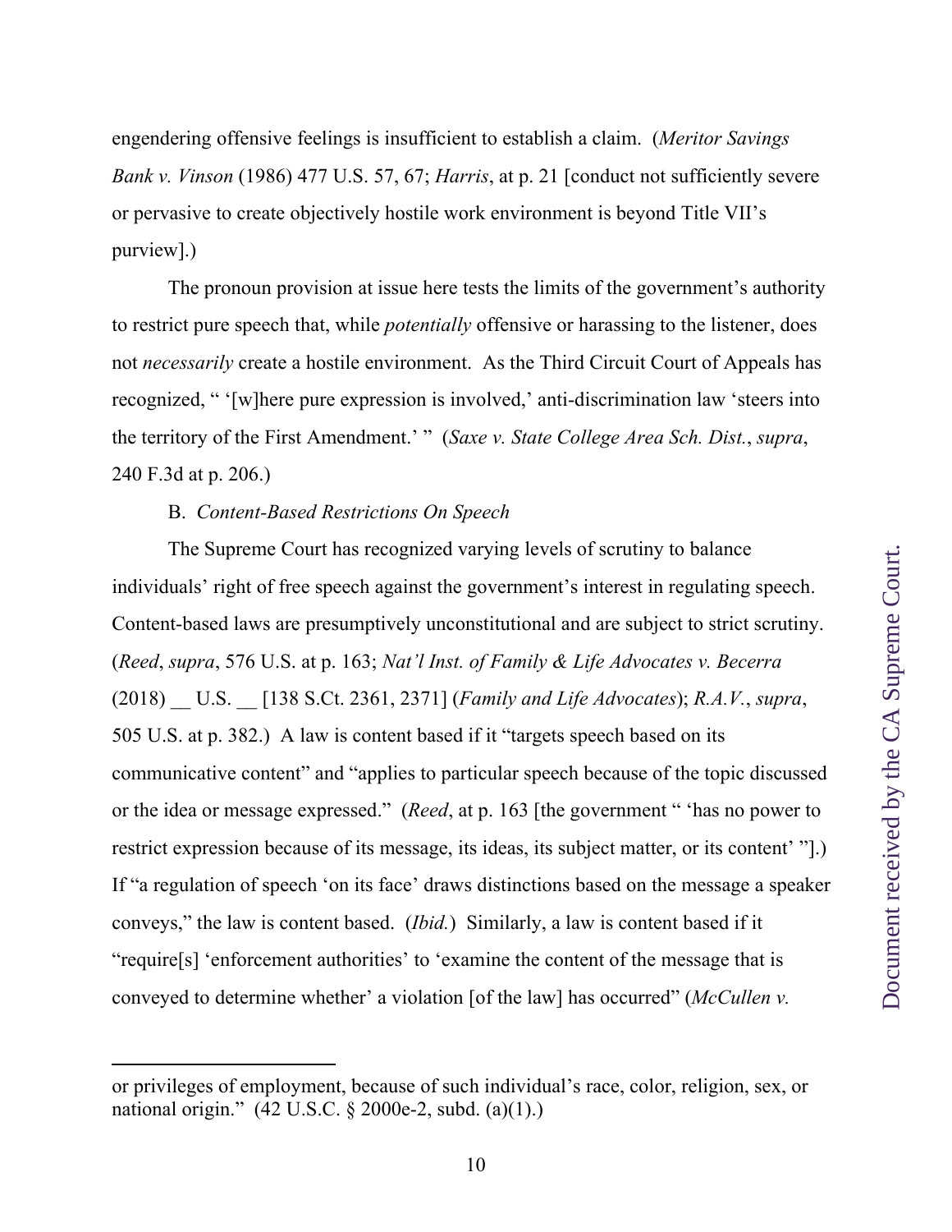engendering offensive feelings is insufficient to establish a claim. (*Meritor Savings Bank v. Vinson* (1986) 477 U.S. 57, 67; *Harris*, at p. 21 [conduct not sufficiently severe or pervasive to create objectively hostile work environment is beyond Title VII's purview].)

The pronoun provision at issue here tests the limits of the government's authority to restrict pure speech that, while *potentially* offensive or harassing to the listener, does not *necessarily* create a hostile environment. As the Third Circuit Court of Appeals has recognized, " '[w]here pure expression is involved,' anti-discrimination law 'steers into the territory of the First Amendment.' " (*Saxe v. State College Area Sch. Dist.*, *supra*, 240 F.3d at p. 206.)

B. *Content-Based Restrictions On Speech*

The Supreme Court has recognized varying levels of scrutiny to balance individuals' right of free speech against the government's interest in regulating speech. Content-based laws are presumptively unconstitutional and are subject to strict scrutiny. (*Reed*, *supra*, 576 U.S. at p. 163; *Nat'l Inst. of Family & Life Advocates v. Becerra* (2018) __ U.S. __ [138 S.Ct. 2361, 2371] (*Family and Life Advocates*); *R.A.V.*, *supra*, 505 U.S. at p. 382.) A law is content based if it "targets speech based on its communicative content" and "applies to particular speech because of the topic discussed or the idea or message expressed." (*Reed*, at p. 163 [the government " 'has no power to restrict expression because of its message, its ideas, its subject matter, or its content' "].) If "a regulation of speech 'on its face' draws distinctions based on the message a speaker conveys," the law is content based. (*Ibid.*) Similarly, a law is content based if it "require[s] 'enforcement authorities' to 'examine the content of the message that is conveyed to determine whether' a violation [of the law] has occurred" (*McCullen v.*

---

or privileges of employment, because of such individual's race, color, religion, sex, or national origin." (42 U.S.C. § 2000e-2, subd. (a)(1).)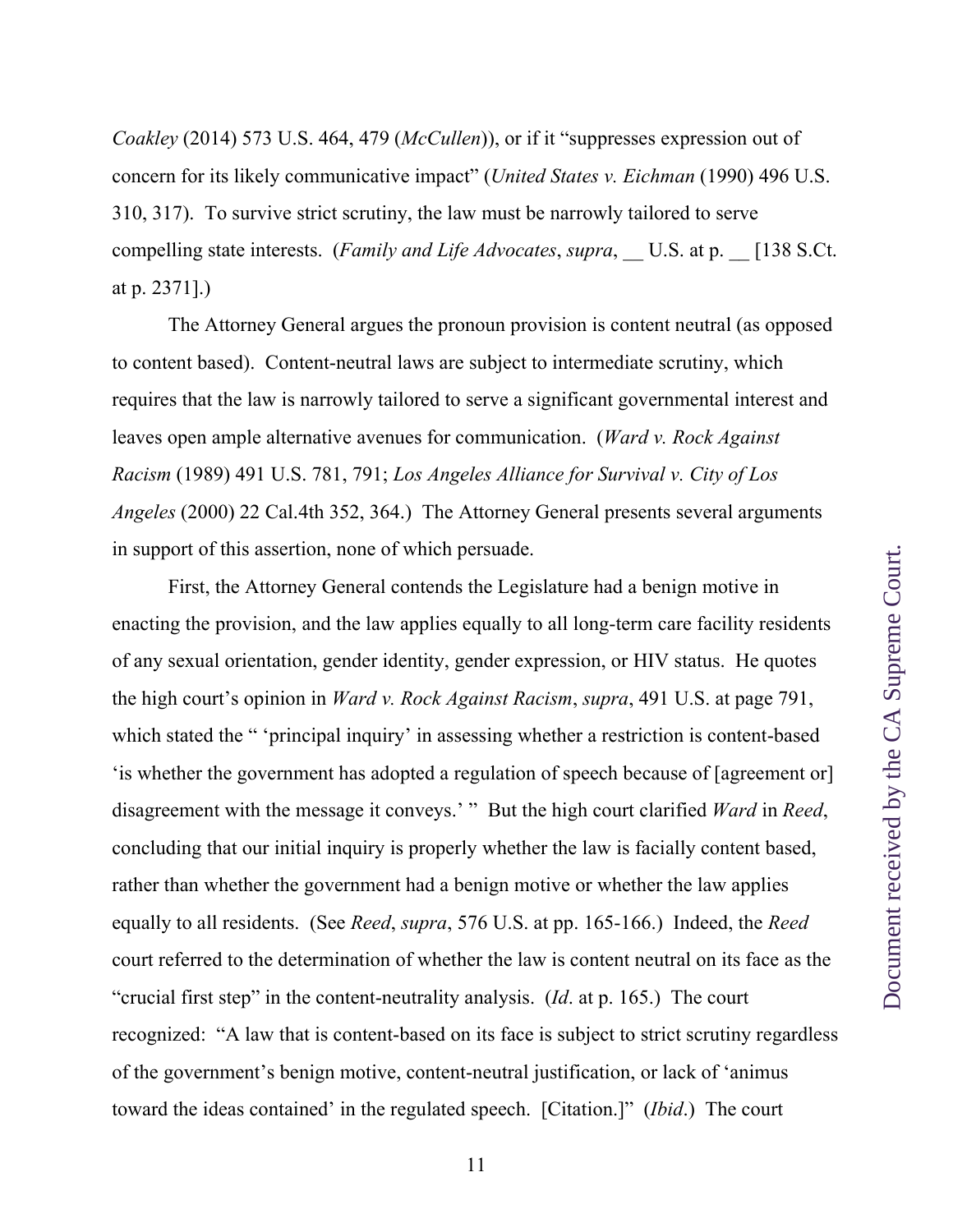*Coakley* (2014) 573 U.S. 464, 479 (*McCullen*)), or if it "suppresses expression out of concern for its likely communicative impact" (*United States v. Eichman* (1990) 496 U.S. 310, 317). To survive strict scrutiny, the law must be narrowly tailored to serve compelling state interests. (*Family and Life Advocates*, *supra*, __ U.S. at p. __ [138 S.Ct. at p. 2371].)

The Attorney General argues the pronoun provision is content neutral (as opposed to content based). Content-neutral laws are subject to intermediate scrutiny, which requires that the law is narrowly tailored to serve a significant governmental interest and leaves open ample alternative avenues for communication. (*Ward v. Rock Against Racism* (1989) 491 U.S. 781, 791; *Los Angeles Alliance for Survival v. City of Los Angeles* (2000) 22 Cal.4th 352, 364.) The Attorney General presents several arguments in support of this assertion, none of which persuade.

First, the Attorney General contends the Legislature had a benign motive in enacting the provision, and the law applies equally to all long-term care facility residents of any sexual orientation, gender identity, gender expression, or HIV status. He quotes the high court's opinion in *Ward v. Rock Against Racism*, *supra*, 491 U.S. at page 791, which stated the " 'principal inquiry' in assessing whether a restriction is content-based 'is whether the government has adopted a regulation of speech because of [agreement or] disagreement with the message it conveys.' " But the high court clarified *Ward* in *Reed*, concluding that our initial inquiry is properly whether the law is facially content based, rather than whether the government had a benign motive or whether the law applies equally to all residents. (See *Reed*, *supra*, 576 U.S. at pp. 165-166.) Indeed, the *Reed* court referred to the determination of whether the law is content neutral on its face as the "crucial first step" in the content-neutrality analysis. (*Id*. at p. 165.) The court recognized: "A law that is content-based on its face is subject to strict scrutiny regardless of the government's benign motive, content-neutral justification, or lack of 'animus toward the ideas contained' in the regulated speech. [Citation.]" (*Ibid*.) The court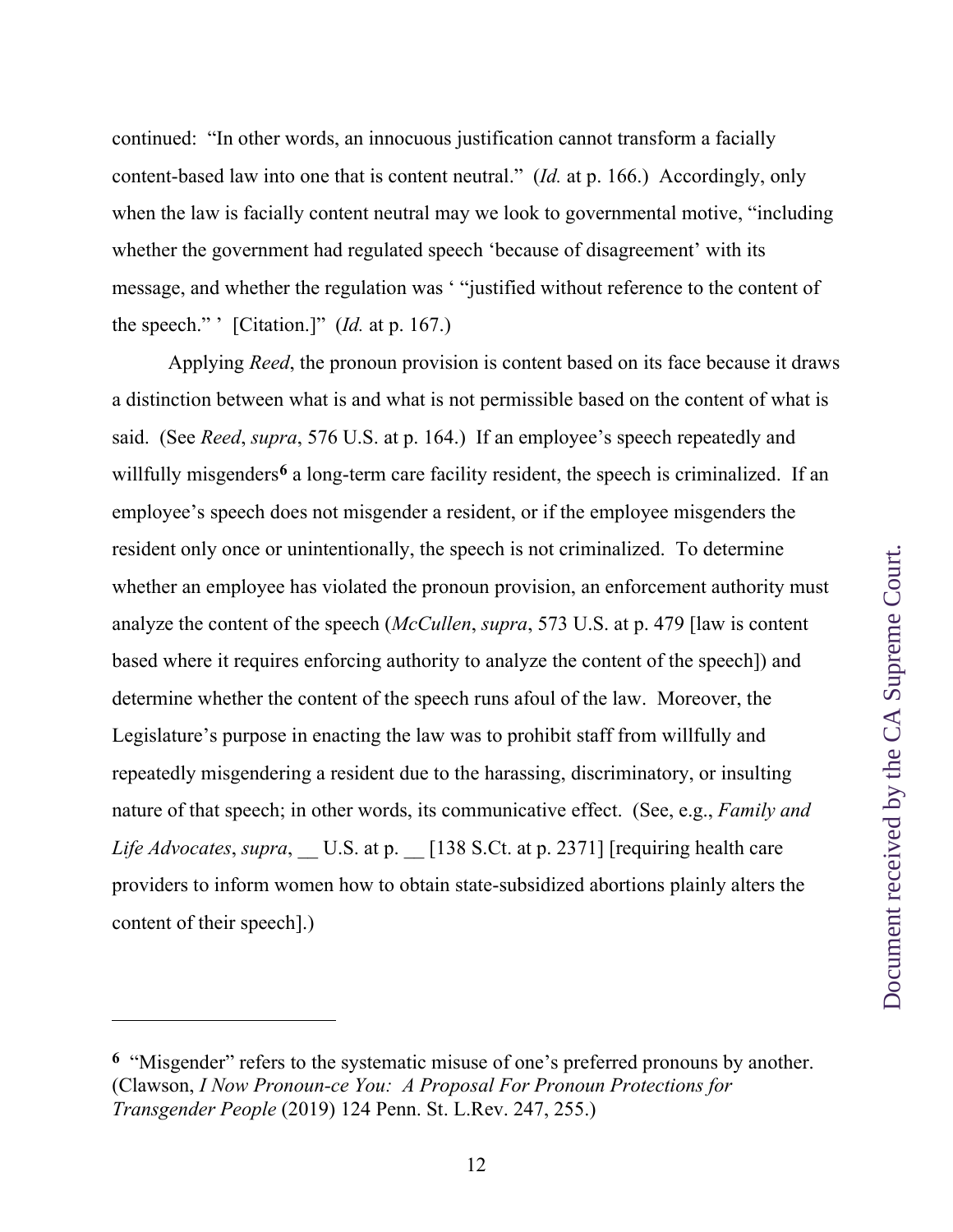continued: "In other words, an innocuous justification cannot transform a facially content-based law into one that is content neutral." (*Id.* at p. 166.) Accordingly, only when the law is facially content neutral may we look to governmental motive, "including whether the government had regulated speech 'because of disagreement' with its message, and whether the regulation was ' "justified without reference to the content of the speech." ' [Citation.]" (*Id.* at p. 167.)

Applying *Reed*, the pronoun provision is content based on its face because it draws a distinction between what is and what is not permissible based on the content of what is said. (See *Reed*, *supra*, 576 U.S. at p. 164.) If an employee's speech repeatedly and willfully misgenders[6] a long-term care facility resident, the speech is criminalized. If an employee's speech does not misgender a resident, or if the employee misgenders the resident only once or unintentionally, the speech is not criminalized. To determine whether an employee has violated the pronoun provision, an enforcement authority must analyze the content of the speech (*McCullen*, *supra*, 573 U.S. at p. 479 [law is content based where it requires enforcing authority to analyze the content of the speech]) and determine whether the content of the speech runs afoul of the law. Moreover, the Legislature's purpose in enacting the law was to prohibit staff from willfully and repeatedly misgendering a resident due to the harassing, discriminatory, or insulting nature of that speech; in other words, its communicative effect. (See, e.g., *Family and Life Advocates*, *supra*, __ U.S. at p. __ [138 S.Ct. at p. 2371] [requiring health care providers to inform women how to obtain state-subsidized abortions plainly alters the content of their speech].)

---

[6] "Misgender" refers to the systematic misuse of one's preferred pronouns by another. (Clawson, *I Now Pronoun-ce You: A Proposal For Pronoun Protections for Transgender People* (2019) 124 Penn. St. L.Rev. 247, 255.)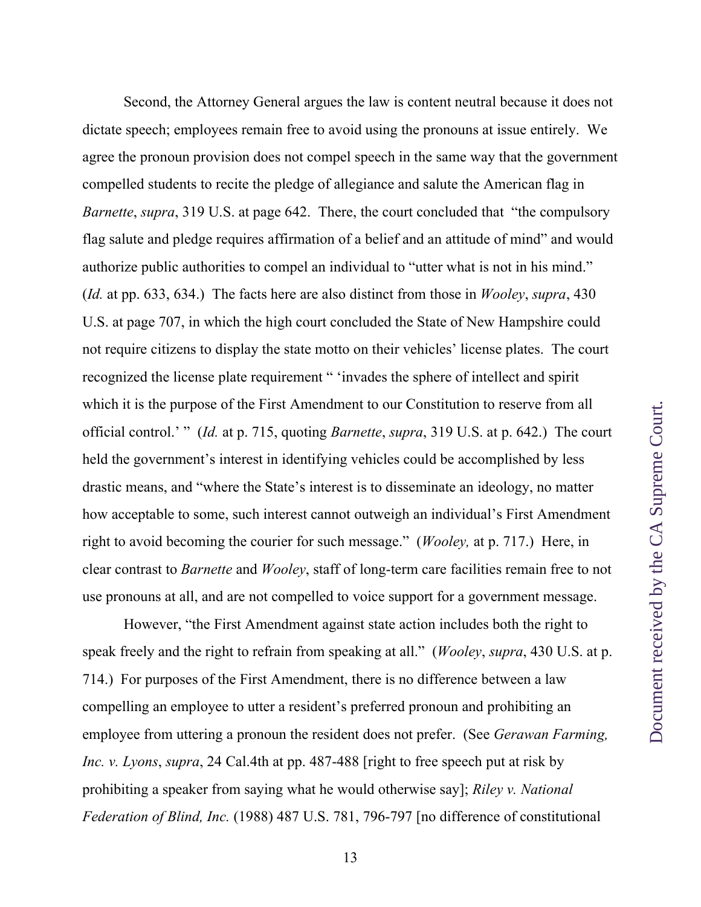Second, the Attorney General argues the law is content neutral because it does not dictate speech; employees remain free to avoid using the pronouns at issue entirely. We agree the pronoun provision does not compel speech in the same way that the government compelled students to recite the pledge of allegiance and salute the American flag in *Barnette*, *supra*, 319 U.S. at page 642. There, the court concluded that "the compulsory flag salute and pledge requires affirmation of a belief and an attitude of mind" and would authorize public authorities to compel an individual to "utter what is not in his mind." (*Id.* at pp. 633, 634.) The facts here are also distinct from those in *Wooley*, *supra*, 430 U.S. at page 707, in which the high court concluded the State of New Hampshire could not require citizens to display the state motto on their vehicles' license plates. The court recognized the license plate requirement " 'invades the sphere of intellect and spirit which it is the purpose of the First Amendment to our Constitution to reserve from all official control.' " (*Id.* at p. 715, quoting *Barnette*, *supra*, 319 U.S. at p. 642.) The court held the government's interest in identifying vehicles could be accomplished by less drastic means, and "where the State's interest is to disseminate an ideology, no matter how acceptable to some, such interest cannot outweigh an individual's First Amendment right to avoid becoming the courier for such message." (*Wooley,* at p. 717.) Here, in clear contrast to *Barnette* and *Wooley*, staff of long-term care facilities remain free to not use pronouns at all, and are not compelled to voice support for a government message.

However, "the First Amendment against state action includes both the right to speak freely and the right to refrain from speaking at all." (*Wooley*, *supra*, 430 U.S. at p. 714.) For purposes of the First Amendment, there is no difference between a law compelling an employee to utter a resident's preferred pronoun and prohibiting an employee from uttering a pronoun the resident does not prefer. (See *Gerawan Farming, Inc. v. Lyons*, *supra*, 24 Cal.4th at pp. 487-488 [right to free speech put at risk by prohibiting a speaker from saying what he would otherwise say]; *Riley v. National Federation of Blind, Inc.* (1988) 487 U.S. 781, 796-797 [no difference of constitutional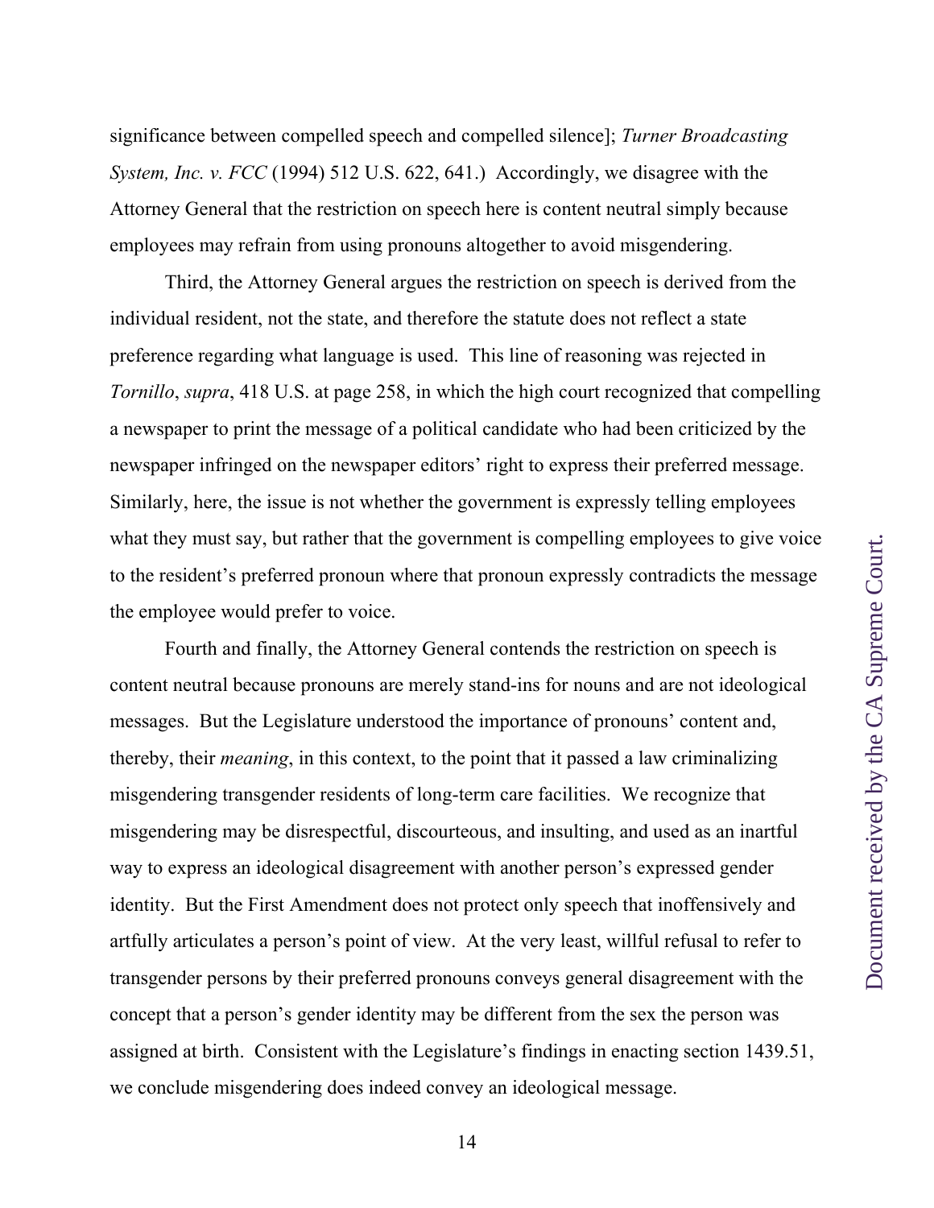significance between compelled speech and compelled silence]; *Turner Broadcasting System, Inc. v. FCC* (1994) 512 U.S. 622, 641.) Accordingly, we disagree with the Attorney General that the restriction on speech here is content neutral simply because employees may refrain from using pronouns altogether to avoid misgendering.

Third, the Attorney General argues the restriction on speech is derived from the individual resident, not the state, and therefore the statute does not reflect a state preference regarding what language is used. This line of reasoning was rejected in *Tornillo*, *supra*, 418 U.S. at page 258, in which the high court recognized that compelling a newspaper to print the message of a political candidate who had been criticized by the newspaper infringed on the newspaper editors' right to express their preferred message. Similarly, here, the issue is not whether the government is expressly telling employees what they must say, but rather that the government is compelling employees to give voice to the resident's preferred pronoun where that pronoun expressly contradicts the message the employee would prefer to voice.

Fourth and finally, the Attorney General contends the restriction on speech is content neutral because pronouns are merely stand-ins for nouns and are not ideological messages. But the Legislature understood the importance of pronouns' content and, thereby, their *meaning*, in this context, to the point that it passed a law criminalizing misgendering transgender residents of long-term care facilities. We recognize that misgendering may be disrespectful, discourteous, and insulting, and used as an inartful way to express an ideological disagreement with another person's expressed gender identity. But the First Amendment does not protect only speech that inoffensively and artfully articulates a person's point of view. At the very least, willful refusal to refer to transgender persons by their preferred pronouns conveys general disagreement with the concept that a person's gender identity may be different from the sex the person was assigned at birth. Consistent with the Legislature's findings in enacting section 1439.51, we conclude misgendering does indeed convey an ideological message.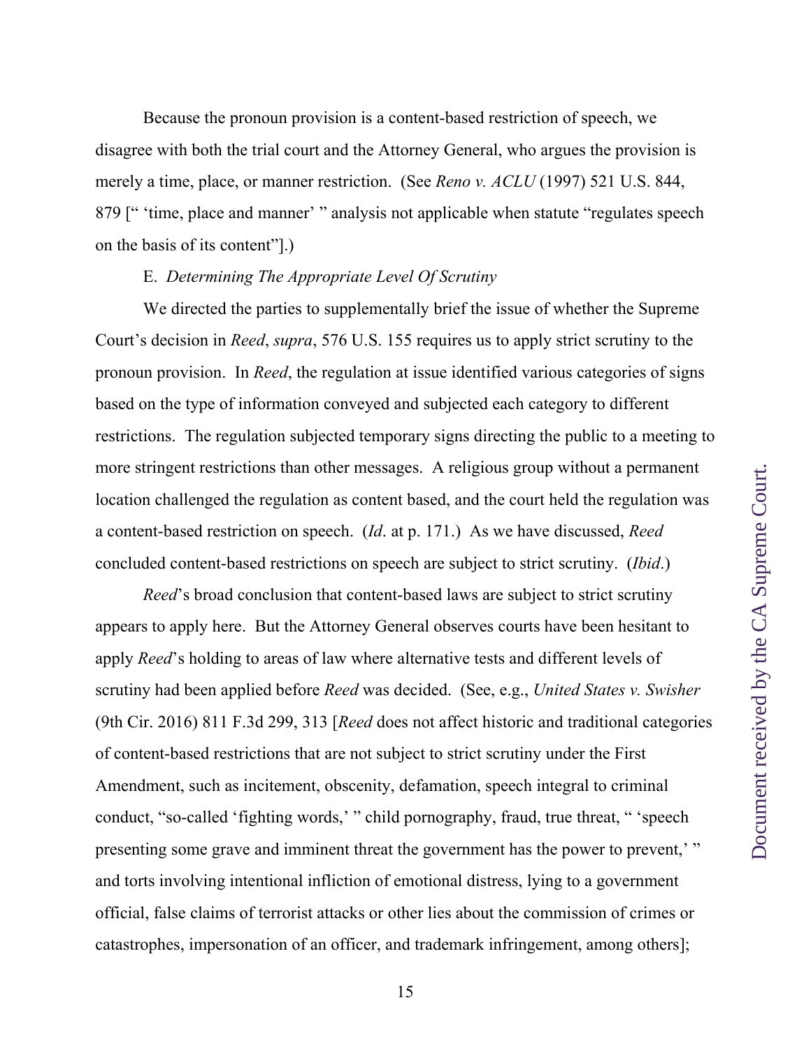Because the pronoun provision is a content-based restriction of speech, we disagree with both the trial court and the Attorney General, who argues the provision is merely a time, place, or manner restriction. (See *Reno v. ACLU* (1997) 521 U.S. 844, 879 [" 'time, place and manner' " analysis not applicable when statute "regulates speech on the basis of its content"].)

E. *Determining The Appropriate Level Of Scrutiny*

We directed the parties to supplementally brief the issue of whether the Supreme Court's decision in *Reed*, *supra*, 576 U.S. 155 requires us to apply strict scrutiny to the pronoun provision. In *Reed*, the regulation at issue identified various categories of signs based on the type of information conveyed and subjected each category to different restrictions. The regulation subjected temporary signs directing the public to a meeting to more stringent restrictions than other messages. A religious group without a permanent location challenged the regulation as content based, and the court held the regulation was a content-based restriction on speech. (*Id*. at p. 171.) As we have discussed, *Reed* concluded content-based restrictions on speech are subject to strict scrutiny. (*Ibid*.)

*Reed*'s broad conclusion that content-based laws are subject to strict scrutiny appears to apply here. But the Attorney General observes courts have been hesitant to apply *Reed*'s holding to areas of law where alternative tests and different levels of scrutiny had been applied before *Reed* was decided. (See, e.g., *United States v. Swisher* (9th Cir. 2016) 811 F.3d 299, 313 [*Reed* does not affect historic and traditional categories of content-based restrictions that are not subject to strict scrutiny under the First Amendment, such as incitement, obscenity, defamation, speech integral to criminal conduct, "so-called 'fighting words,' " child pornography, fraud, true threat, " 'speech presenting some grave and imminent threat the government has the power to prevent,' " and torts involving intentional infliction of emotional distress, lying to a government official, false claims of terrorist attacks or other lies about the commission of crimes or catastrophes, impersonation of an officer, and trademark infringement, among others];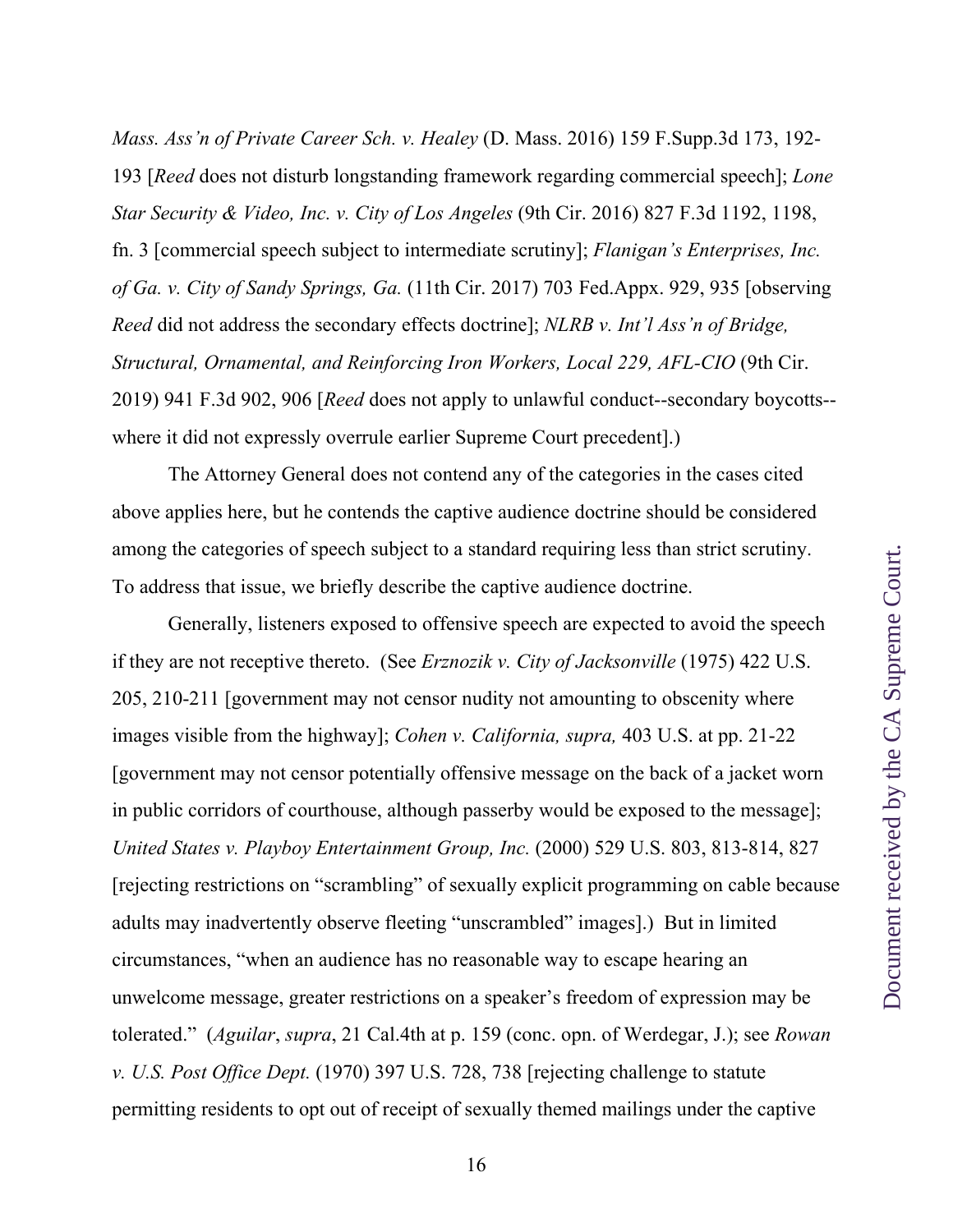*Mass. Ass'n of Private Career Sch. v. Healey* (D. Mass. 2016) 159 F.Supp.3d 173, 192-193 [*Reed* does not disturb longstanding framework regarding commercial speech]; *Lone Star Security & Video, Inc. v. City of Los Angeles* (9th Cir. 2016) 827 F.3d 1192, 1198, fn. 3 [commercial speech subject to intermediate scrutiny]; *Flanigan's Enterprises, Inc. of Ga. v. City of Sandy Springs, Ga.* (11th Cir. 2017) 703 Fed.Appx. 929, 935 [observing *Reed* did not address the secondary effects doctrine]; *NLRB v. Int'l Ass'n of Bridge, Structural, Ornamental, and Reinforcing Iron Workers, Local 229, AFL-CIO* (9th Cir. 2019) 941 F.3d 902, 906 [*Reed* does not apply to unlawful conduct--secondary boycotts--where it did not expressly overrule earlier Supreme Court precedent].)

The Attorney General does not contend any of the categories in the cases cited above applies here, but he contends the captive audience doctrine should be considered among the categories of speech subject to a standard requiring less than strict scrutiny. To address that issue, we briefly describe the captive audience doctrine.

Generally, listeners exposed to offensive speech are expected to avoid the speech if they are not receptive thereto. (See *Erznozik v. City of Jacksonville* (1975) 422 U.S. 205, 210-211 [government may not censor nudity not amounting to obscenity where images visible from the highway]; *Cohen v. California, supra,* 403 U.S. at pp. 21-22 [government may not censor potentially offensive message on the back of a jacket worn in public corridors of courthouse, although passerby would be exposed to the message]; *United States v. Playboy Entertainment Group, Inc.* (2000) 529 U.S. 803, 813-814, 827 [rejecting restrictions on "scrambling" of sexually explicit programming on cable because adults may inadvertently observe fleeting "unscrambled" images].) But in limited circumstances, "when an audience has no reasonable way to escape hearing an unwelcome message, greater restrictions on a speaker's freedom of expression may be tolerated." (*Aguilar*, *supra*, 21 Cal.4th at p. 159 (conc. opn. of Werdegar, J.); see *Rowan v. U.S. Post Office Dept.* (1970) 397 U.S. 728, 738 [rejecting challenge to statute permitting residents to opt out of receipt of sexually themed mailings under the captive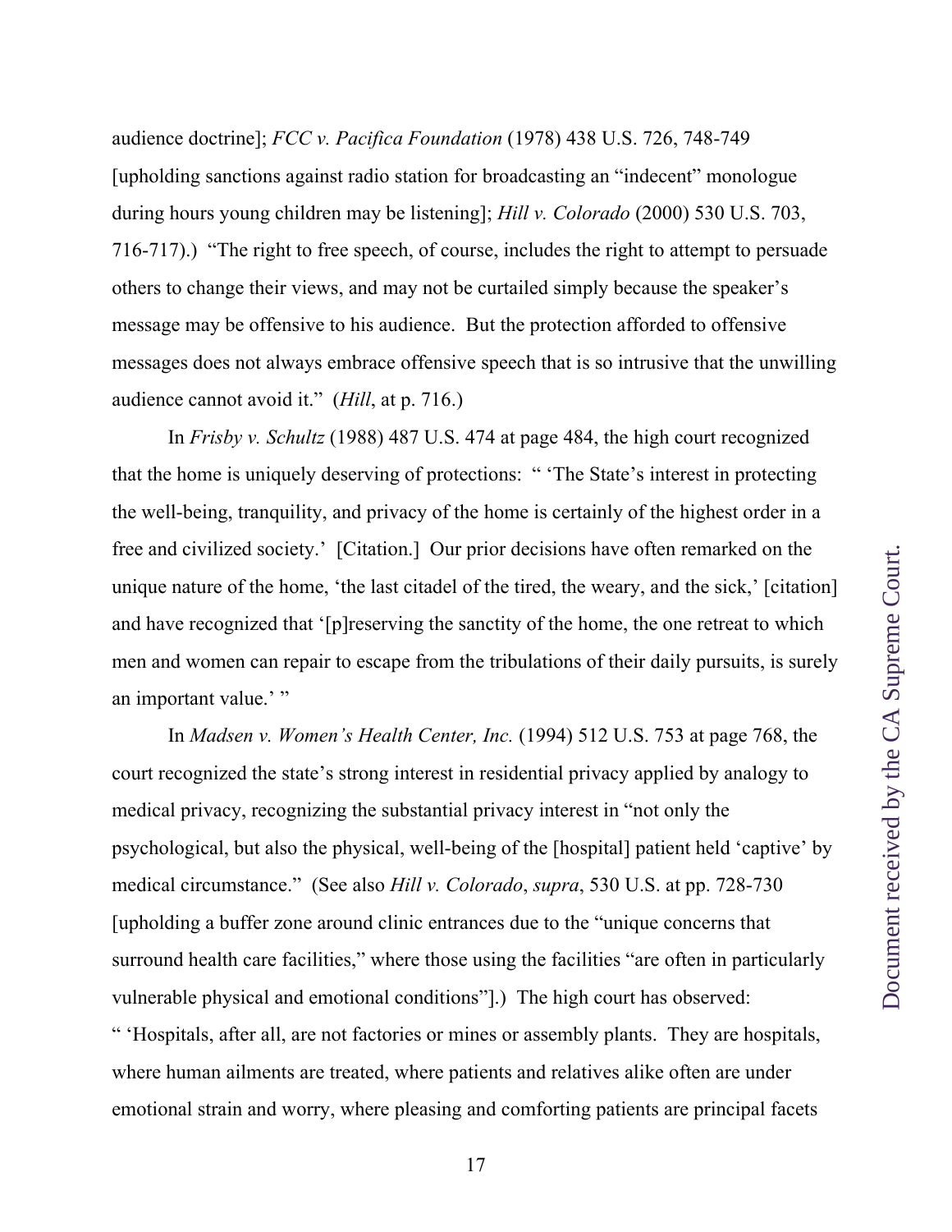audience doctrine]; *FCC v. Pacifica Foundation* (1978) 438 U.S. 726, 748-749 [upholding sanctions against radio station for broadcasting an "indecent" monologue during hours young children may be listening]; *Hill v. Colorado* (2000) 530 U.S. 703, 716-717).) "The right to free speech, of course, includes the right to attempt to persuade others to change their views, and may not be curtailed simply because the speaker's message may be offensive to his audience. But the protection afforded to offensive messages does not always embrace offensive speech that is so intrusive that the unwilling audience cannot avoid it." (*Hill*, at p. 716.)

In *Frisby v. Schultz* (1988) 487 U.S. 474 at page 484, the high court recognized that the home is uniquely deserving of protections: " 'The State's interest in protecting the well-being, tranquility, and privacy of the home is certainly of the highest order in a free and civilized society.' [Citation.] Our prior decisions have often remarked on the unique nature of the home, 'the last citadel of the tired, the weary, and the sick,' [citation] and have recognized that '[p]reserving the sanctity of the home, the one retreat to which men and women can repair to escape from the tribulations of their daily pursuits, is surely an important value.' "

In *Madsen v. Women's Health Center, Inc.* (1994) 512 U.S. 753 at page 768, the court recognized the state's strong interest in residential privacy applied by analogy to medical privacy, recognizing the substantial privacy interest in "not only the psychological, but also the physical, well-being of the [hospital] patient held 'captive' by medical circumstance." (See also *Hill v. Colorado*, *supra*, 530 U.S. at pp. 728-730 [upholding a buffer zone around clinic entrances due to the "unique concerns that surround health care facilities," where those using the facilities "are often in particularly vulnerable physical and emotional conditions"].) The high court has observed: " 'Hospitals, after all, are not factories or mines or assembly plants. They are hospitals, where human ailments are treated, where patients and relatives alike often are under emotional strain and worry, where pleasing and comforting patients are principal facets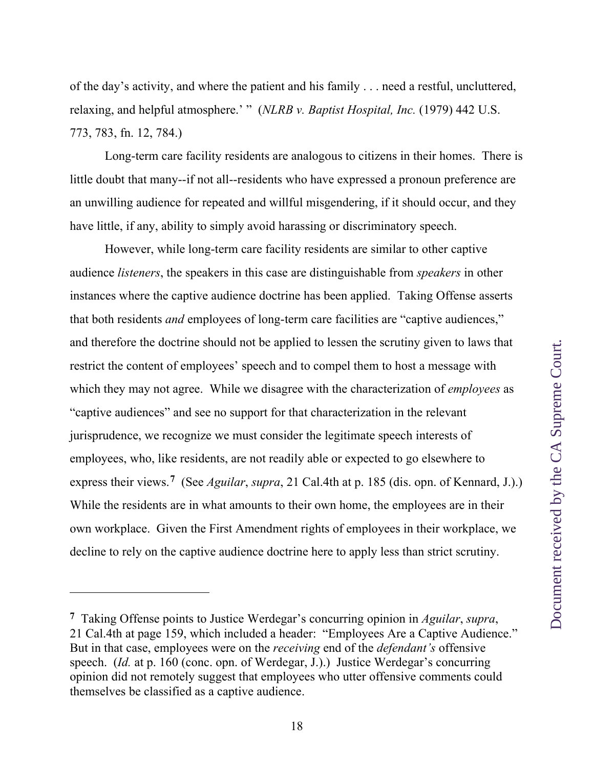of the day's activity, and where the patient and his family . . . need a restful, uncluttered, relaxing, and helpful atmosphere.' " (*NLRB v. Baptist Hospital, Inc.* (1979) 442 U.S. 773, 783, fn. 12, 784.)

Long-term care facility residents are analogous to citizens in their homes. There is little doubt that many--if not all--residents who have expressed a pronoun preference are an unwilling audience for repeated and willful misgendering, if it should occur, and they have little, if any, ability to simply avoid harassing or discriminatory speech.

However, while long-term care facility residents are similar to other captive audience *listeners*, the speakers in this case are distinguishable from *speakers* in other instances where the captive audience doctrine has been applied. Taking Offense asserts that both residents *and* employees of long-term care facilities are "captive audiences," and therefore the doctrine should not be applied to lessen the scrutiny given to laws that restrict the content of employees' speech and to compel them to host a message with which they may not agree. While we disagree with the characterization of *employees* as "captive audiences" and see no support for that characterization in the relevant jurisprudence, we recognize we must consider the legitimate speech interests of employees, who, like residents, are not readily able or expected to go elsewhere to express their views.[7] (See *Aguilar*, *supra*, 21 Cal.4th at p. 185 (dis. opn. of Kennard, J.).) While the residents are in what amounts to their own home, the employees are in their own workplace. Given the First Amendment rights of employees in their workplace, we decline to rely on the captive audience doctrine here to apply less than strict scrutiny.

---

[7] Taking Offense points to Justice Werdegar's concurring opinion in *Aguilar*, *supra*, 21 Cal.4th at page 159, which included a header: "Employees Are a Captive Audience." But in that case, employees were on the *receiving* end of the *defendant's* offensive speech. (*Id.* at p. 160 (conc. opn. of Werdegar, J.).) Justice Werdegar's concurring opinion did not remotely suggest that employees who utter offensive comments could themselves be classified as a captive audience.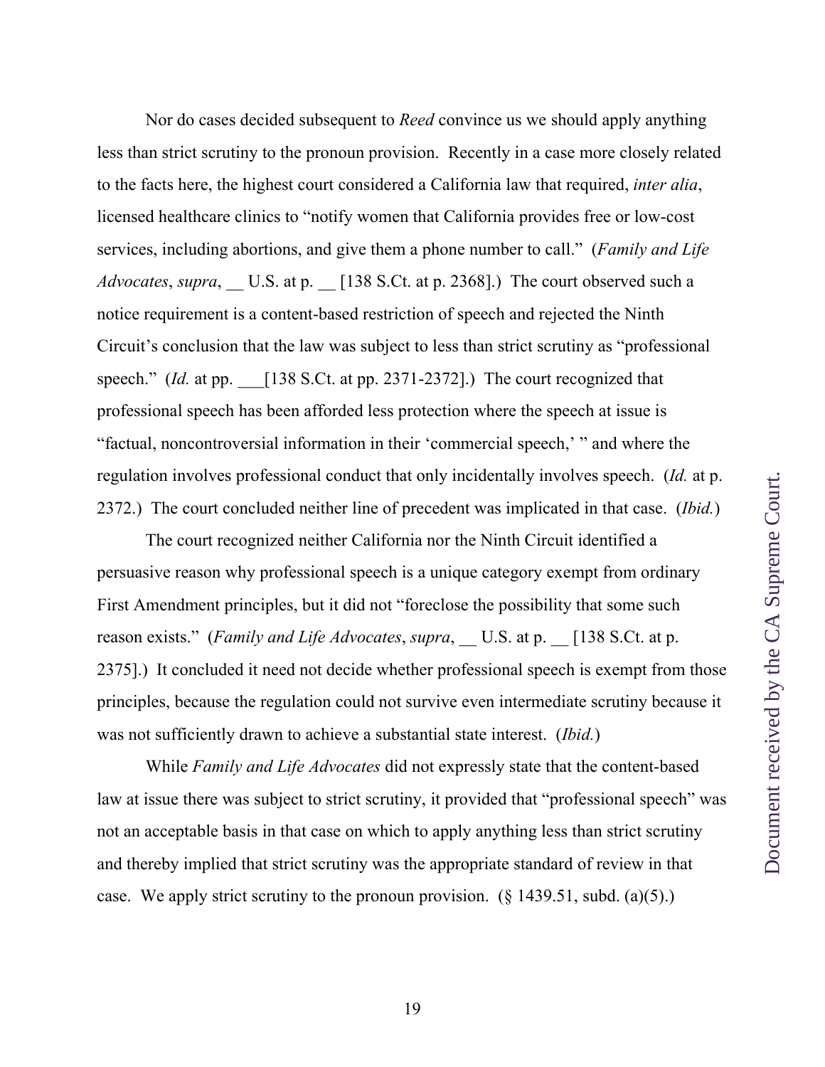Nor do cases decided subsequent to *Reed* convince us we should apply anything less than strict scrutiny to the pronoun provision. Recently in a case more closely related to the facts here, the highest court considered a California law that required, *inter alia*, licensed healthcare clinics to "notify women that California provides free or low-cost services, including abortions, and give them a phone number to call." (*Family and Life Advocates*, *supra*, __ U.S. at p. __ [138 S.Ct. at p. 2368].) The court observed such a notice requirement is a content-based restriction of speech and rejected the Ninth Circuit's conclusion that the law was subject to less than strict scrutiny as "professional speech." (*Id.* at pp. ___[138 S.Ct. at pp. 2371-2372].) The court recognized that professional speech has been afforded less protection where the speech at issue is "factual, noncontroversial information in their 'commercial speech,' " and where the regulation involves professional conduct that only incidentally involves speech. (*Id.* at p. 2372.) The court concluded neither line of precedent was implicated in that case. (*Ibid.*)

The court recognized neither California nor the Ninth Circuit identified a persuasive reason why professional speech is a unique category exempt from ordinary First Amendment principles, but it did not "foreclose the possibility that some such reason exists." (*Family and Life Advocates*, *supra*, __ U.S. at p. __ [138 S.Ct. at p. 2375].) It concluded it need not decide whether professional speech is exempt from those principles, because the regulation could not survive even intermediate scrutiny because it was not sufficiently drawn to achieve a substantial state interest. (*Ibid.*)

While *Family and Life Advocates* did not expressly state that the content-based law at issue there was subject to strict scrutiny, it provided that "professional speech" was not an acceptable basis in that case on which to apply anything less than strict scrutiny and thereby implied that strict scrutiny was the appropriate standard of review in that case. We apply strict scrutiny to the pronoun provision. (§ 1439.51, subd. (a)(5).)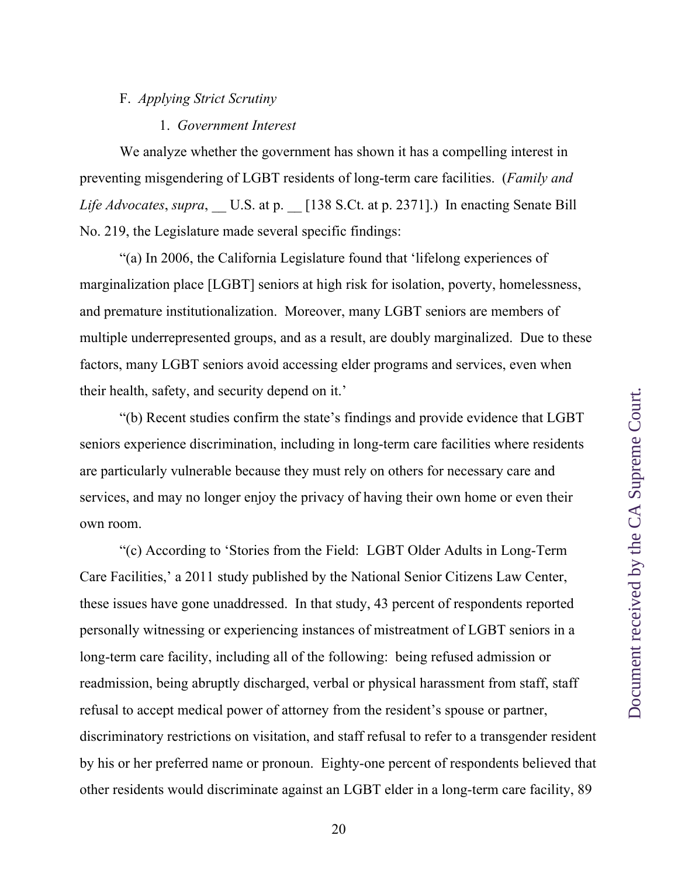F. *Applying Strict Scrutiny*

1. *Government Interest*

We analyze whether the government has shown it has a compelling interest in preventing misgendering of LGBT residents of long-term care facilities. (*Family and Life Advocates*, *supra*, __ U.S. at p. __ [138 S.Ct. at p. 2371].) In enacting Senate Bill No. 219, the Legislature made several specific findings:

"(a) In 2006, the California Legislature found that 'lifelong experiences of marginalization place [LGBT] seniors at high risk for isolation, poverty, homelessness, and premature institutionalization. Moreover, many LGBT seniors are members of multiple underrepresented groups, and as a result, are doubly marginalized. Due to these factors, many LGBT seniors avoid accessing elder programs and services, even when their health, safety, and security depend on it.'

"(b) Recent studies confirm the state's findings and provide evidence that LGBT seniors experience discrimination, including in long-term care facilities where residents are particularly vulnerable because they must rely on others for necessary care and services, and may no longer enjoy the privacy of having their own home or even their own room.

"(c) According to 'Stories from the Field: LGBT Older Adults in Long-Term Care Facilities,' a 2011 study published by the National Senior Citizens Law Center, these issues have gone unaddressed. In that study, 43 percent of respondents reported personally witnessing or experiencing instances of mistreatment of LGBT seniors in a long-term care facility, including all of the following: being refused admission or readmission, being abruptly discharged, verbal or physical harassment from staff, staff refusal to accept medical power of attorney from the resident's spouse or partner, discriminatory restrictions on visitation, and staff refusal to refer to a transgender resident by his or her preferred name or pronoun. Eighty-one percent of respondents believed that other residents would discriminate against an LGBT elder in a long-term care facility, 89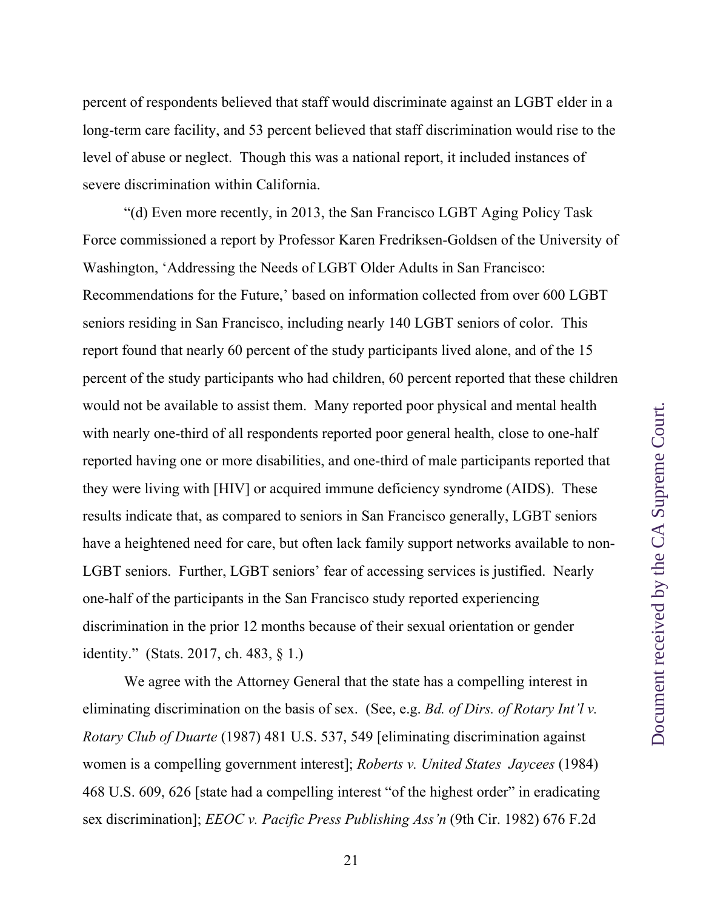percent of respondents believed that staff would discriminate against an LGBT elder in a long-term care facility, and 53 percent believed that staff discrimination would rise to the level of abuse or neglect. Though this was a national report, it included instances of severe discrimination within California.

"(d) Even more recently, in 2013, the San Francisco LGBT Aging Policy Task Force commissioned a report by Professor Karen Fredriksen-Goldsen of the University of Washington, 'Addressing the Needs of LGBT Older Adults in San Francisco: Recommendations for the Future,' based on information collected from over 600 LGBT seniors residing in San Francisco, including nearly 140 LGBT seniors of color. This report found that nearly 60 percent of the study participants lived alone, and of the 15 percent of the study participants who had children, 60 percent reported that these children would not be available to assist them. Many reported poor physical and mental health with nearly one-third of all respondents reported poor general health, close to one-half reported having one or more disabilities, and one-third of male participants reported that they were living with [HIV] or acquired immune deficiency syndrome (AIDS). These results indicate that, as compared to seniors in San Francisco generally, LGBT seniors have a heightened need for care, but often lack family support networks available to non-LGBT seniors. Further, LGBT seniors' fear of accessing services is justified. Nearly one-half of the participants in the San Francisco study reported experiencing discrimination in the prior 12 months because of their sexual orientation or gender identity." (Stats. 2017, ch. 483, § 1.)

We agree with the Attorney General that the state has a compelling interest in eliminating discrimination on the basis of sex. (See, e.g. *Bd. of Dirs. of Rotary Int'l v. Rotary Club of Duarte* (1987) 481 U.S. 537, 549 [eliminating discrimination against women is a compelling government interest]; *Roberts v. United States Jaycees* (1984) 468 U.S. 609, 626 [state had a compelling interest "of the highest order" in eradicating sex discrimination]; *EEOC v. Pacific Press Publishing Ass'n* (9th Cir. 1982) 676 F.2d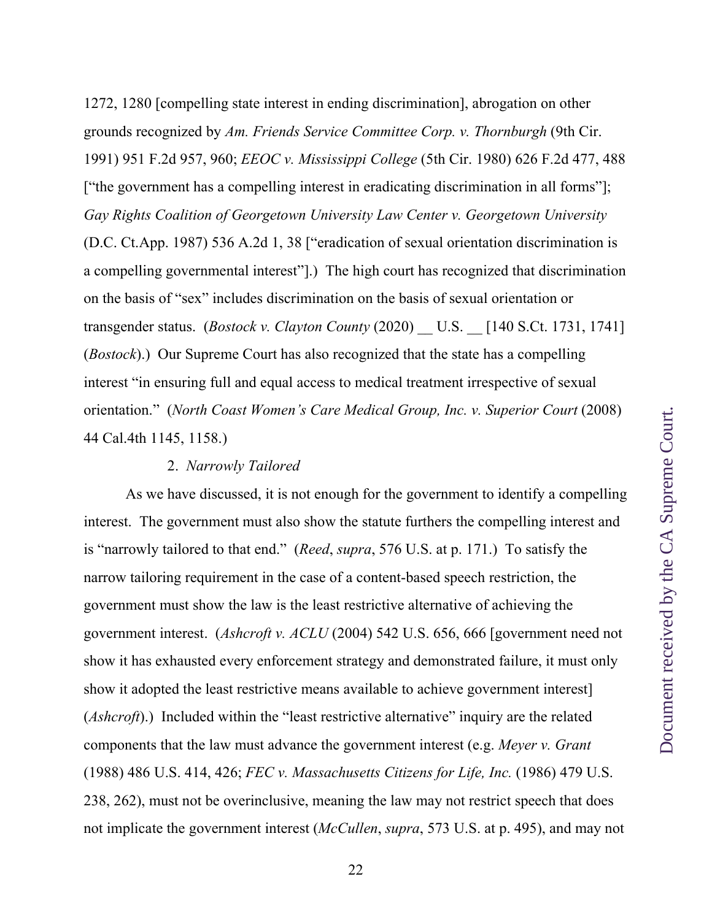1272, 1280 [compelling state interest in ending discrimination], abrogation on other grounds recognized by *Am. Friends Service Committee Corp. v. Thornburgh* (9th Cir. 1991) 951 F.2d 957, 960; *EEOC v. Mississippi College* (5th Cir. 1980) 626 F.2d 477, 488 ["the government has a compelling interest in eradicating discrimination in all forms"]; *Gay Rights Coalition of Georgetown University Law Center v. Georgetown University* (D.C. Ct.App. 1987) 536 A.2d 1, 38 ["eradication of sexual orientation discrimination is a compelling governmental interest"].) The high court has recognized that discrimination on the basis of "sex" includes discrimination on the basis of sexual orientation or transgender status. (*Bostock v. Clayton County* (2020) __ U.S. __ [140 S.Ct. 1731, 1741] (*Bostock*).) Our Supreme Court has also recognized that the state has a compelling interest "in ensuring full and equal access to medical treatment irrespective of sexual orientation." (*North Coast Women's Care Medical Group, Inc. v. Superior Court* (2008) 44 Cal.4th 1145, 1158.)

2. *Narrowly Tailored*

As we have discussed, it is not enough for the government to identify a compelling interest. The government must also show the statute furthers the compelling interest and is "narrowly tailored to that end." (*Reed*, *supra*, 576 U.S. at p. 171.) To satisfy the narrow tailoring requirement in the case of a content-based speech restriction, the government must show the law is the least restrictive alternative of achieving the government interest. (*Ashcroft v. ACLU* (2004) 542 U.S. 656, 666 [government need not show it has exhausted every enforcement strategy and demonstrated failure, it must only show it adopted the least restrictive means available to achieve government interest] (*Ashcroft*).) Included within the "least restrictive alternative" inquiry are the related components that the law must advance the government interest (e.g. *Meyer v. Grant* (1988) 486 U.S. 414, 426; *FEC v. Massachusetts Citizens for Life, Inc.* (1986) 479 U.S. 238, 262), must not be overinclusive, meaning the law may not restrict speech that does not implicate the government interest (*McCullen*, *supra*, 573 U.S. at p. 495), and may not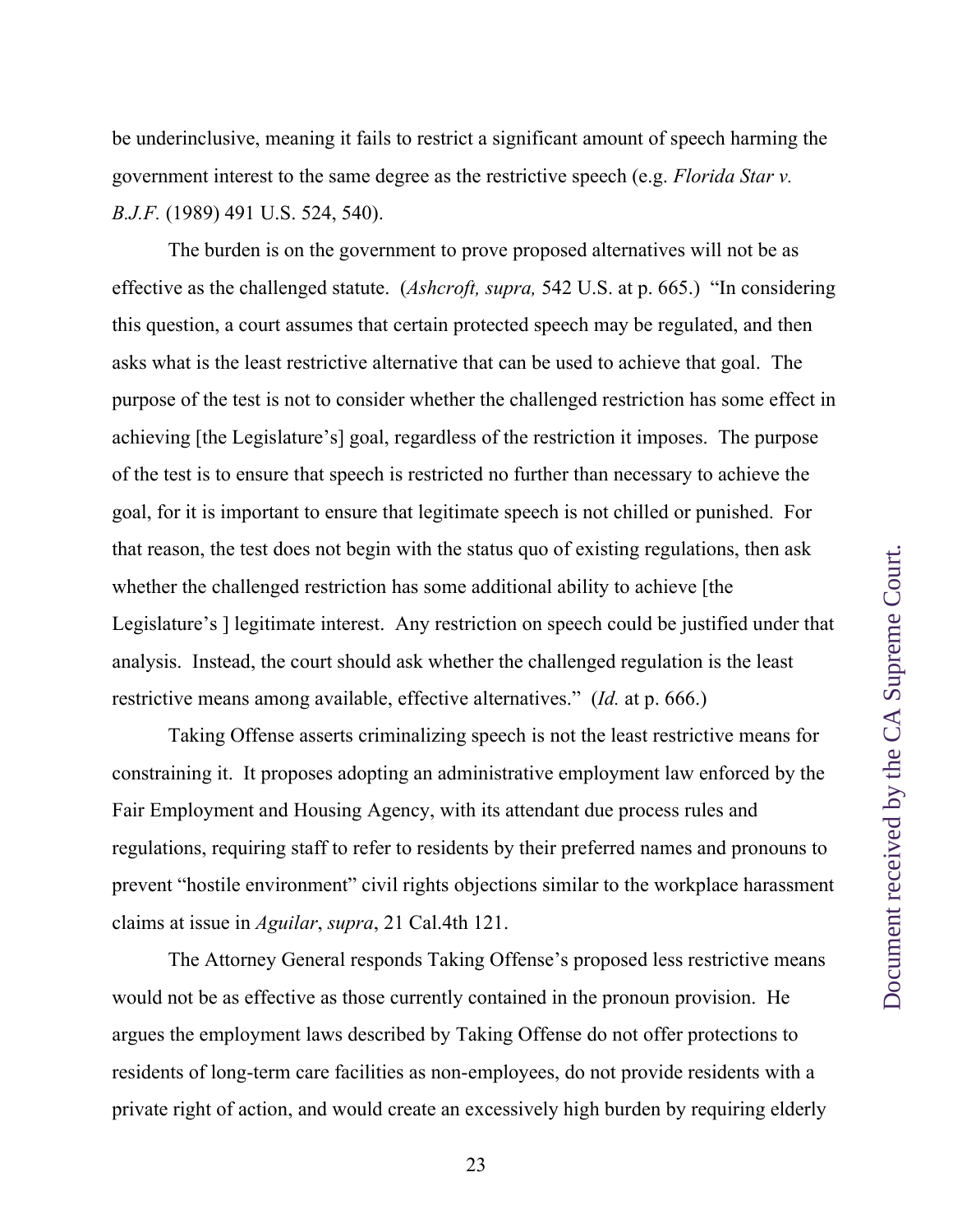be underinclusive, meaning it fails to restrict a significant amount of speech harming the government interest to the same degree as the restrictive speech (e.g. *Florida Star v. B.J.F.* (1989) 491 U.S. 524, 540).

The burden is on the government to prove proposed alternatives will not be as effective as the challenged statute. (*Ashcroft, supra,* 542 U.S. at p. 665.) "In considering this question, a court assumes that certain protected speech may be regulated, and then asks what is the least restrictive alternative that can be used to achieve that goal. The purpose of the test is not to consider whether the challenged restriction has some effect in achieving [the Legislature's] goal, regardless of the restriction it imposes. The purpose of the test is to ensure that speech is restricted no further than necessary to achieve the goal, for it is important to ensure that legitimate speech is not chilled or punished. For that reason, the test does not begin with the status quo of existing regulations, then ask whether the challenged restriction has some additional ability to achieve [the Legislature's ] legitimate interest. Any restriction on speech could be justified under that analysis. Instead, the court should ask whether the challenged regulation is the least restrictive means among available, effective alternatives." (*Id.* at p. 666.)

Taking Offense asserts criminalizing speech is not the least restrictive means for constraining it. It proposes adopting an administrative employment law enforced by the Fair Employment and Housing Agency, with its attendant due process rules and regulations, requiring staff to refer to residents by their preferred names and pronouns to prevent "hostile environment" civil rights objections similar to the workplace harassment claims at issue in *Aguilar*, *supra*, 21 Cal.4th 121.

The Attorney General responds Taking Offense's proposed less restrictive means would not be as effective as those currently contained in the pronoun provision. He argues the employment laws described by Taking Offense do not offer protections to residents of long-term care facilities as non-employees, do not provide residents with a private right of action, and would create an excessively high burden by requiring elderly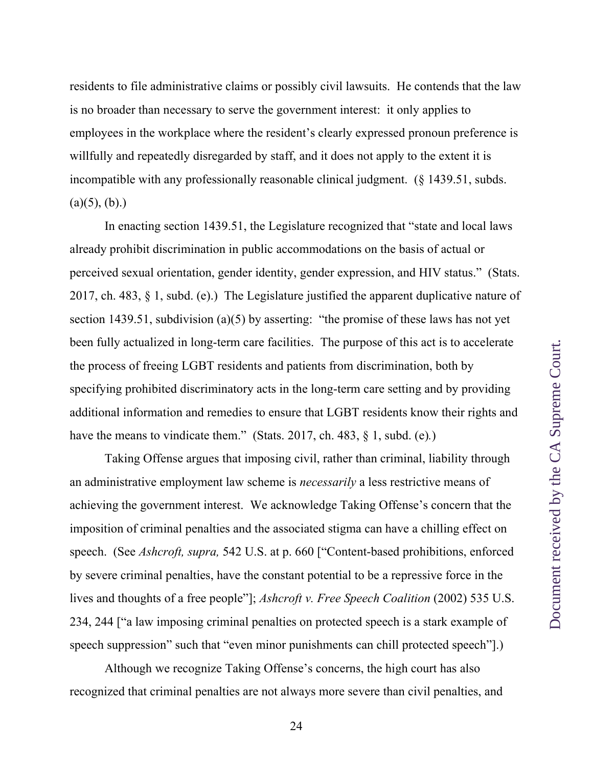residents to file administrative claims or possibly civil lawsuits. He contends that the law is no broader than necessary to serve the government interest: it only applies to employees in the workplace where the resident's clearly expressed pronoun preference is willfully and repeatedly disregarded by staff, and it does not apply to the extent it is incompatible with any professionally reasonable clinical judgment. (§ 1439.51, subds. (a)(5), (b).)

In enacting section 1439.51, the Legislature recognized that "state and local laws already prohibit discrimination in public accommodations on the basis of actual or perceived sexual orientation, gender identity, gender expression, and HIV status." (Stats. 2017, ch. 483, § 1, subd. (e).) The Legislature justified the apparent duplicative nature of section 1439.51, subdivision (a)(5) by asserting: "the promise of these laws has not yet been fully actualized in long-term care facilities. The purpose of this act is to accelerate the process of freeing LGBT residents and patients from discrimination, both by specifying prohibited discriminatory acts in the long-term care setting and by providing additional information and remedies to ensure that LGBT residents know their rights and have the means to vindicate them." (Stats. 2017, ch. 483, § 1, subd. (e).)

Taking Offense argues that imposing civil, rather than criminal, liability through an administrative employment law scheme is *necessarily* a less restrictive means of achieving the government interest. We acknowledge Taking Offense's concern that the imposition of criminal penalties and the associated stigma can have a chilling effect on speech. (See *Ashcroft, supra,* 542 U.S. at p. 660 ["Content-based prohibitions, enforced by severe criminal penalties, have the constant potential to be a repressive force in the lives and thoughts of a free people"]; *Ashcroft v. Free Speech Coalition* (2002) 535 U.S. 234, 244 ["a law imposing criminal penalties on protected speech is a stark example of speech suppression" such that "even minor punishments can chill protected speech"].)

Although we recognize Taking Offense's concerns, the high court has also recognized that criminal penalties are not always more severe than civil penalties, and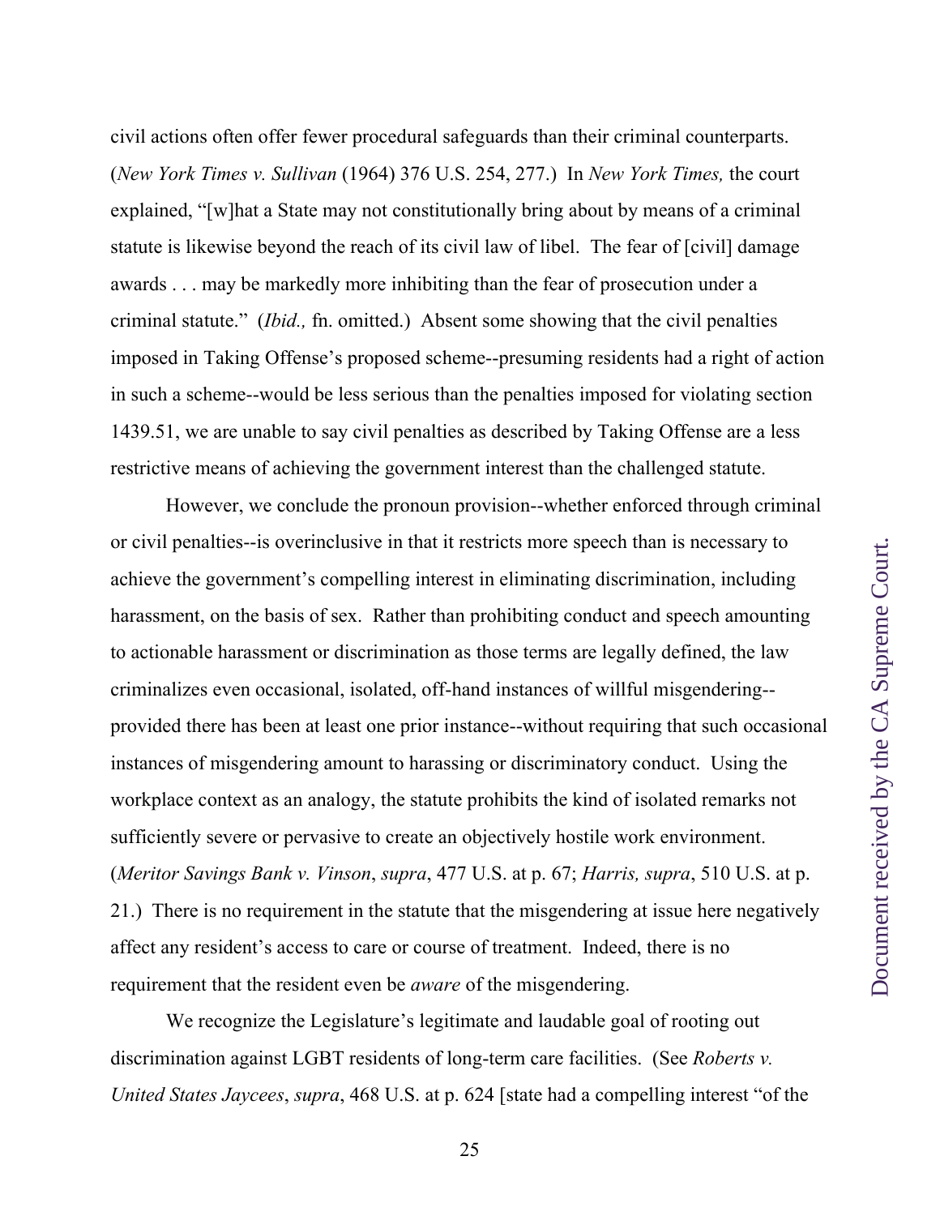civil actions often offer fewer procedural safeguards than their criminal counterparts. (*New York Times v. Sullivan* (1964) 376 U.S. 254, 277.) In *New York Times,* the court explained, "[w]hat a State may not constitutionally bring about by means of a criminal statute is likewise beyond the reach of its civil law of libel. The fear of [civil] damage awards . . . may be markedly more inhibiting than the fear of prosecution under a criminal statute." (*Ibid.,* fn. omitted.) Absent some showing that the civil penalties imposed in Taking Offense's proposed scheme--presuming residents had a right of action in such a scheme--would be less serious than the penalties imposed for violating section 1439.51, we are unable to say civil penalties as described by Taking Offense are a less restrictive means of achieving the government interest than the challenged statute.

However, we conclude the pronoun provision--whether enforced through criminal or civil penalties--is overinclusive in that it restricts more speech than is necessary to achieve the government's compelling interest in eliminating discrimination, including harassment, on the basis of sex. Rather than prohibiting conduct and speech amounting to actionable harassment or discrimination as those terms are legally defined, the law criminalizes even occasional, isolated, off-hand instances of willful misgendering--provided there has been at least one prior instance--without requiring that such occasional instances of misgendering amount to harassing or discriminatory conduct. Using the workplace context as an analogy, the statute prohibits the kind of isolated remarks not sufficiently severe or pervasive to create an objectively hostile work environment. (*Meritor Savings Bank v. Vinson*, *supra*, 477 U.S. at p. 67; *Harris, supra*, 510 U.S. at p. 21.) There is no requirement in the statute that the misgendering at issue here negatively affect any resident's access to care or course of treatment. Indeed, there is no requirement that the resident even be *aware* of the misgendering.

We recognize the Legislature's legitimate and laudable goal of rooting out discrimination against LGBT residents of long-term care facilities. (See *Roberts v. United States Jaycees*, *supra*, 468 U.S. at p. 624 [state had a compelling interest "of the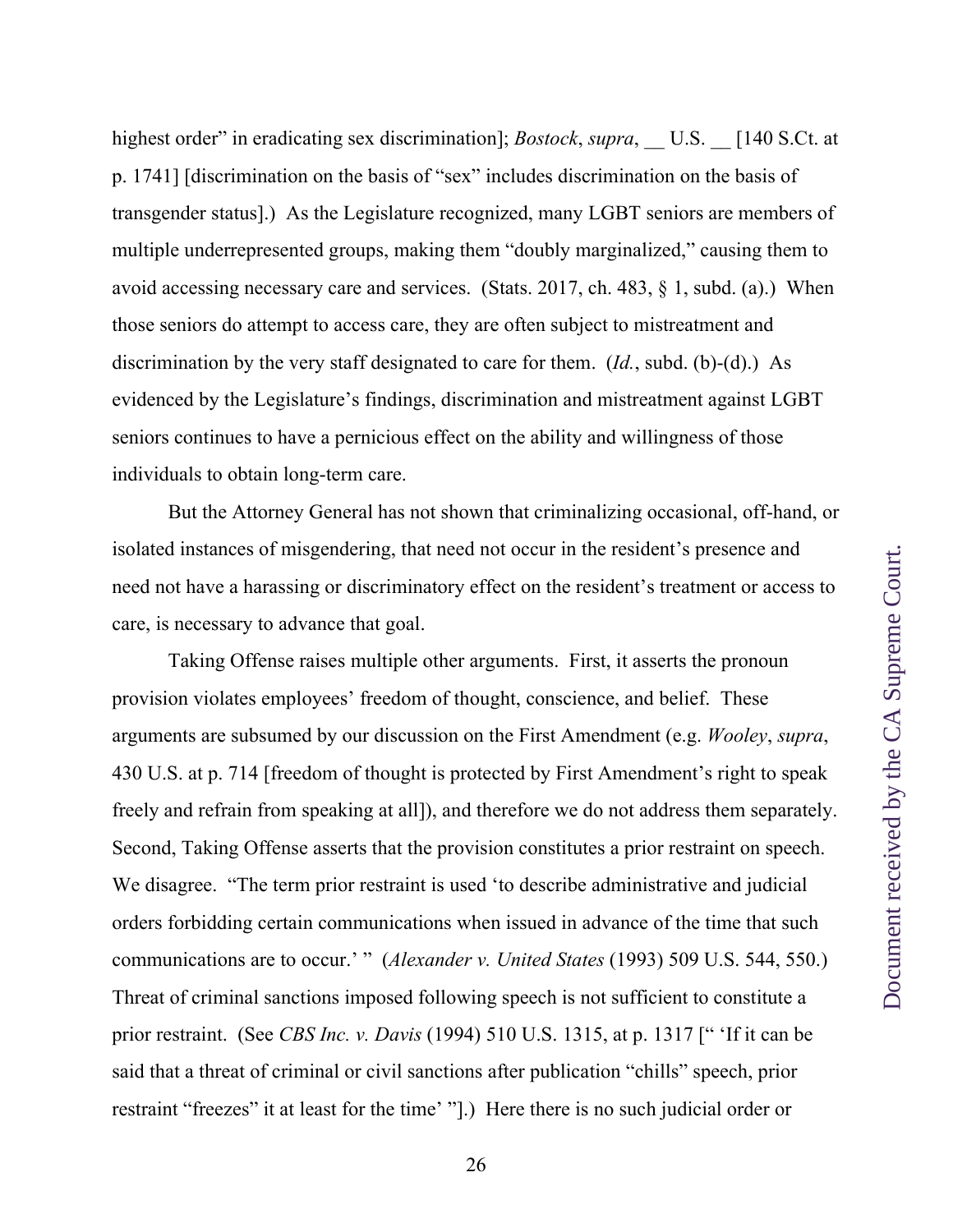highest order" in eradicating sex discrimination]; *Bostock*, *supra*, __ U.S. __ [140 S.Ct. at p. 1741] [discrimination on the basis of "sex" includes discrimination on the basis of transgender status].) As the Legislature recognized, many LGBT seniors are members of multiple underrepresented groups, making them "doubly marginalized," causing them to avoid accessing necessary care and services. (Stats. 2017, ch. 483, § 1, subd. (a).) When those seniors do attempt to access care, they are often subject to mistreatment and discrimination by the very staff designated to care for them. (*Id.*, subd. (b)-(d).) As evidenced by the Legislature's findings, discrimination and mistreatment against LGBT seniors continues to have a pernicious effect on the ability and willingness of those individuals to obtain long-term care.

But the Attorney General has not shown that criminalizing occasional, off-hand, or isolated instances of misgendering, that need not occur in the resident's presence and need not have a harassing or discriminatory effect on the resident's treatment or access to care, is necessary to advance that goal.

Taking Offense raises multiple other arguments. First, it asserts the pronoun provision violates employees' freedom of thought, conscience, and belief. These arguments are subsumed by our discussion on the First Amendment (e.g. *Wooley*, *supra*, 430 U.S. at p. 714 [freedom of thought is protected by First Amendment's right to speak freely and refrain from speaking at all]), and therefore we do not address them separately. Second, Taking Offense asserts that the provision constitutes a prior restraint on speech. We disagree. "The term prior restraint is used 'to describe administrative and judicial orders forbidding certain communications when issued in advance of the time that such communications are to occur.' " (*Alexander v. United States* (1993) 509 U.S. 544, 550.) Threat of criminal sanctions imposed following speech is not sufficient to constitute a prior restraint. (See *CBS Inc. v. Davis* (1994) 510 U.S. 1315, at p. 1317 [" 'If it can be said that a threat of criminal or civil sanctions after publication "chills" speech, prior restraint "freezes" it at least for the time' "].) Here there is no such judicial order or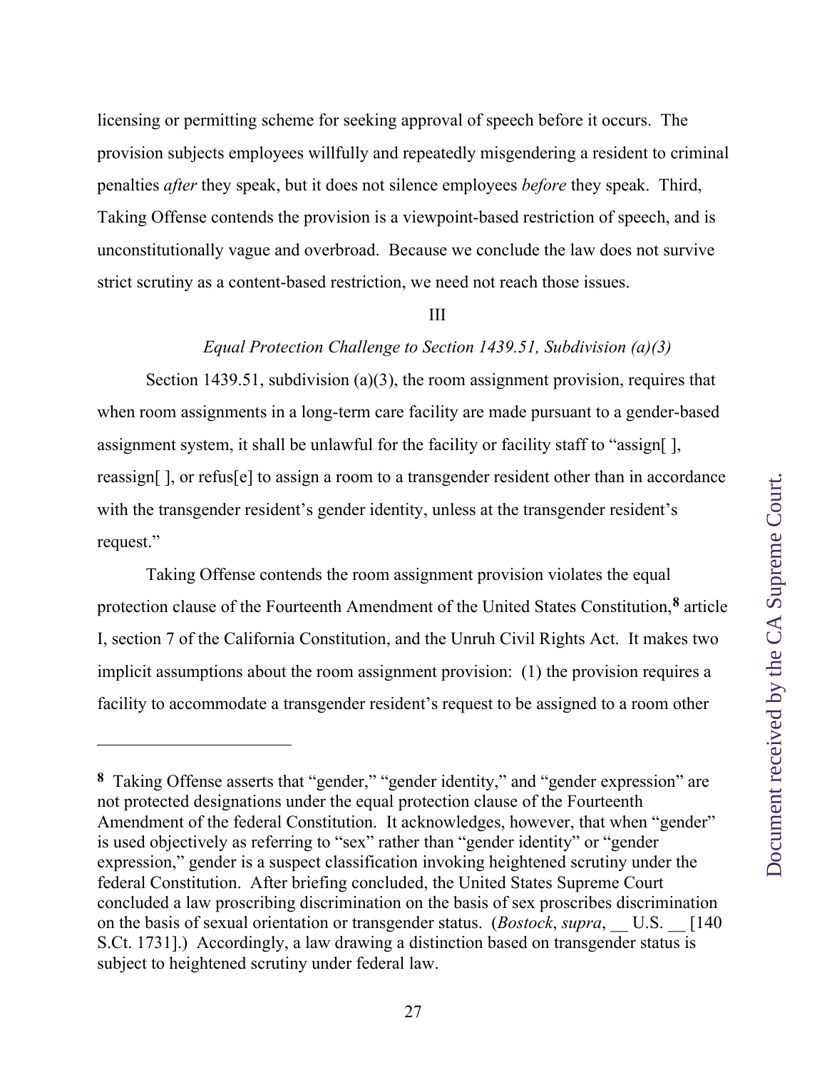licensing or permitting scheme for seeking approval of speech before it occurs. The provision subjects employees willfully and repeatedly misgendering a resident to criminal penalties *after* they speak, but it does not silence employees *before* they speak. Third, Taking Offense contends the provision is a viewpoint-based restriction of speech, and is unconstitutionally vague and overbroad. Because we conclude the law does not survive strict scrutiny as a content-based restriction, we need not reach those issues.

## III

### *Equal Protection Challenge to Section 1439.51, Subdivision (a)(3)*

Section 1439.51, subdivision (a)(3), the room assignment provision, requires that when room assignments in a long-term care facility are made pursuant to a gender-based assignment system, it shall be unlawful for the facility or facility staff to "assign[ ], reassign[ ], or refus[e] to assign a room to a transgender resident other than in accordance with the transgender resident's gender identity, unless at the transgender resident's request."

Taking Offense contends the room assignment provision violates the equal protection clause of the Fourteenth Amendment of the United States Constitution,[8] article I, section 7 of the California Constitution, and the Unruh Civil Rights Act. It makes two implicit assumptions about the room assignment provision: (1) the provision requires a facility to accommodate a transgender resident's request to be assigned to a room other

---

[8] Taking Offense asserts that "gender," "gender identity," and "gender expression" are not protected designations under the equal protection clause of the Fourteenth Amendment of the federal Constitution. It acknowledges, however, that when "gender" is used objectively as referring to "sex" rather than "gender identity" or "gender expression," gender is a suspect classification invoking heightened scrutiny under the federal Constitution. After briefing concluded, the United States Supreme Court concluded a law proscribing discrimination on the basis of sex proscribes discrimination on the basis of sexual orientation or transgender status. (*Bostock*, *supra*, __ U.S. __ [140 S.Ct. 1731].) Accordingly, a law drawing a distinction based on transgender status is subject to heightened scrutiny under federal law.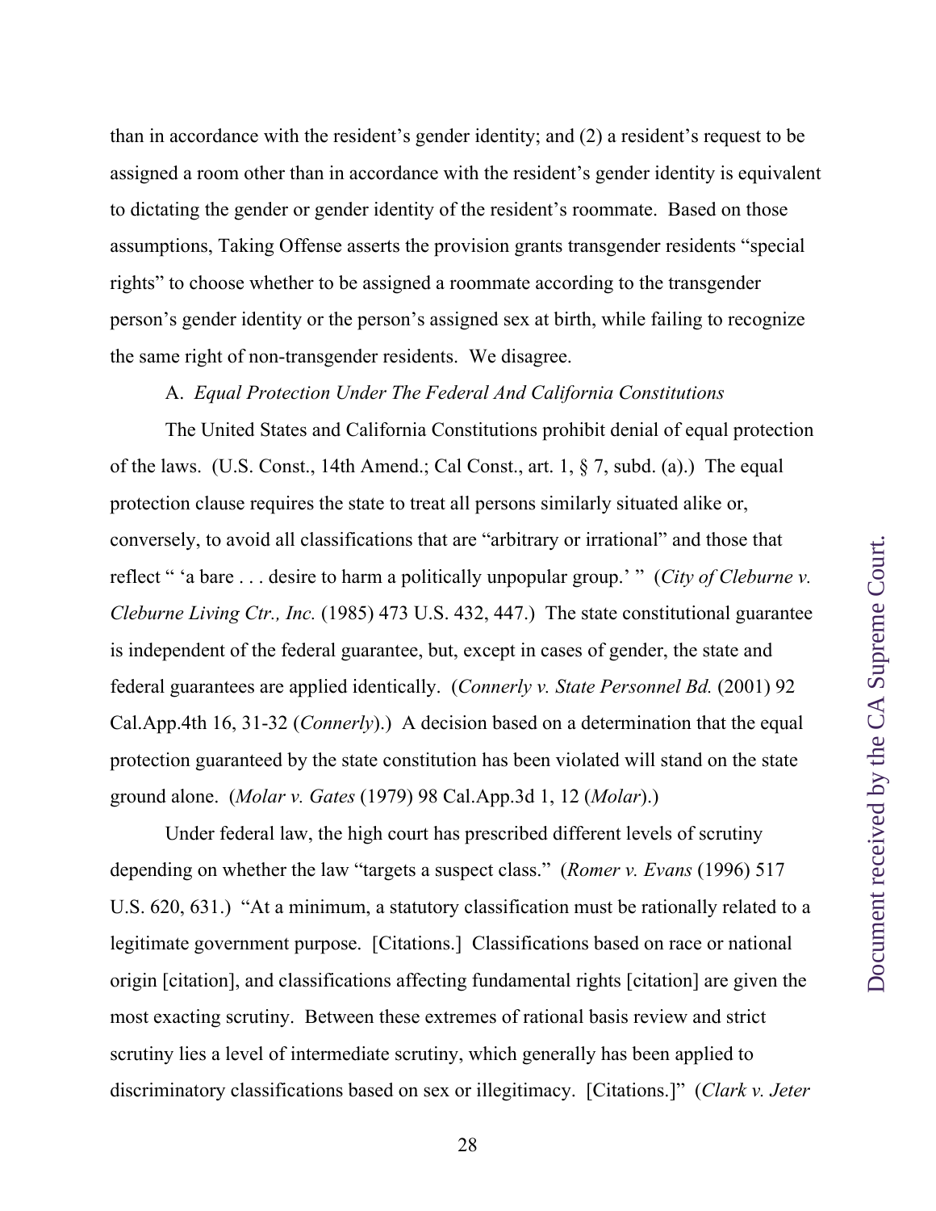than in accordance with the resident's gender identity; and (2) a resident's request to be assigned a room other than in accordance with the resident's gender identity is equivalent to dictating the gender or gender identity of the resident's roommate. Based on those assumptions, Taking Offense asserts the provision grants transgender residents "special rights" to choose whether to be assigned a roommate according to the transgender person's gender identity or the person's assigned sex at birth, while failing to recognize the same right of non-transgender residents. We disagree.

A. *Equal Protection Under The Federal And California Constitutions*

The United States and California Constitutions prohibit denial of equal protection of the laws. (U.S. Const., 14th Amend.; Cal Const., art. 1, § 7, subd. (a).) The equal protection clause requires the state to treat all persons similarly situated alike or, conversely, to avoid all classifications that are "arbitrary or irrational" and those that reflect " 'a bare . . . desire to harm a politically unpopular group.' " (*City of Cleburne v. Cleburne Living Ctr., Inc.* (1985) 473 U.S. 432, 447.) The state constitutional guarantee is independent of the federal guarantee, but, except in cases of gender, the state and federal guarantees are applied identically. (*Connerly v. State Personnel Bd.* (2001) 92 Cal.App.4th 16, 31-32 (*Connerly*).) A decision based on a determination that the equal protection guaranteed by the state constitution has been violated will stand on the state ground alone. (*Molar v. Gates* (1979) 98 Cal.App.3d 1, 12 (*Molar*).)

Under federal law, the high court has prescribed different levels of scrutiny depending on whether the law "targets a suspect class." (*Romer v. Evans* (1996) 517 U.S. 620, 631.) "At a minimum, a statutory classification must be rationally related to a legitimate government purpose. [Citations.] Classifications based on race or national origin [citation], and classifications affecting fundamental rights [citation] are given the most exacting scrutiny. Between these extremes of rational basis review and strict scrutiny lies a level of intermediate scrutiny, which generally has been applied to discriminatory classifications based on sex or illegitimacy. [Citations.]" (*Clark v. Jeter*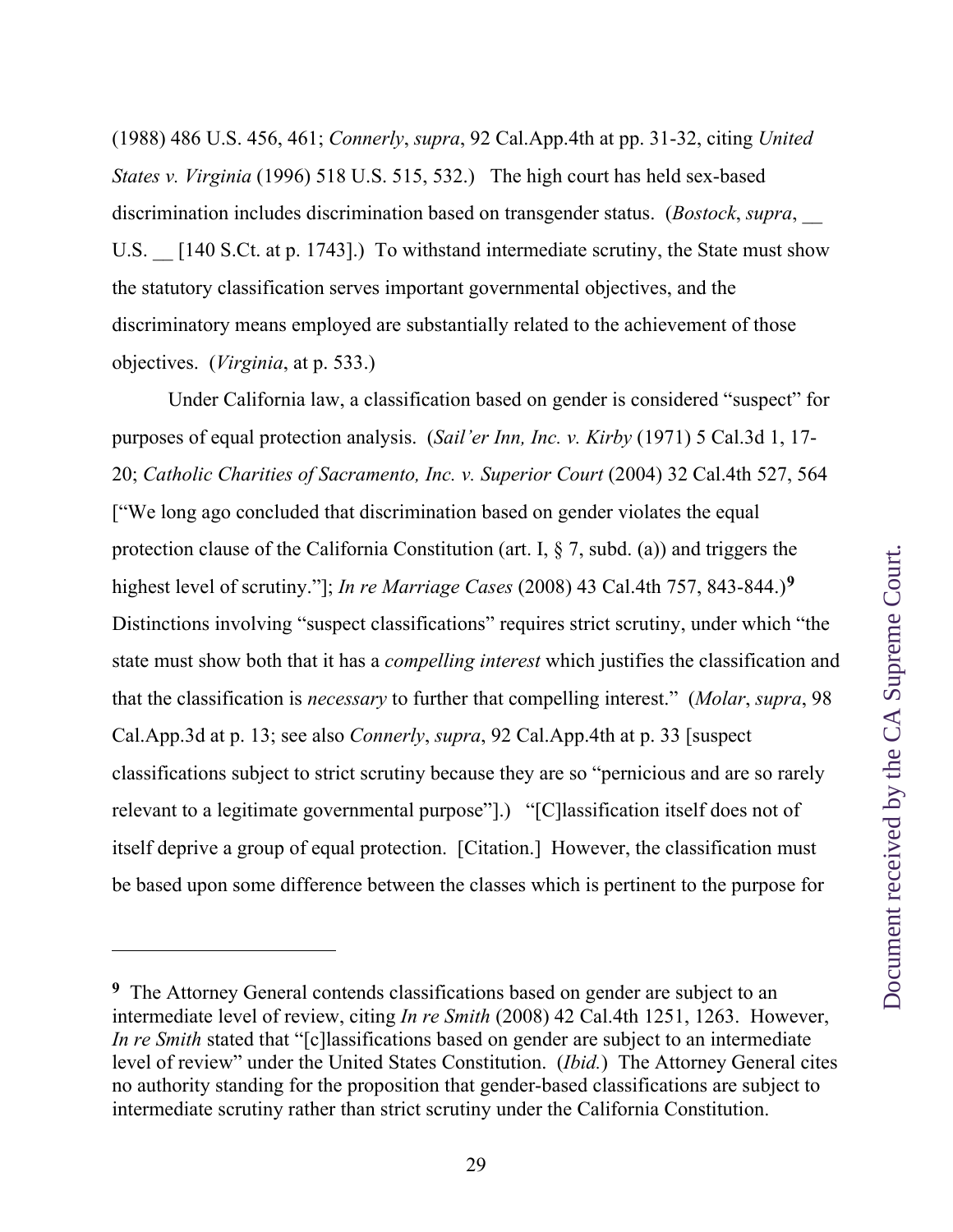(1988) 486 U.S. 456, 461; *Connerly*, *supra*, 92 Cal.App.4th at pp. 31-32, citing *United States v. Virginia* (1996) 518 U.S. 515, 532.) The high court has held sex-based discrimination includes discrimination based on transgender status. (*Bostock*, *supra*, __ U.S. __ [140 S.Ct. at p. 1743].) To withstand intermediate scrutiny, the State must show the statutory classification serves important governmental objectives, and the discriminatory means employed are substantially related to the achievement of those objectives. (*Virginia*, at p. 533.)

Under California law, a classification based on gender is considered "suspect" for purposes of equal protection analysis. (*Sail'er Inn, Inc. v. Kirby* (1971) 5 Cal.3d 1, 17-20; *Catholic Charities of Sacramento, Inc. v. Superior Court* (2004) 32 Cal.4th 527, 564 ["We long ago concluded that discrimination based on gender violates the equal protection clause of the California Constitution (art. I, § 7, subd. (a)) and triggers the highest level of scrutiny."]; *In re Marriage Cases* (2008) 43 Cal.4th 757, 843-844.)[9] Distinctions involving "suspect classifications" requires strict scrutiny, under which "the state must show both that it has a *compelling interest* which justifies the classification and that the classification is *necessary* to further that compelling interest." (*Molar*, *supra*, 98 Cal.App.3d at p. 13; see also *Connerly*, *supra*, 92 Cal.App.4th at p. 33 [suspect classifications subject to strict scrutiny because they are so "pernicious and are so rarely relevant to a legitimate governmental purpose"].) "[C]lassification itself does not of itself deprive a group of equal protection. [Citation.] However, the classification must be based upon some difference between the classes which is pertinent to the purpose for

---

[9] The Attorney General contends classifications based on gender are subject to an intermediate level of review, citing *In re Smith* (2008) 42 Cal.4th 1251, 1263. However, *In re Smith* stated that "[c]lassifications based on gender are subject to an intermediate level of review" under the United States Constitution. (*Ibid.*) The Attorney General cites no authority standing for the proposition that gender-based classifications are subject to intermediate scrutiny rather than strict scrutiny under the California Constitution.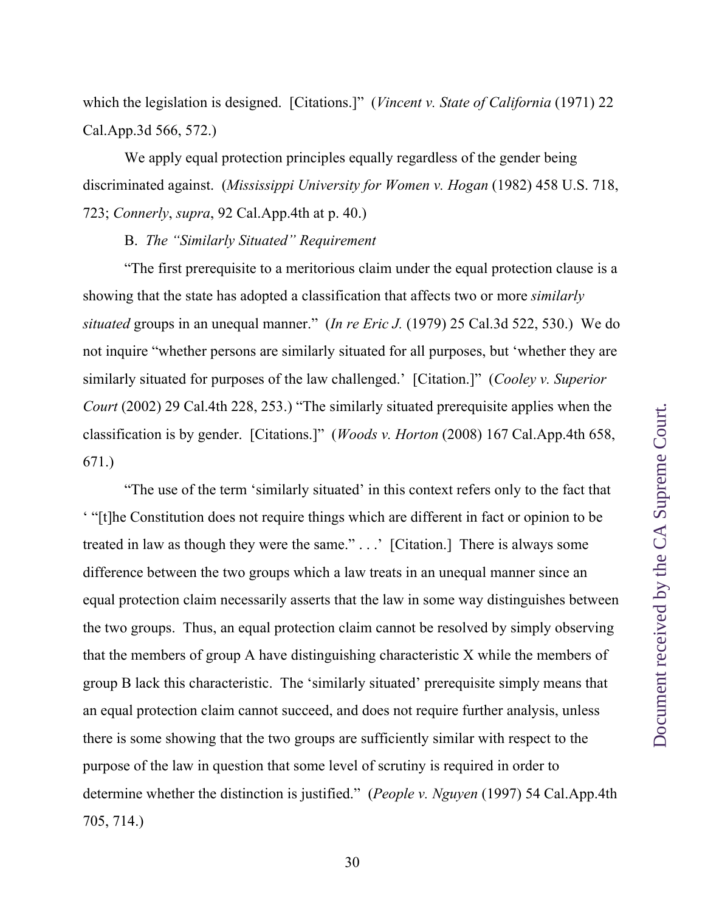which the legislation is designed. [Citations.]" (*Vincent v. State of California* (1971) 22 Cal.App.3d 566, 572.)

We apply equal protection principles equally regardless of the gender being discriminated against. (*Mississippi University for Women v. Hogan* (1982) 458 U.S. 718, 723; *Connerly*, *supra*, 92 Cal.App.4th at p. 40.)

B. *The "Similarly Situated" Requirement*

"The first prerequisite to a meritorious claim under the equal protection clause is a showing that the state has adopted a classification that affects two or more *similarly situated* groups in an unequal manner." (*In re Eric J.* (1979) 25 Cal.3d 522, 530.) We do not inquire "whether persons are similarly situated for all purposes, but 'whether they are similarly situated for purposes of the law challenged.' [Citation.]" (*Cooley v. Superior Court* (2002) 29 Cal.4th 228, 253.) "The similarly situated prerequisite applies when the classification is by gender. [Citations.]" (*Woods v. Horton* (2008) 167 Cal.App.4th 658, 671.)

"The use of the term 'similarly situated' in this context refers only to the fact that ' "[t]he Constitution does not require things which are different in fact or opinion to be treated in law as though they were the same." . . .' [Citation.] There is always some difference between the two groups which a law treats in an unequal manner since an equal protection claim necessarily asserts that the law in some way distinguishes between the two groups. Thus, an equal protection claim cannot be resolved by simply observing that the members of group A have distinguishing characteristic X while the members of group B lack this characteristic. The 'similarly situated' prerequisite simply means that an equal protection claim cannot succeed, and does not require further analysis, unless there is some showing that the two groups are sufficiently similar with respect to the purpose of the law in question that some level of scrutiny is required in order to determine whether the distinction is justified." (*People v. Nguyen* (1997) 54 Cal.App.4th 705, 714.)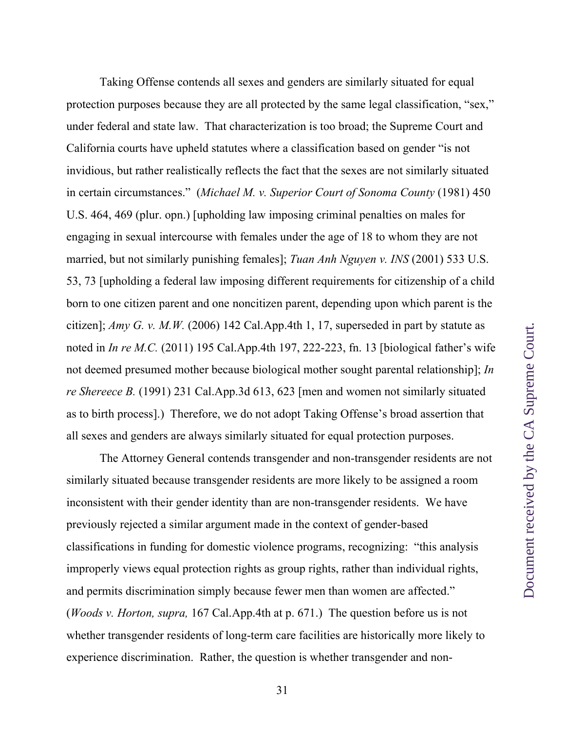Taking Offense contends all sexes and genders are similarly situated for equal protection purposes because they are all protected by the same legal classification, "sex," under federal and state law. That characterization is too broad; the Supreme Court and California courts have upheld statutes where a classification based on gender "is not invidious, but rather realistically reflects the fact that the sexes are not similarly situated in certain circumstances." (*Michael M. v. Superior Court of Sonoma County* (1981) 450 U.S. 464, 469 (plur. opn.) [upholding law imposing criminal penalties on males for engaging in sexual intercourse with females under the age of 18 to whom they are not married, but not similarly punishing females]; *Tuan Anh Nguyen v. INS* (2001) 533 U.S. 53, 73 [upholding a federal law imposing different requirements for citizenship of a child born to one citizen parent and one noncitizen parent, depending upon which parent is the citizen]; *Amy G. v. M.W.* (2006) 142 Cal.App.4th 1, 17, superseded in part by statute as noted in *In re M.C.* (2011) 195 Cal.App.4th 197, 222-223, fn. 13 [biological father's wife not deemed presumed mother because biological mother sought parental relationship]; *In re Shereece B.* (1991) 231 Cal.App.3d 613, 623 [men and women not similarly situated as to birth process].) Therefore, we do not adopt Taking Offense's broad assertion that all sexes and genders are always similarly situated for equal protection purposes.

The Attorney General contends transgender and non-transgender residents are not similarly situated because transgender residents are more likely to be assigned a room inconsistent with their gender identity than are non-transgender residents. We have previously rejected a similar argument made in the context of gender-based classifications in funding for domestic violence programs, recognizing: "this analysis improperly views equal protection rights as group rights, rather than individual rights, and permits discrimination simply because fewer men than women are affected." (*Woods v. Horton, supra,* 167 Cal.App.4th at p. 671.) The question before us is not whether transgender residents of long-term care facilities are historically more likely to experience discrimination. Rather, the question is whether transgender and non-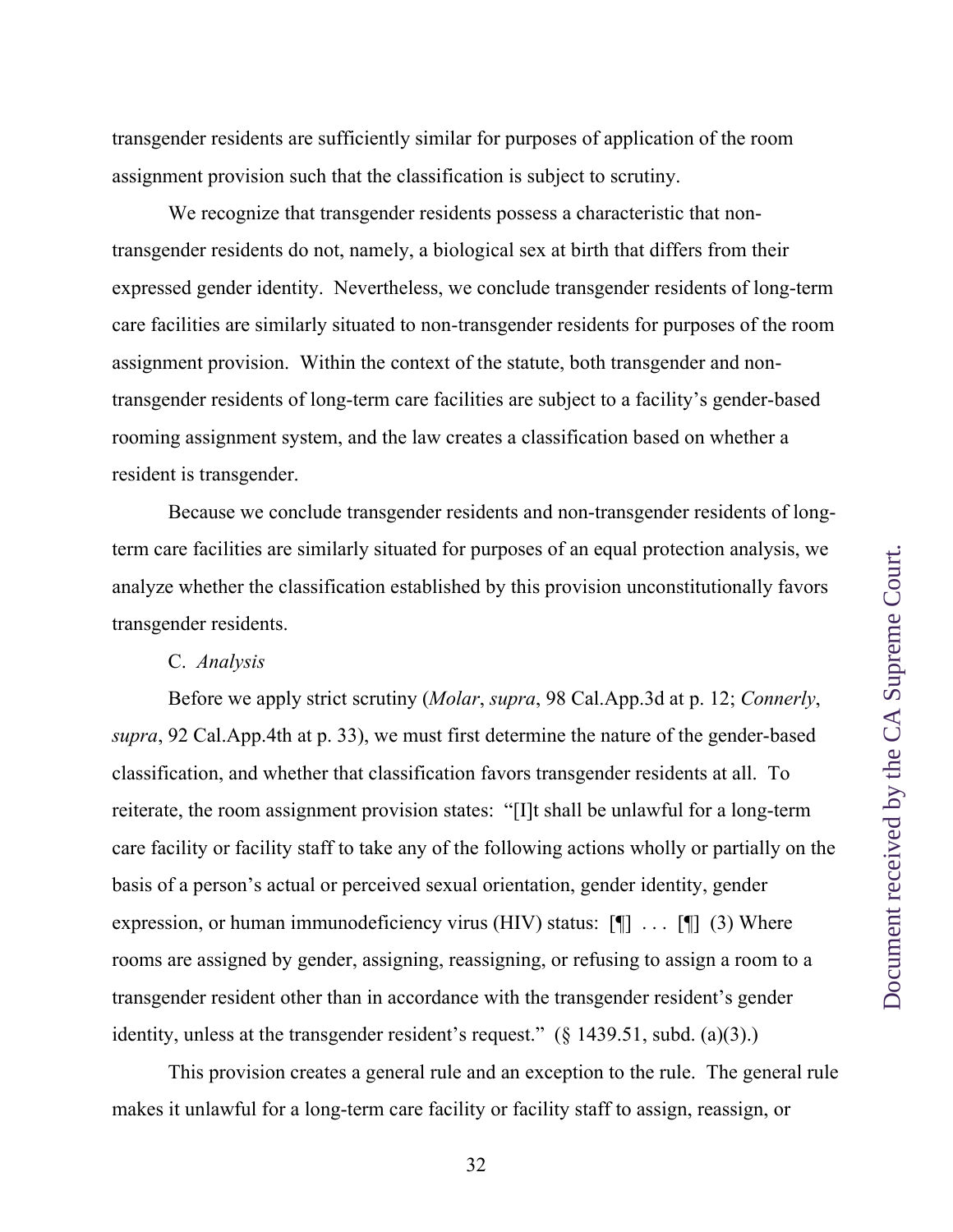transgender residents are sufficiently similar for purposes of application of the room assignment provision such that the classification is subject to scrutiny.

We recognize that transgender residents possess a characteristic that non-transgender residents do not, namely, a biological sex at birth that differs from their expressed gender identity. Nevertheless, we conclude transgender residents of long-term care facilities are similarly situated to non-transgender residents for purposes of the room assignment provision. Within the context of the statute, both transgender and non-transgender residents of long-term care facilities are subject to a facility's gender-based rooming assignment system, and the law creates a classification based on whether a resident is transgender.

Because we conclude transgender residents and non-transgender residents of long-term care facilities are similarly situated for purposes of an equal protection analysis, we analyze whether the classification established by this provision unconstitutionally favors transgender residents.

C. *Analysis*

Before we apply strict scrutiny (*Molar*, *supra*, 98 Cal.App.3d at p. 12; *Connerly*, *supra*, 92 Cal.App.4th at p. 33), we must first determine the nature of the gender-based classification, and whether that classification favors transgender residents at all. To reiterate, the room assignment provision states: "[I]t shall be unlawful for a long-term care facility or facility staff to take any of the following actions wholly or partially on the basis of a person's actual or perceived sexual orientation, gender identity, gender expression, or human immunodeficiency virus (HIV) status: [¶] . . . [¶] (3) Where rooms are assigned by gender, assigning, reassigning, or refusing to assign a room to a transgender resident other than in accordance with the transgender resident's gender identity, unless at the transgender resident's request." (§ 1439.51, subd. (a)(3).)

This provision creates a general rule and an exception to the rule. The general rule makes it unlawful for a long-term care facility or facility staff to assign, reassign, or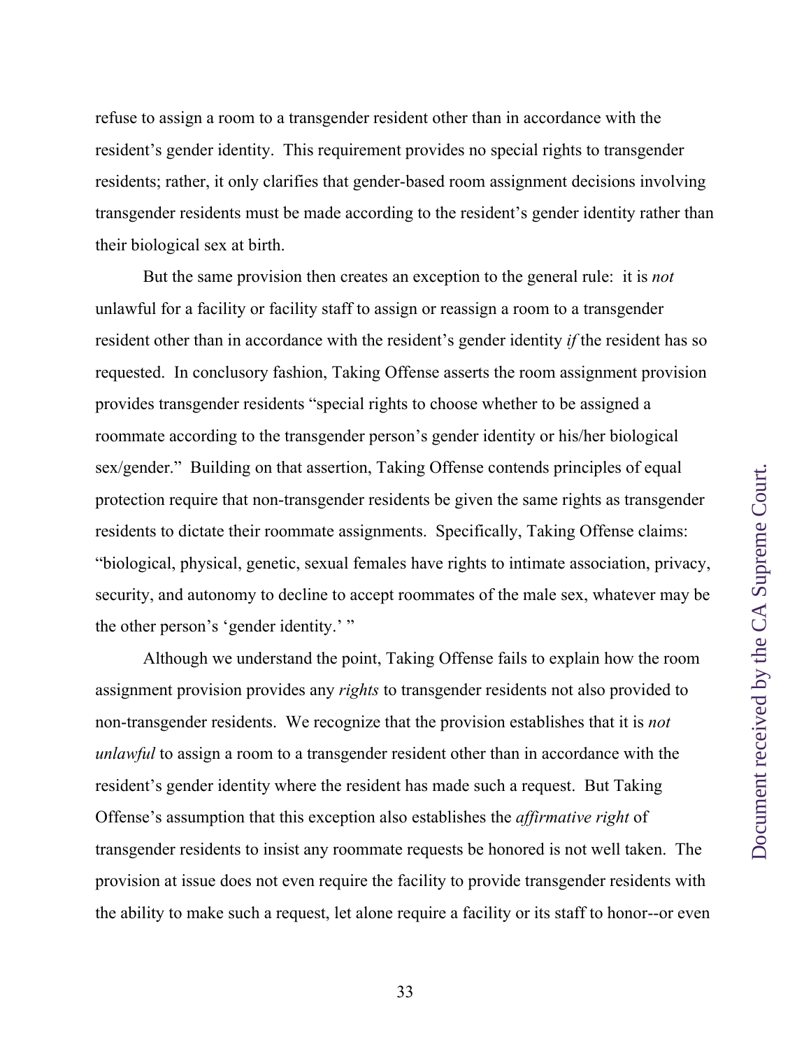refuse to assign a room to a transgender resident other than in accordance with the resident's gender identity. This requirement provides no special rights to transgender residents; rather, it only clarifies that gender-based room assignment decisions involving transgender residents must be made according to the resident's gender identity rather than their biological sex at birth.

But the same provision then creates an exception to the general rule: it is *not* unlawful for a facility or facility staff to assign or reassign a room to a transgender resident other than in accordance with the resident's gender identity *if* the resident has so requested. In conclusory fashion, Taking Offense asserts the room assignment provision provides transgender residents "special rights to choose whether to be assigned a roommate according to the transgender person's gender identity or his/her biological sex/gender." Building on that assertion, Taking Offense contends principles of equal protection require that non-transgender residents be given the same rights as transgender residents to dictate their roommate assignments. Specifically, Taking Offense claims: "biological, physical, genetic, sexual females have rights to intimate association, privacy, security, and autonomy to decline to accept roommates of the male sex, whatever may be the other person's 'gender identity.' "

Although we understand the point, Taking Offense fails to explain how the room assignment provision provides any *rights* to transgender residents not also provided to non-transgender residents. We recognize that the provision establishes that it is *not unlawful* to assign a room to a transgender resident other than in accordance with the resident's gender identity where the resident has made such a request. But Taking Offense's assumption that this exception also establishes the *affirmative right* of transgender residents to insist any roommate requests be honored is not well taken. The provision at issue does not even require the facility to provide transgender residents with the ability to make such a request, let alone require a facility or its staff to honor--or even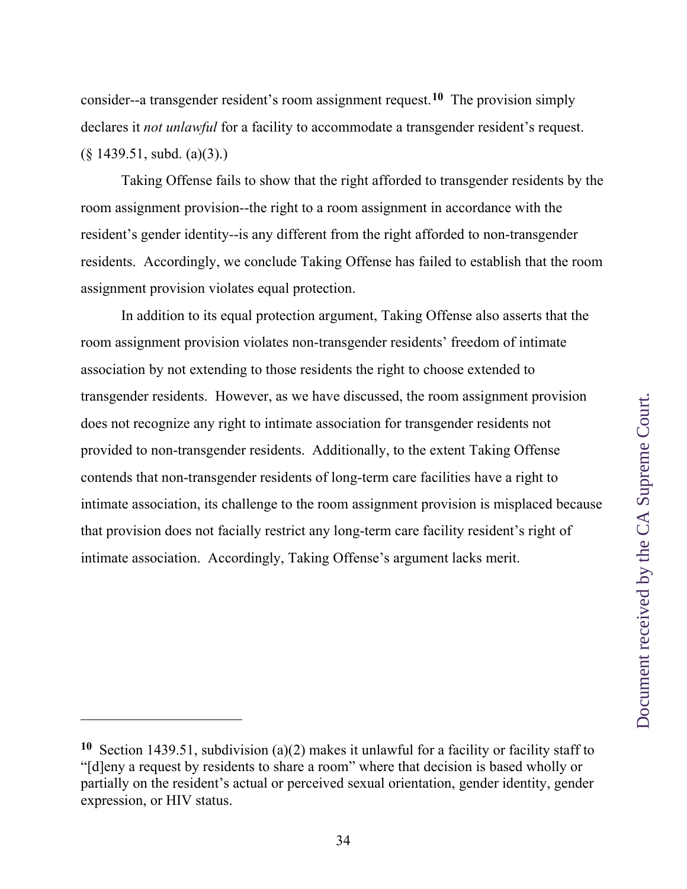consider--a transgender resident's room assignment request.[10] The provision simply declares it *not unlawful* for a facility to accommodate a transgender resident's request. (§ 1439.51, subd. (a)(3).)

Taking Offense fails to show that the right afforded to transgender residents by the room assignment provision--the right to a room assignment in accordance with the resident's gender identity--is any different from the right afforded to non-transgender residents. Accordingly, we conclude Taking Offense has failed to establish that the room assignment provision violates equal protection.

In addition to its equal protection argument, Taking Offense also asserts that the room assignment provision violates non-transgender residents' freedom of intimate association by not extending to those residents the right to choose extended to transgender residents. However, as we have discussed, the room assignment provision does not recognize any right to intimate association for transgender residents not provided to non-transgender residents. Additionally, to the extent Taking Offense contends that non-transgender residents of long-term care facilities have a right to intimate association, its challenge to the room assignment provision is misplaced because that provision does not facially restrict any long-term care facility resident's right of intimate association. Accordingly, Taking Offense's argument lacks merit.

---

[10] Section 1439.51, subdivision (a)(2) makes it unlawful for a facility or facility staff to "[d]eny a request by residents to share a room" where that decision is based wholly or partially on the resident's actual or perceived sexual orientation, gender identity, gender expression, or HIV status.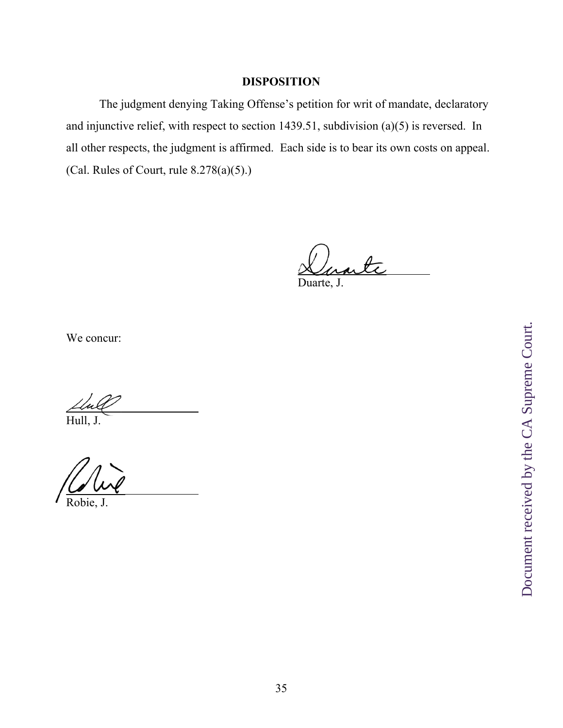## DISPOSITION

The judgment denying Taking Offense's petition for writ of mandate, declaratory and injunctive relief, with respect to section 1439.51, subdivision (a)(5) is reversed. In all other respects, the judgment is affirmed. Each side is to bear its own costs on appeal. (Cal. Rules of Court, rule 8.278(a)(5).)

Duarte, J.

We concur:

Hull, J.

Robie, J.

Document received by the CA Supreme Court.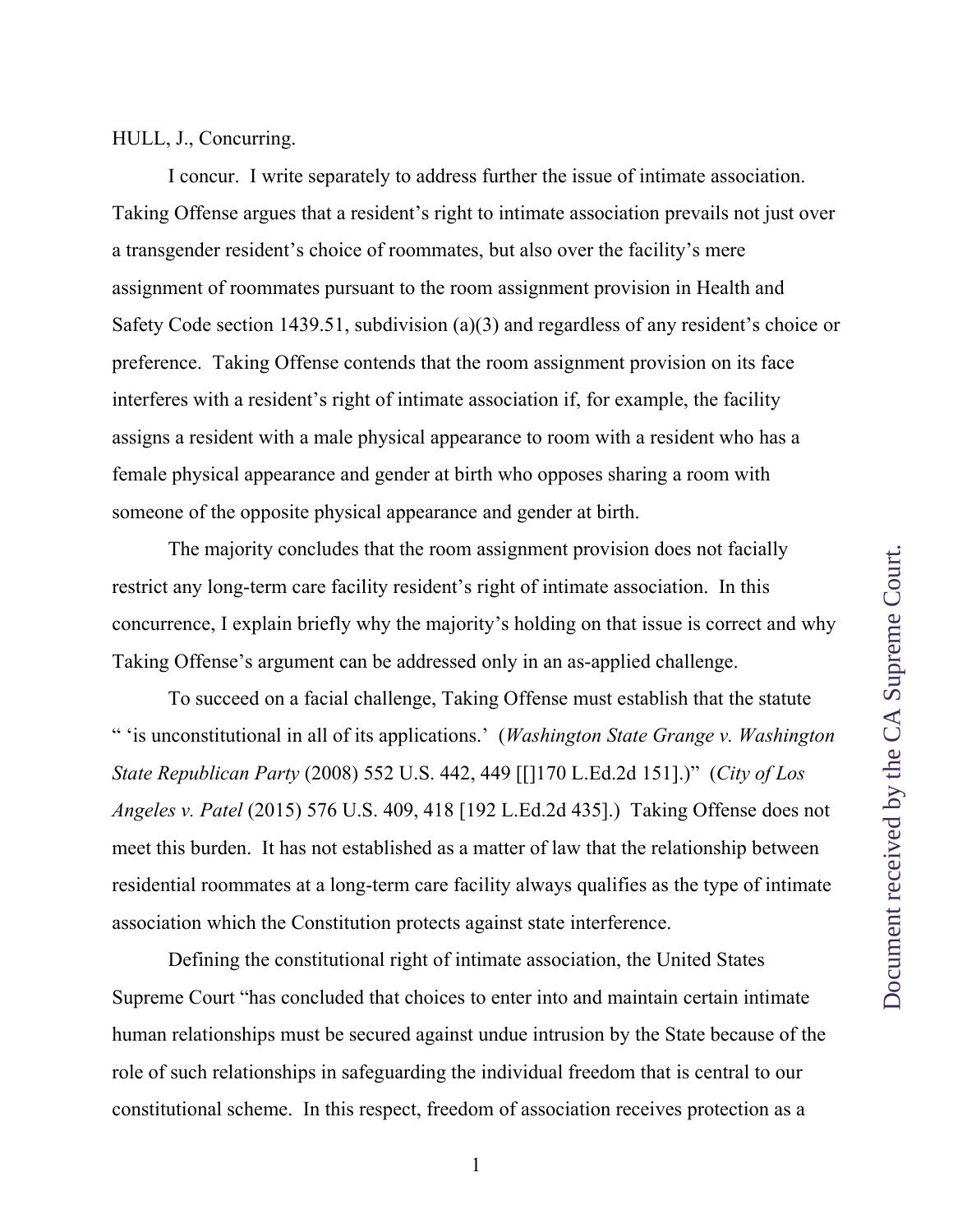HULL, J., Concurring.

I concur. I write separately to address further the issue of intimate association. Taking Offense argues that a resident's right to intimate association prevails not just over a transgender resident's choice of roommates, but also over the facility's mere assignment of roommates pursuant to the room assignment provision in Health and Safety Code section 1439.51, subdivision (a)(3) and regardless of any resident's choice or preference. Taking Offense contends that the room assignment provision on its face interferes with a resident's right of intimate association if, for example, the facility assigns a resident with a male physical appearance to room with a resident who has a female physical appearance and gender at birth who opposes sharing a room with someone of the opposite physical appearance and gender at birth.

The majority concludes that the room assignment provision does not facially restrict any long-term care facility resident's right of intimate association. In this concurrence, I explain briefly why the majority's holding on that issue is correct and why Taking Offense's argument can be addressed only in an as-applied challenge.

To succeed on a facial challenge, Taking Offense must establish that the statute " 'is unconstitutional in all of its applications.' (*Washington State Grange v. Washington State Republican Party* (2008) 552 U.S. 442, 449 [[]170 L.Ed.2d 151].)" (*City of Los Angeles v. Patel* (2015) 576 U.S. 409, 418 [192 L.Ed.2d 435].) Taking Offense does not meet this burden. It has not established as a matter of law that the relationship between residential roommates at a long-term care facility always qualifies as the type of intimate association which the Constitution protects against state interference.

Defining the constitutional right of intimate association, the United States Supreme Court "has concluded that choices to enter into and maintain certain intimate human relationships must be secured against undue intrusion by the State because of the role of such relationships in safeguarding the individual freedom that is central to our constitutional scheme. In this respect, freedom of association receives protection as a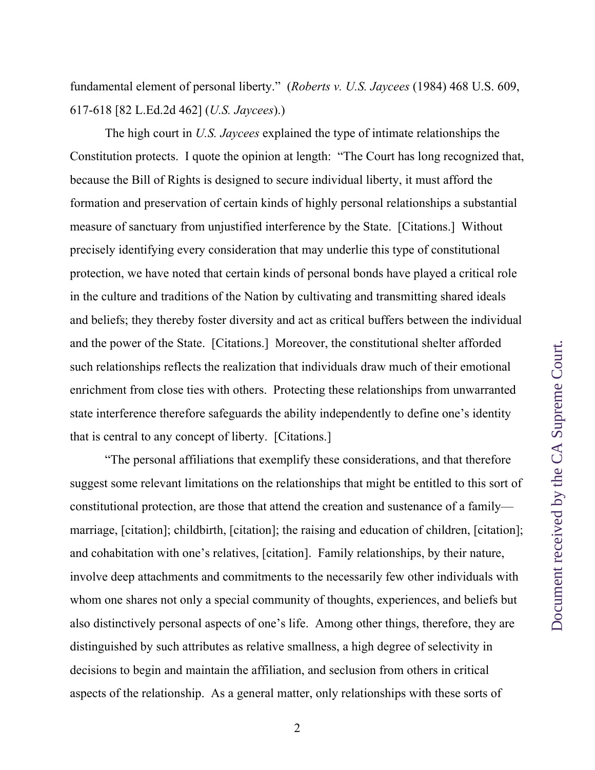fundamental element of personal liberty." (*Roberts v. U.S. Jaycees* (1984) 468 U.S. 609, 617-618 [82 L.Ed.2d 462] (*U.S. Jaycees*).)

The high court in *U.S. Jaycees* explained the type of intimate relationships the Constitution protects. I quote the opinion at length: "The Court has long recognized that, because the Bill of Rights is designed to secure individual liberty, it must afford the formation and preservation of certain kinds of highly personal relationships a substantial measure of sanctuary from unjustified interference by the State. [Citations.] Without precisely identifying every consideration that may underlie this type of constitutional protection, we have noted that certain kinds of personal bonds have played a critical role in the culture and traditions of the Nation by cultivating and transmitting shared ideals and beliefs; they thereby foster diversity and act as critical buffers between the individual and the power of the State. [Citations.] Moreover, the constitutional shelter afforded such relationships reflects the realization that individuals draw much of their emotional enrichment from close ties with others. Protecting these relationships from unwarranted state interference therefore safeguards the ability independently to define one's identity that is central to any concept of liberty. [Citations.]

"The personal affiliations that exemplify these considerations, and that therefore suggest some relevant limitations on the relationships that might be entitled to this sort of constitutional protection, are those that attend the creation and sustenance of a family—marriage, [citation]; childbirth, [citation]; the raising and education of children, [citation]; and cohabitation with one's relatives, [citation]. Family relationships, by their nature, involve deep attachments and commitments to the necessarily few other individuals with whom one shares not only a special community of thoughts, experiences, and beliefs but also distinctively personal aspects of one's life. Among other things, therefore, they are distinguished by such attributes as relative smallness, a high degree of selectivity in decisions to begin and maintain the affiliation, and seclusion from others in critical aspects of the relationship. As a general matter, only relationships with these sorts of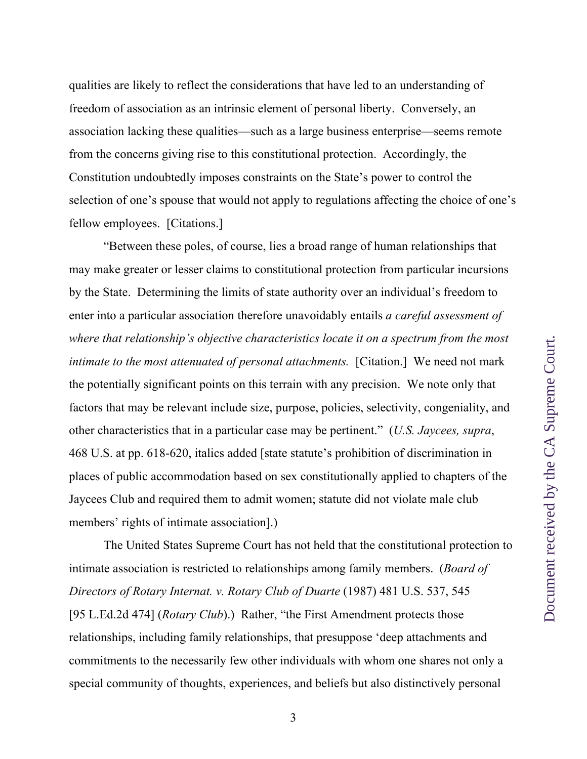qualities are likely to reflect the considerations that have led to an understanding of freedom of association as an intrinsic element of personal liberty. Conversely, an association lacking these qualities—such as a large business enterprise—seems remote from the concerns giving rise to this constitutional protection. Accordingly, the Constitution undoubtedly imposes constraints on the State's power to control the selection of one's spouse that would not apply to regulations affecting the choice of one's fellow employees. [Citations.]

"Between these poles, of course, lies a broad range of human relationships that may make greater or lesser claims to constitutional protection from particular incursions by the State. Determining the limits of state authority over an individual's freedom to enter into a particular association therefore unavoidably entails *a careful assessment of where that relationship's objective characteristics locate it on a spectrum from the most intimate to the most attenuated of personal attachments.* [Citation.] We need not mark the potentially significant points on this terrain with any precision. We note only that factors that may be relevant include size, purpose, policies, selectivity, congeniality, and other characteristics that in a particular case may be pertinent." (*U.S. Jaycees, supra*, 468 U.S. at pp. 618-620, italics added [state statute's prohibition of discrimination in places of public accommodation based on sex constitutionally applied to chapters of the Jaycees Club and required them to admit women; statute did not violate male club members' rights of intimate association].)

The United States Supreme Court has not held that the constitutional protection to intimate association is restricted to relationships among family members. (*Board of Directors of Rotary Internat. v. Rotary Club of Duarte* (1987) 481 U.S. 537, 545 [95 L.Ed.2d 474] (*Rotary Club*).) Rather, "the First Amendment protects those relationships, including family relationships, that presuppose 'deep attachments and commitments to the necessarily few other individuals with whom one shares not only a special community of thoughts, experiences, and beliefs but also distinctively personal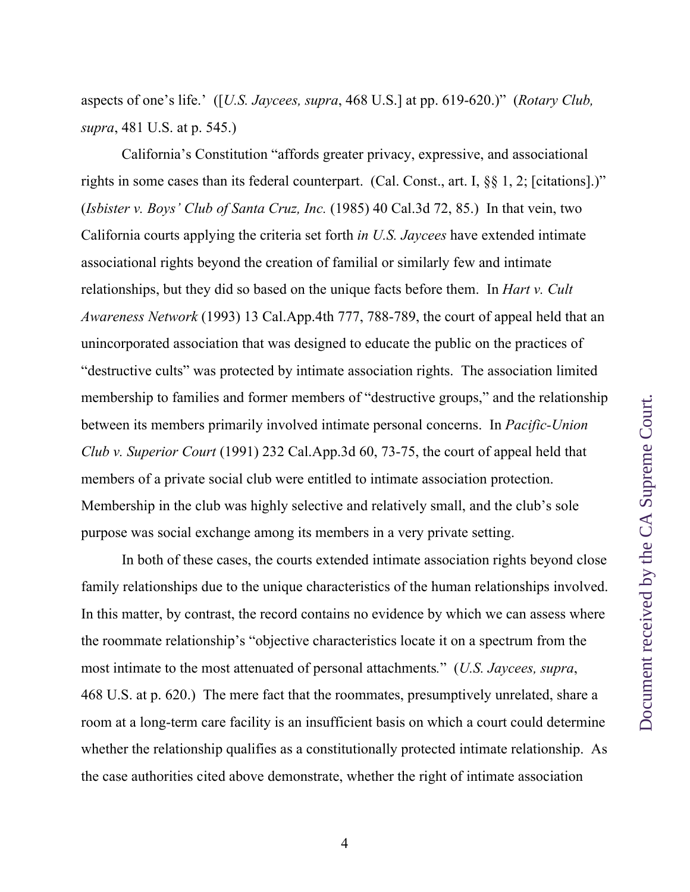aspects of one's life.' ([*U.S. Jaycees, supra*, 468 U.S.] at pp. 619-620.)" (*Rotary Club, supra*, 481 U.S. at p. 545.)

California's Constitution "affords greater privacy, expressive, and associational rights in some cases than its federal counterpart. (Cal. Const., art. I, §§ 1, 2; [citations].)" (*Isbister v. Boys' Club of Santa Cruz, Inc.* (1985) 40 Cal.3d 72, 85.) In that vein, two California courts applying the criteria set forth *in U.S. Jaycees* have extended intimate associational rights beyond the creation of familial or similarly few and intimate relationships, but they did so based on the unique facts before them. In *Hart v. Cult Awareness Network* (1993) 13 Cal.App.4th 777, 788-789, the court of appeal held that an unincorporated association that was designed to educate the public on the practices of "destructive cults" was protected by intimate association rights. The association limited membership to families and former members of "destructive groups," and the relationship between its members primarily involved intimate personal concerns. In *Pacific-Union Club v. Superior Court* (1991) 232 Cal.App.3d 60, 73-75, the court of appeal held that members of a private social club were entitled to intimate association protection. Membership in the club was highly selective and relatively small, and the club's sole purpose was social exchange among its members in a very private setting.

In both of these cases, the courts extended intimate association rights beyond close family relationships due to the unique characteristics of the human relationships involved. In this matter, by contrast, the record contains no evidence by which we can assess where the roommate relationship's "objective characteristics locate it on a spectrum from the most intimate to the most attenuated of personal attachments." (*U.S. Jaycees, supra*, 468 U.S. at p. 620.) The mere fact that the roommates, presumptively unrelated, share a room at a long-term care facility is an insufficient basis on which a court could determine whether the relationship qualifies as a constitutionally protected intimate relationship. As the case authorities cited above demonstrate, whether the right of intimate association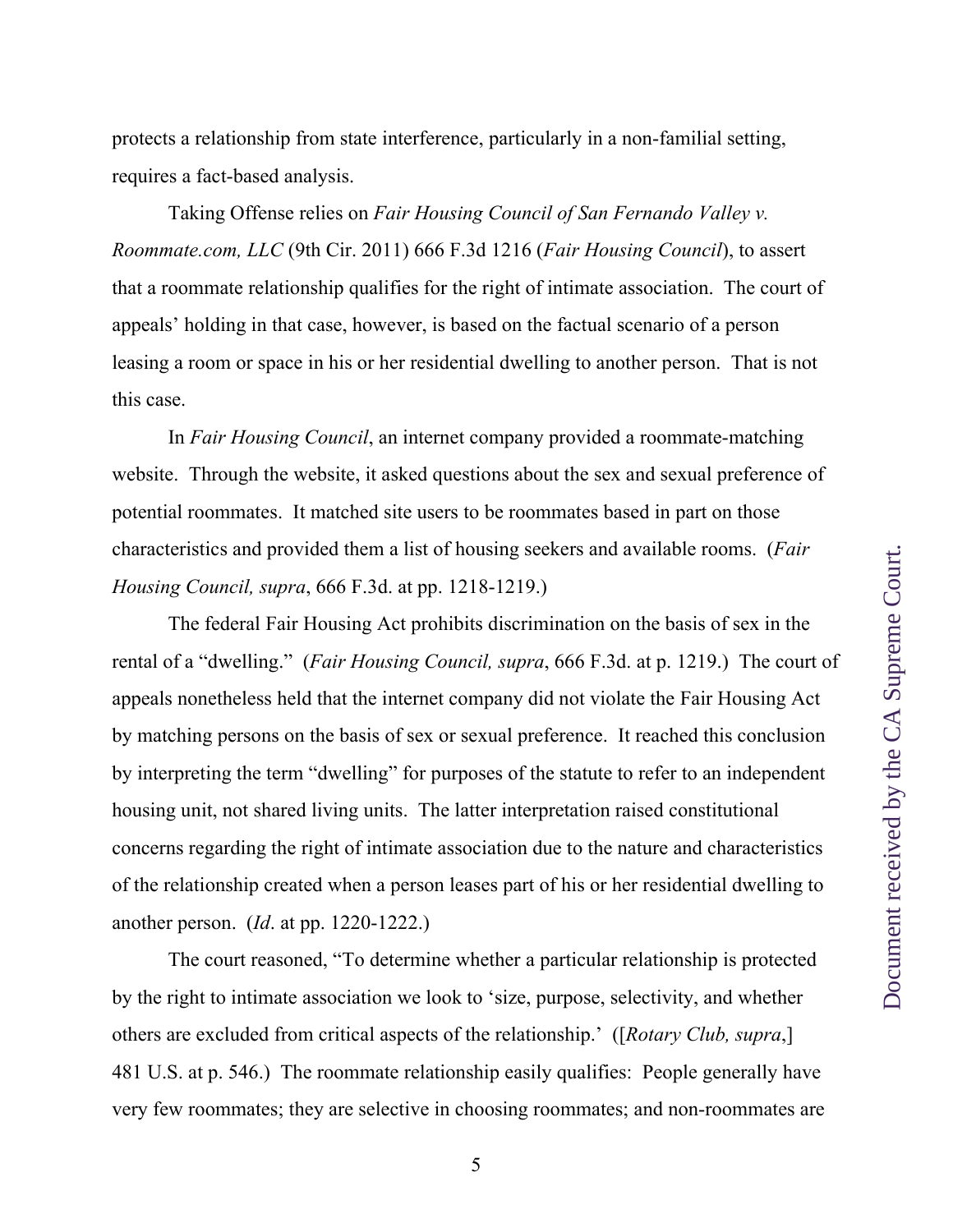protects a relationship from state interference, particularly in a non-familial setting, requires a fact-based analysis.

Taking Offense relies on *Fair Housing Council of San Fernando Valley v. Roommate.com, LLC* (9th Cir. 2011) 666 F.3d 1216 (*Fair Housing Council*), to assert that a roommate relationship qualifies for the right of intimate association. The court of appeals' holding in that case, however, is based on the factual scenario of a person leasing a room or space in his or her residential dwelling to another person. That is not this case.

In *Fair Housing Council*, an internet company provided a roommate-matching website. Through the website, it asked questions about the sex and sexual preference of potential roommates. It matched site users to be roommates based in part on those characteristics and provided them a list of housing seekers and available rooms. (*Fair Housing Council, supra*, 666 F.3d. at pp. 1218-1219.)

The federal Fair Housing Act prohibits discrimination on the basis of sex in the rental of a "dwelling." (*Fair Housing Council, supra*, 666 F.3d. at p. 1219.) The court of appeals nonetheless held that the internet company did not violate the Fair Housing Act by matching persons on the basis of sex or sexual preference. It reached this conclusion by interpreting the term "dwelling" for purposes of the statute to refer to an independent housing unit, not shared living units. The latter interpretation raised constitutional concerns regarding the right of intimate association due to the nature and characteristics of the relationship created when a person leases part of his or her residential dwelling to another person. (*Id*. at pp. 1220-1222.)

The court reasoned, "To determine whether a particular relationship is protected by the right to intimate association we look to 'size, purpose, selectivity, and whether others are excluded from critical aspects of the relationship.' ([*Rotary Club, supra*,] 481 U.S. at p. 546.) The roommate relationship easily qualifies: People generally have very few roommates; they are selective in choosing roommates; and non-roommates are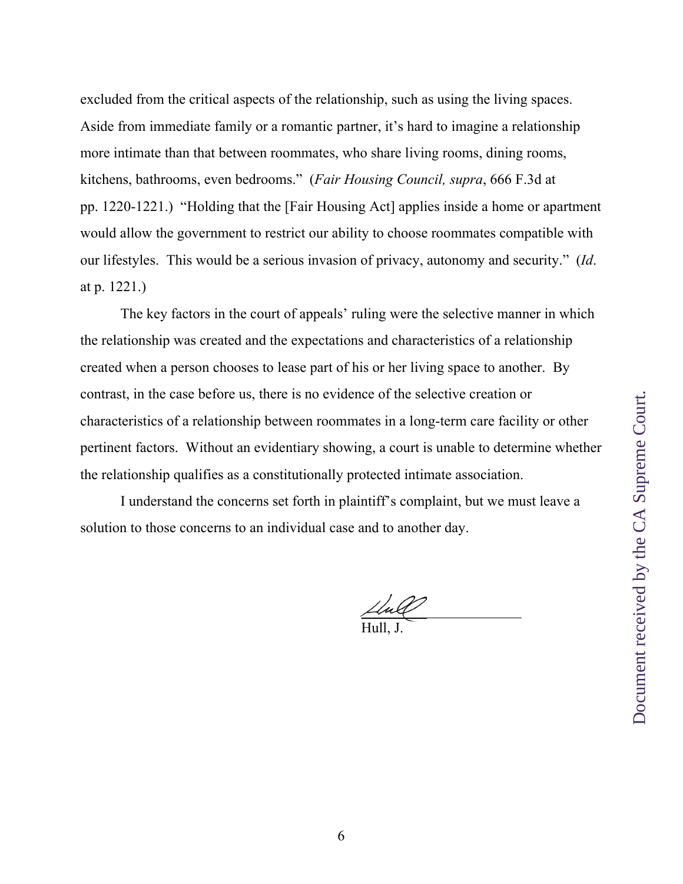excluded from the critical aspects of the relationship, such as using the living spaces. Aside from immediate family or a romantic partner, it's hard to imagine a relationship more intimate than that between roommates, who share living rooms, dining rooms, kitchens, bathrooms, even bedrooms." (*Fair Housing Council, supra*, 666 F.3d at pp. 1220-1221.) "Holding that the [Fair Housing Act] applies inside a home or apartment would allow the government to restrict our ability to choose roommates compatible with our lifestyles. This would be a serious invasion of privacy, autonomy and security." (*Id*. at p. 1221.)

The key factors in the court of appeals' ruling were the selective manner in which the relationship was created and the expectations and characteristics of a relationship created when a person chooses to lease part of his or her living space to another. By contrast, in the case before us, there is no evidence of the selective creation or characteristics of a relationship between roommates in a long-term care facility or other pertinent factors. Without an evidentiary showing, a court is unable to determine whether the relationship qualifies as a constitutionally protected intimate association.

I understand the concerns set forth in plaintiff's complaint, but we must leave a solution to those concerns to an individual case and to another day.

Hull, J.

Document received by the CA Supreme Court.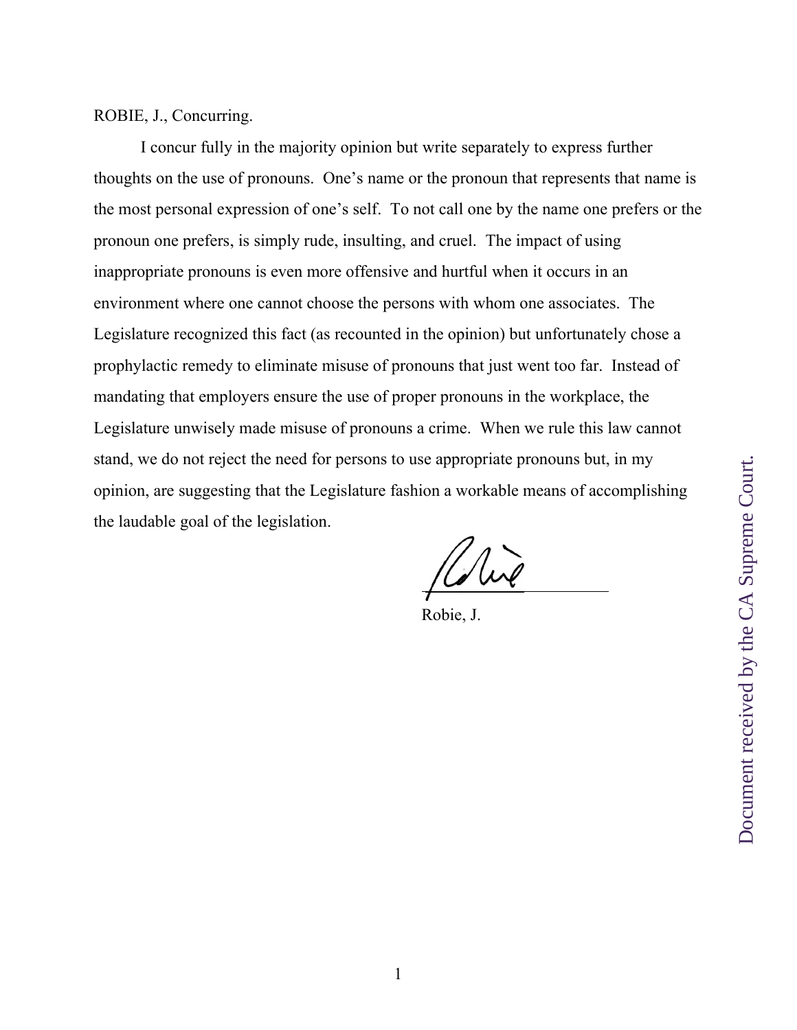ROBIE, J., Concurring.

I concur fully in the majority opinion but write separately to express further thoughts on the use of pronouns. One's name or the pronoun that represents that name is the most personal expression of one's self. To not call one by the name one prefers or the pronoun one prefers, is simply rude, insulting, and cruel. The impact of using inappropriate pronouns is even more offensive and hurtful when it occurs in an environment where one cannot choose the persons with whom one associates. The Legislature recognized this fact (as recounted in the opinion) but unfortunately chose a prophylactic remedy to eliminate misuse of pronouns that just went too far. Instead of mandating that employers ensure the use of proper pronouns in the workplace, the Legislature unwisely made misuse of pronouns a crime. When we rule this law cannot stand, we do not reject the need for persons to use appropriate pronouns but, in my opinion, are suggesting that the Legislature fashion a workable means of accomplishing the laudable goal of the legislation.

Robie, J.

Document received by the CA Supreme Court.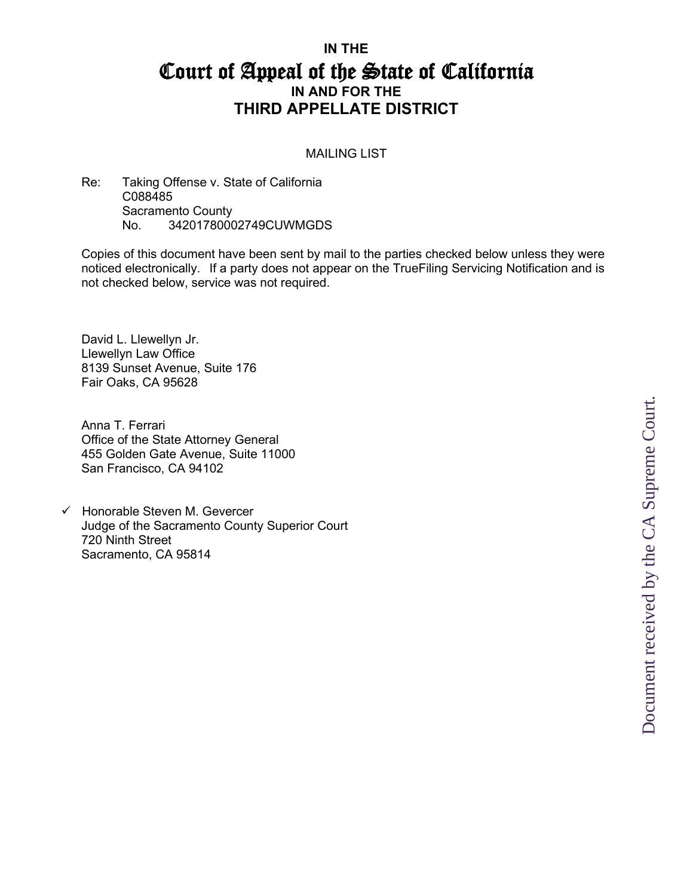**IN THE**

# Court of Appeal of the State of California

**IN AND FOR THE**

## THIRD APPELLATE DISTRICT

MAILING LIST

Re: Taking Offense v. State of California
C088485
Sacramento County
No. 34201780002749CUWMGDS

Copies of this document have been sent by mail to the parties checked below unless they were noticed electronically. If a party does not appear on the TrueFiling Servicing Notification and is not checked below, service was not required.

David L. Llewellyn Jr.
Llewellyn Law Office
8139 Sunset Avenue, Suite 176
Fair Oaks, CA 95628

Anna T. Ferrari
Office of the State Attorney General
455 Golden Gate Avenue, Suite 11000
San Francisco, CA 94102

✓ Honorable Steven M. Gevercer
Judge of the Sacramento County Superior Court
720 Ninth Street
Sacramento, CA 95814

Document received by the CA Supreme Court.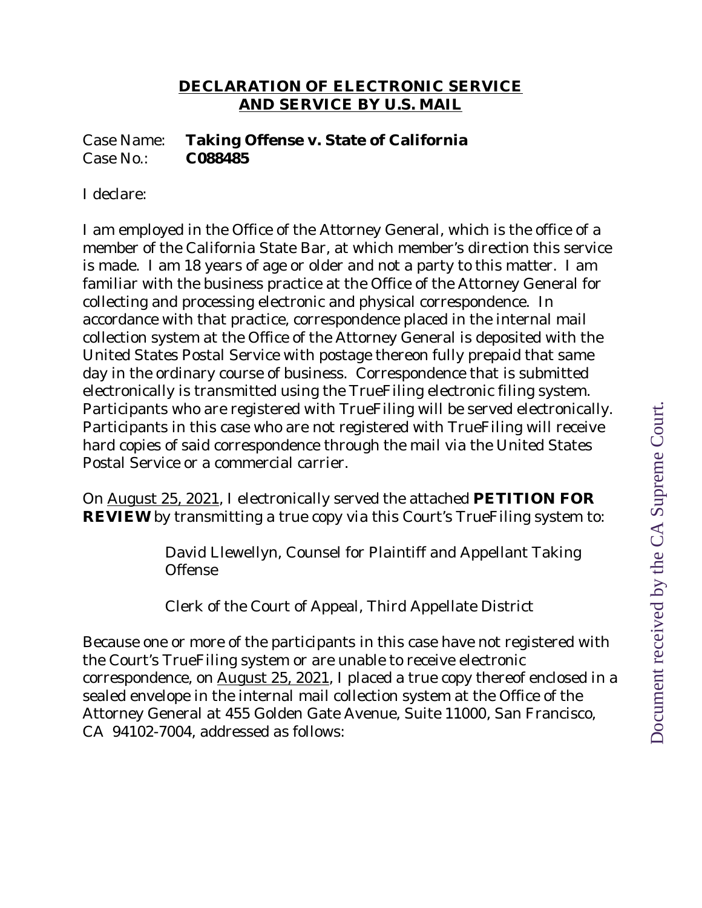## **DECLARATION OF ELECTRONIC SERVICE AND SERVICE BY U.S. MAIL**

Case Name: **Taking Offense v. State of California**
Case No.: **C088485**

I declare:

I am employed in the Office of the Attorney General, which is the office of a member of the California State Bar, at which member's direction this service is made. I am 18 years of age or older and not a party to this matter. I am familiar with the business practice at the Office of the Attorney General for collecting and processing electronic and physical correspondence. In accordance with that practice, correspondence placed in the internal mail collection system at the Office of the Attorney General is deposited with the United States Postal Service with postage thereon fully prepaid that same day in the ordinary course of business. Correspondence that is submitted electronically is transmitted using the TrueFiling electronic filing system. Participants who are registered with TrueFiling will be served electronically. Participants in this case who are not registered with TrueFiling will receive hard copies of said correspondence through the mail via the United States Postal Service or a commercial carrier.

On August 25, 2021, I electronically served the attached **PETITION FOR REVIEW** by transmitting a true copy via this Court's TrueFiling system to:

> David Llewellyn, Counsel for Plaintiff and Appellant Taking Offense
>
> Clerk of the Court of Appeal, Third Appellate District

Because one or more of the participants in this case have not registered with the Court's TrueFiling system or are unable to receive electronic correspondence, on August 25, 2021, I placed a true copy thereof enclosed in a sealed envelope in the internal mail collection system at the Office of the Attorney General at 455 Golden Gate Avenue, Suite 11000, San Francisco, CA 94102-7004, addressed as follows:

Document received by the CA Supreme Court.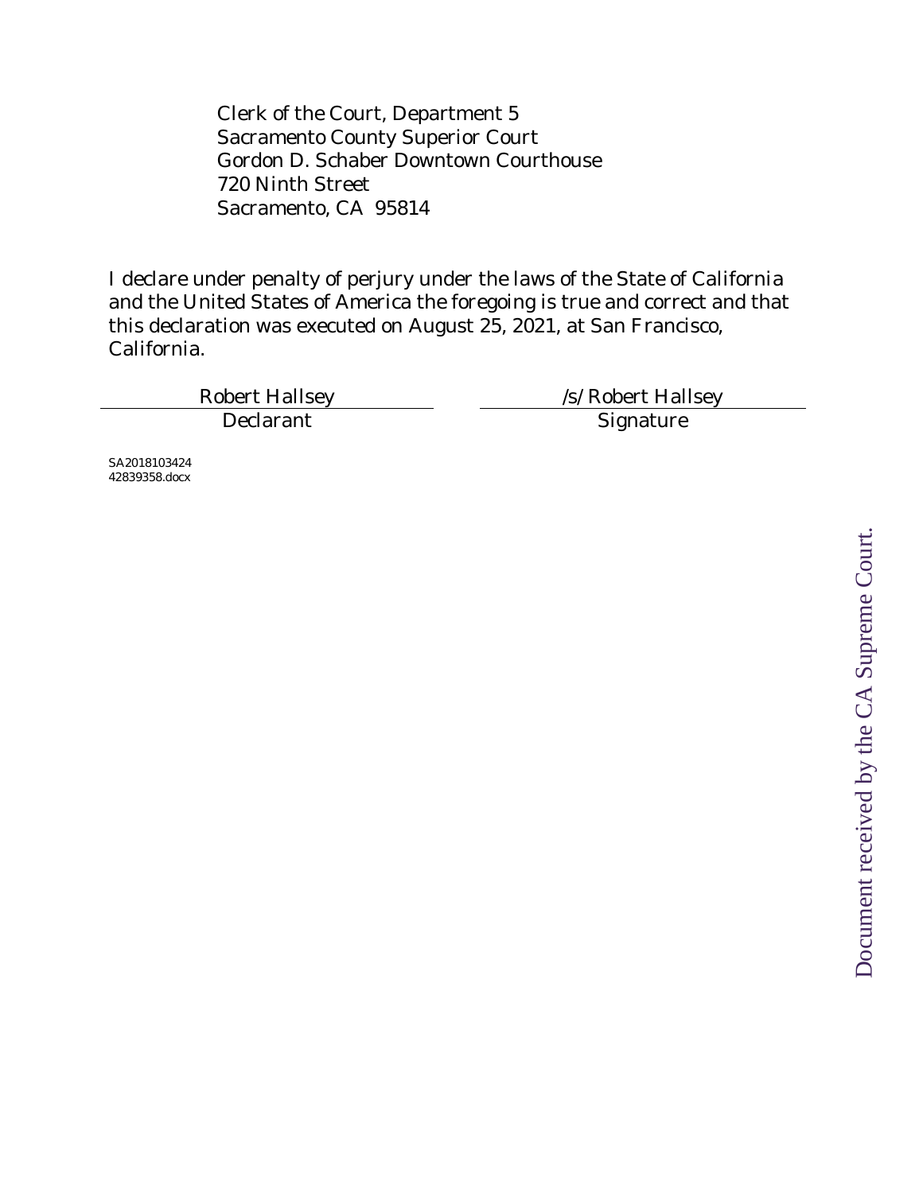Clerk of the Court, Department 5
Sacramento County Superior Court
Gordon D. Schaber Downtown Courthouse
720 Ninth Street
Sacramento, CA 95814

I declare under penalty of perjury under the laws of the State of California and the United States of America the foregoing is true and correct and that this declaration was executed on August 25, 2021, at San Francisco, California.

| | |
|---|---|
| Robert Hallsey | /s/ Robert Hallsey |
| Declarant | Signature |

SA2018103424
42839358.docx

Document received by the CA Supreme Court.